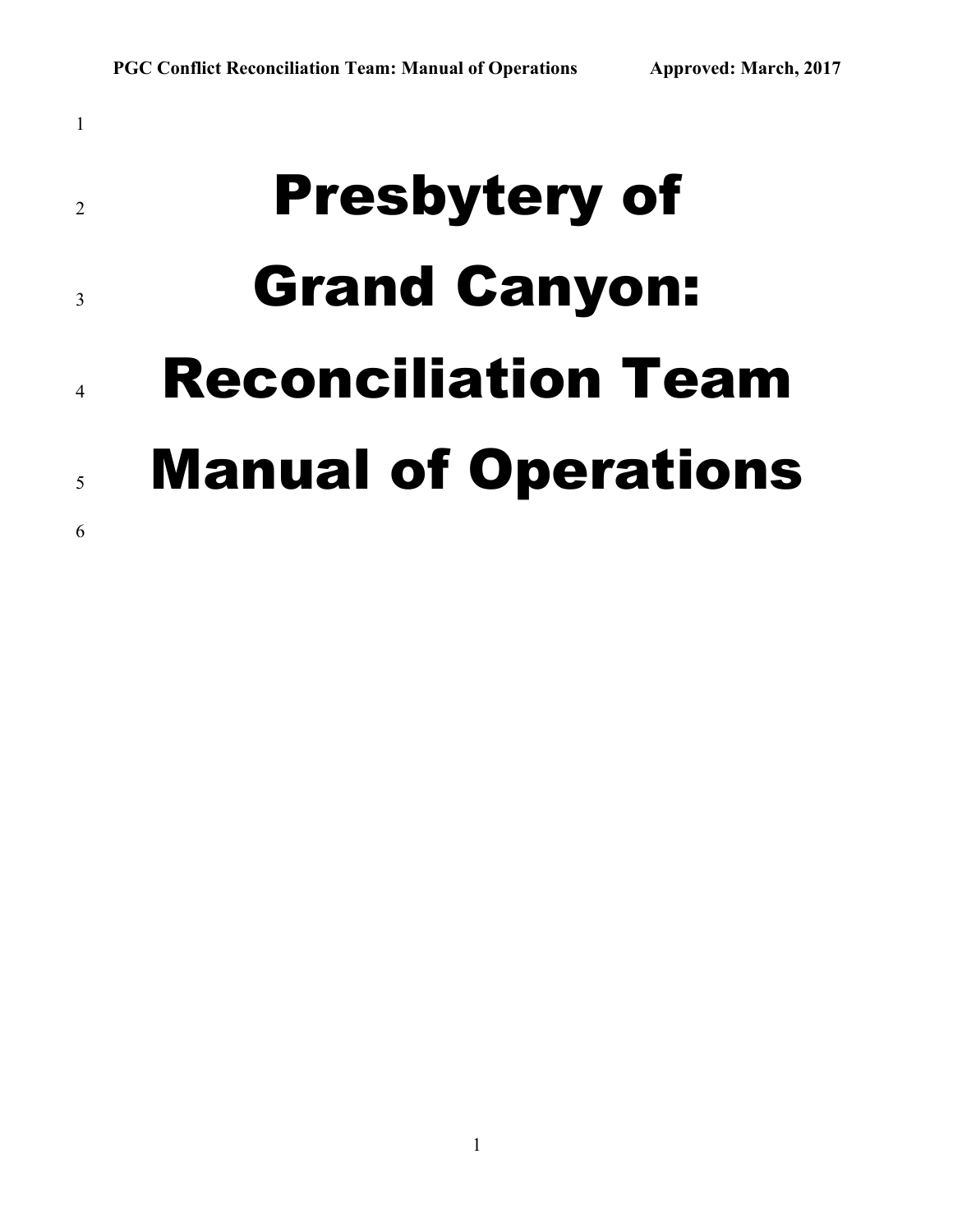# Presbytery of Grand Canyon: Reconciliation Team Manual of Operations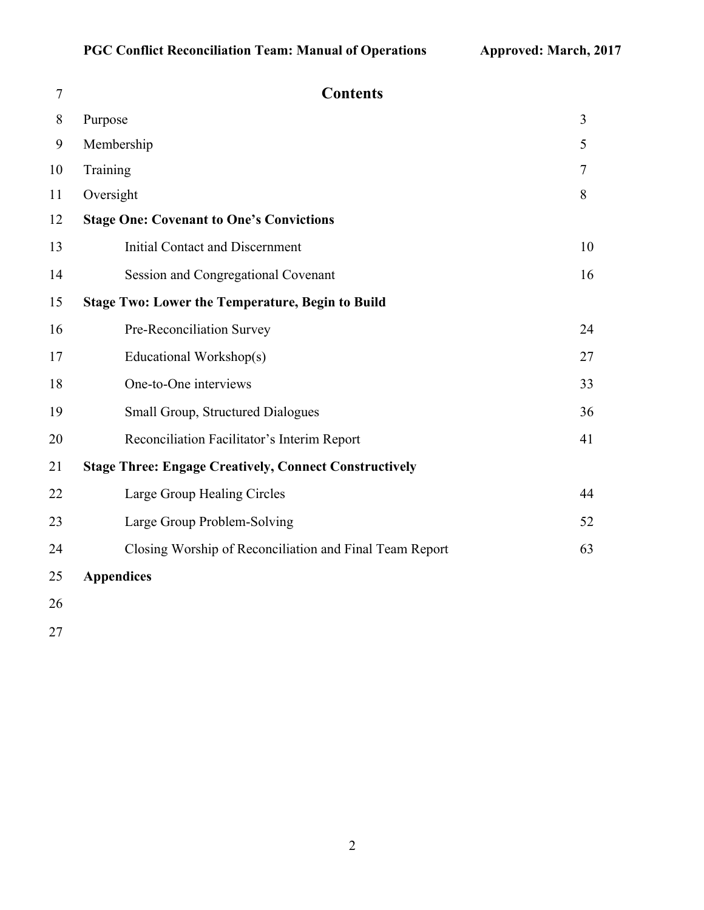# Contents

| | |
|---|---|
| Purpose | 3 |
| Membership | 5 |
| Training | 7 |
| Oversight | 8 |
| **Stage One: Covenant to One's Convictions** | |
| Initial Contact and Discernment | 10 |
| Session and Congregational Covenant | 16 |
| **Stage Two: Lower the Temperature, Begin to Build** | |
| Pre-Reconciliation Survey | 24 |
| Educational Workshop(s) | 27 |
| One-to-One interviews | 33 |
| Small Group, Structured Dialogues | 36 |
| Reconciliation Facilitator's Interim Report | 41 |
| **Stage Three: Engage Creatively, Connect Constructively** | |
| Large Group Healing Circles | 44 |
| Large Group Problem-Solving | 52 |
| Closing Worship of Reconciliation and Final Team Report | 63 |
| **Appendices** | |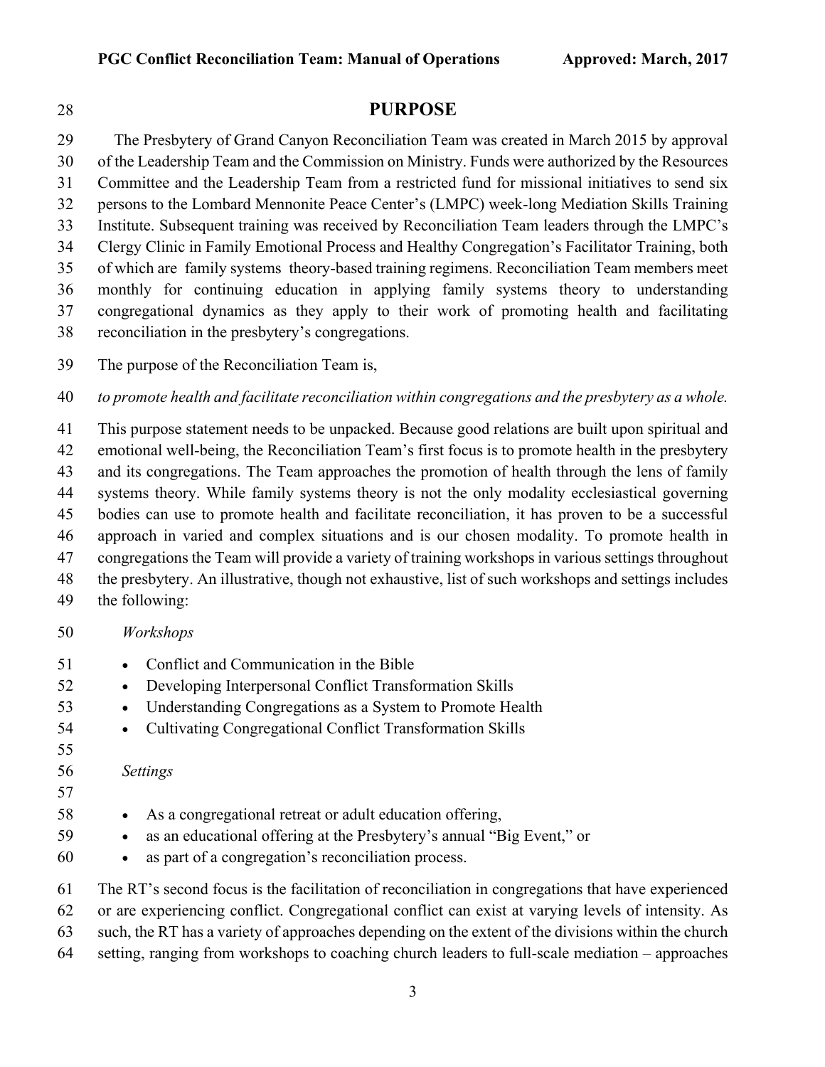# PURPOSE

The Presbytery of Grand Canyon Reconciliation Team was created in March 2015 by approval of the Leadership Team and the Commission on Ministry. Funds were authorized by the Resources Committee and the Leadership Team from a restricted fund for missional initiatives to send six persons to the Lombard Mennonite Peace Center's (LMPC) week-long Mediation Skills Training Institute. Subsequent training was received by Reconciliation Team leaders through the LMPC's Clergy Clinic in Family Emotional Process and Healthy Congregation's Facilitator Training, both of which are family systems theory-based training regimens. Reconciliation Team members meet monthly for continuing education in applying family systems theory to understanding congregational dynamics as they apply to their work of promoting health and facilitating reconciliation in the presbytery's congregations.

The purpose of the Reconciliation Team is,

*to promote health and facilitate reconciliation within congregations and the presbytery as a whole.*

This purpose statement needs to be unpacked. Because good relations are built upon spiritual and emotional well-being, the Reconciliation Team's first focus is to promote health in the presbytery and its congregations. The Team approaches the promotion of health through the lens of family systems theory. While family systems theory is not the only modality ecclesiastical governing bodies can use to promote health and facilitate reconciliation, it has proven to be a successful approach in varied and complex situations and is our chosen modality. To promote health in congregations the Team will provide a variety of training workshops in various settings throughout the presbytery. An illustrative, though not exhaustive, list of such workshops and settings includes the following:

*Workshops*

- Conflict and Communication in the Bible
- Developing Interpersonal Conflict Transformation Skills
- Understanding Congregations as a System to Promote Health
- Cultivating Congregational Conflict Transformation Skills

*Settings*

- As a congregational retreat or adult education offering,
- as an educational offering at the Presbytery's annual "Big Event," or
- as part of a congregation's reconciliation process.

The RT's second focus is the facilitation of reconciliation in congregations that have experienced or are experiencing conflict. Congregational conflict can exist at varying levels of intensity. As such, the RT has a variety of approaches depending on the extent of the divisions within the church setting, ranging from workshops to coaching church leaders to full-scale mediation – approaches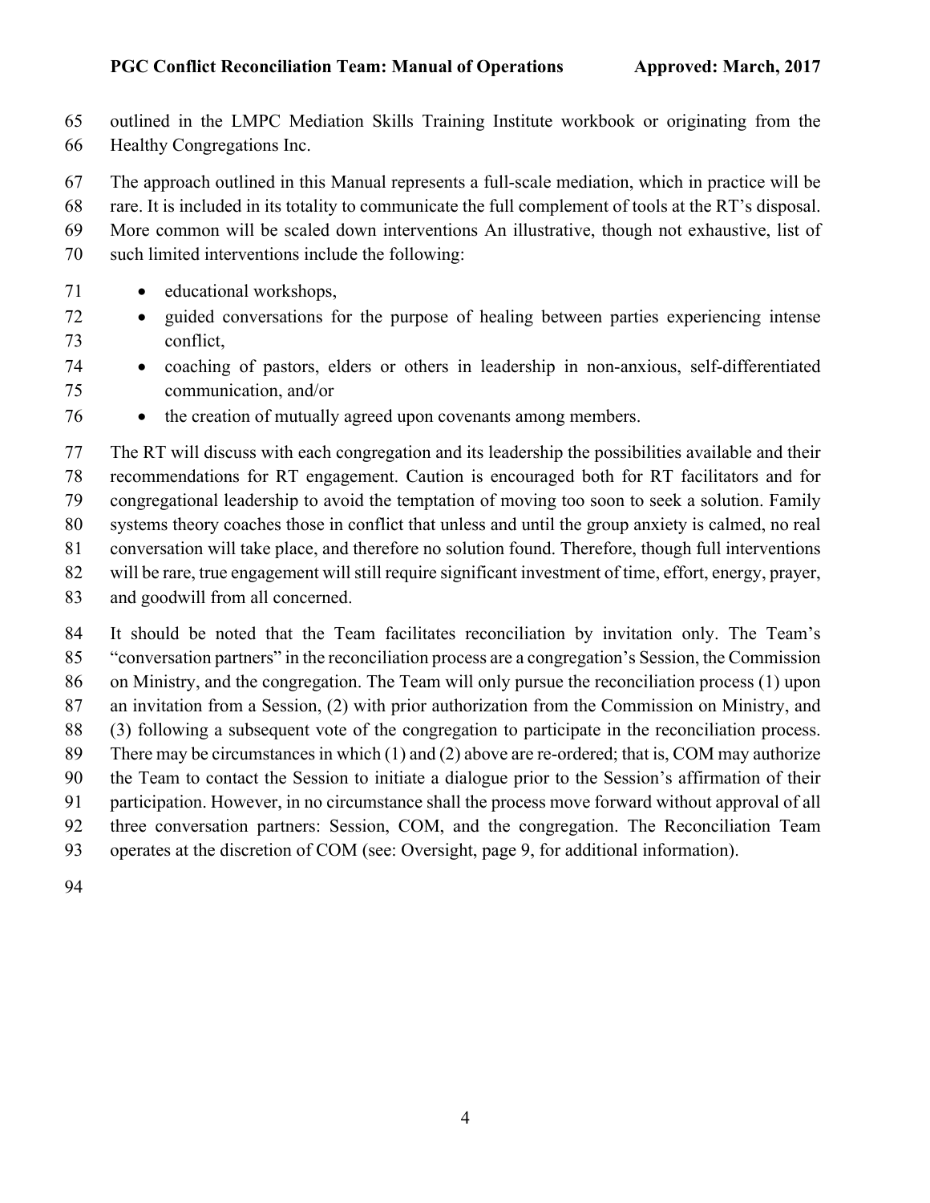outlined in the LMPC Mediation Skills Training Institute workbook or originating from the Healthy Congregations Inc.

The approach outlined in this Manual represents a full-scale mediation, which in practice will be rare. It is included in its totality to communicate the full complement of tools at the RT's disposal. More common will be scaled down interventions An illustrative, though not exhaustive, list of such limited interventions include the following:

- educational workshops,
- guided conversations for the purpose of healing between parties experiencing intense conflict,
- coaching of pastors, elders or others in leadership in non-anxious, self-differentiated communication, and/or
- the creation of mutually agreed upon covenants among members.

The RT will discuss with each congregation and its leadership the possibilities available and their recommendations for RT engagement. Caution is encouraged both for RT facilitators and for congregational leadership to avoid the temptation of moving too soon to seek a solution. Family systems theory coaches those in conflict that unless and until the group anxiety is calmed, no real conversation will take place, and therefore no solution found. Therefore, though full interventions will be rare, true engagement will still require significant investment of time, effort, energy, prayer, and goodwill from all concerned.

It should be noted that the Team facilitates reconciliation by invitation only. The Team's "conversation partners" in the reconciliation process are a congregation's Session, the Commission on Ministry, and the congregation. The Team will only pursue the reconciliation process (1) upon an invitation from a Session, (2) with prior authorization from the Commission on Ministry, and (3) following a subsequent vote of the congregation to participate in the reconciliation process. There may be circumstances in which (1) and (2) above are re-ordered; that is, COM may authorize the Team to contact the Session to initiate a dialogue prior to the Session's affirmation of their participation. However, in no circumstance shall the process move forward without approval of all three conversation partners: Session, COM, and the congregation. The Reconciliation Team operates at the discretion of COM (see: Oversight, page 9, for additional information).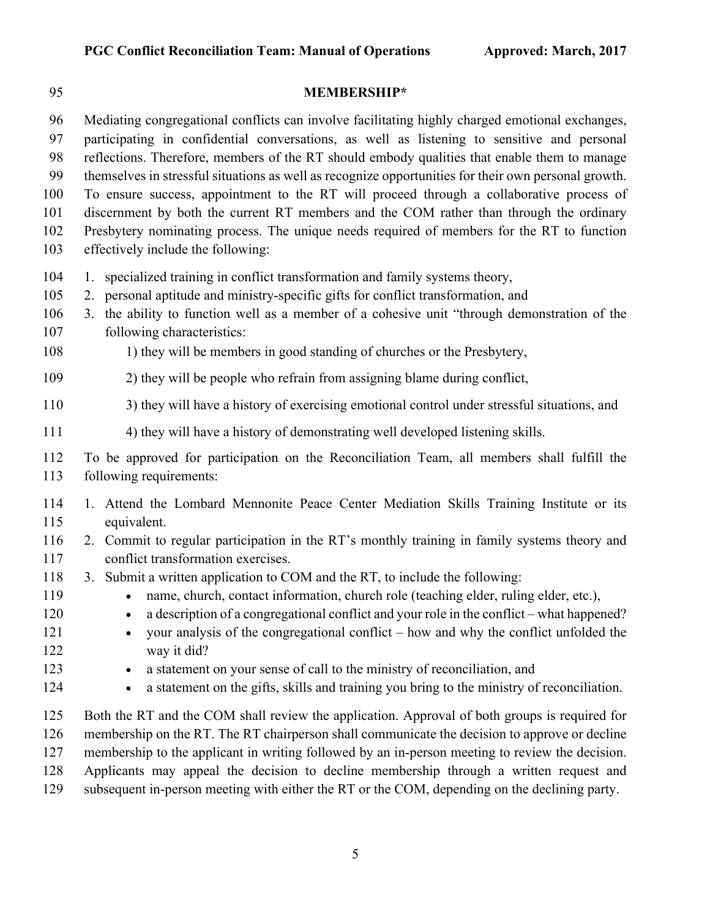## MEMBERSHIP*

Mediating congregational conflicts can involve facilitating highly charged emotional exchanges, participating in confidential conversations, as well as listening to sensitive and personal reflections. Therefore, members of the RT should embody qualities that enable them to manage themselves in stressful situations as well as recognize opportunities for their own personal growth. To ensure success, appointment to the RT will proceed through a collaborative process of discernment by both the current RT members and the COM rather than through the ordinary Presbytery nominating process. The unique needs required of members for the RT to function effectively include the following:

1. specialized training in conflict transformation and family systems theory,
2. personal aptitude and ministry-specific gifts for conflict transformation, and
3. the ability to function well as a member of a cohesive unit "through demonstration of the following characteristics:
    1) they will be members in good standing of churches or the Presbytery,
    2) they will be people who refrain from assigning blame during conflict,
    3) they will have a history of exercising emotional control under stressful situations, and
    4) they will have a history of demonstrating well developed listening skills.

To be approved for participation on the Reconciliation Team, all members shall fulfill the following requirements:

1. Attend the Lombard Mennonite Peace Center Mediation Skills Training Institute or its equivalent.
2. Commit to regular participation in the RT's monthly training in family systems theory and conflict transformation exercises.
3. Submit a written application to COM and the RT, to include the following:
    - name, church, contact information, church role (teaching elder, ruling elder, etc.),
    - a description of a congregational conflict and your role in the conflict – what happened?
    - your analysis of the congregational conflict – how and why the conflict unfolded the way it did?
    - a statement on your sense of call to the ministry of reconciliation, and
    - a statement on the gifts, skills and training you bring to the ministry of reconciliation.

Both the RT and the COM shall review the application. Approval of both groups is required for membership on the RT. The RT chairperson shall communicate the decision to approve or decline membership to the applicant in writing followed by an in-person meeting to review the decision. Applicants may appeal the decision to decline membership through a written request and subsequent in-person meeting with either the RT or the COM, depending on the declining party.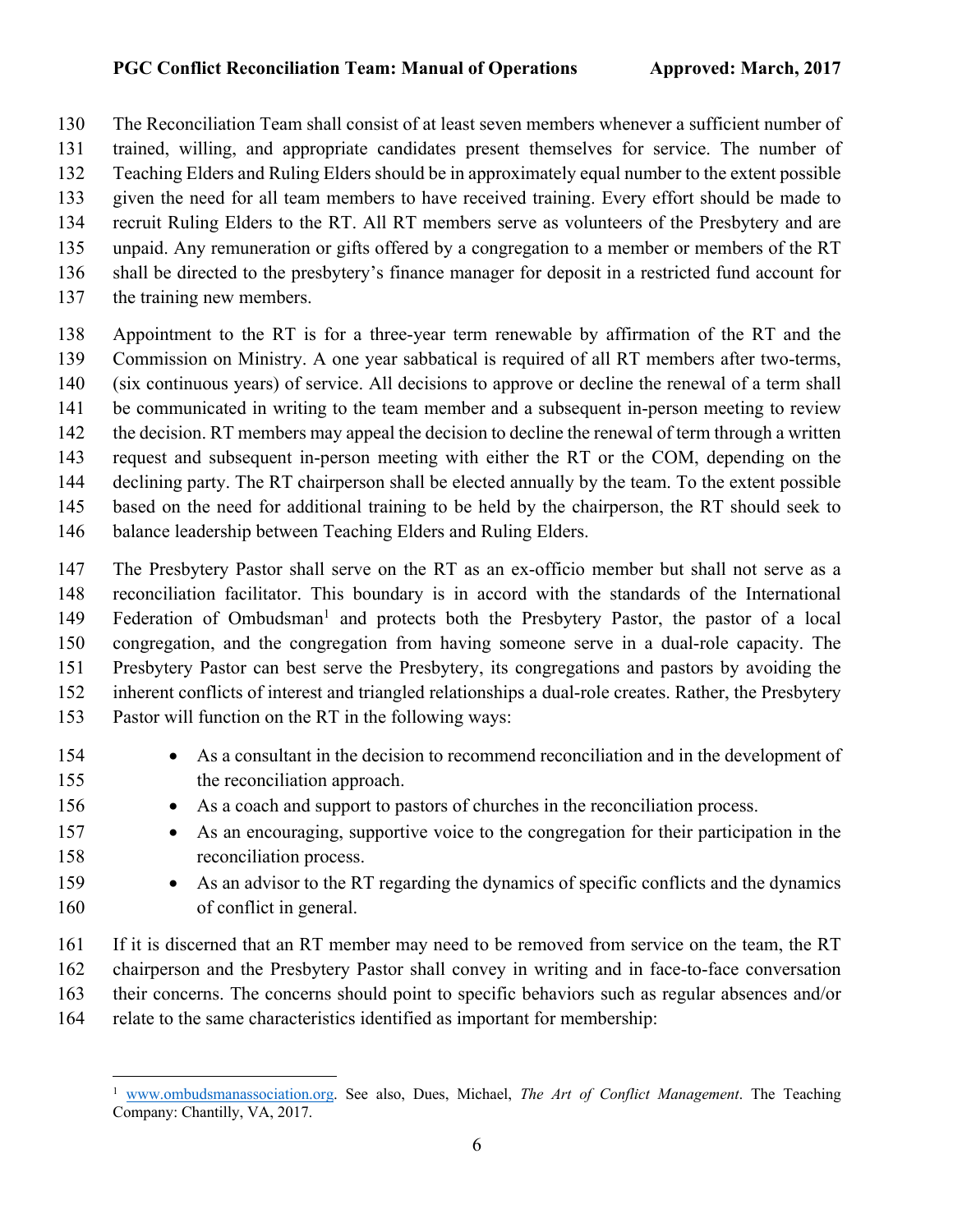The Reconciliation Team shall consist of at least seven members whenever a sufficient number of trained, willing, and appropriate candidates present themselves for service. The number of Teaching Elders and Ruling Elders should be in approximately equal number to the extent possible given the need for all team members to have received training. Every effort should be made to recruit Ruling Elders to the RT. All RT members serve as volunteers of the Presbytery and are unpaid. Any remuneration or gifts offered by a congregation to a member or members of the RT shall be directed to the presbytery's finance manager for deposit in a restricted fund account for the training new members.

Appointment to the RT is for a three-year term renewable by affirmation of the RT and the Commission on Ministry. A one year sabbatical is required of all RT members after two-terms, (six continuous years) of service. All decisions to approve or decline the renewal of a term shall be communicated in writing to the team member and a subsequent in-person meeting to review the decision. RT members may appeal the decision to decline the renewal of term through a written request and subsequent in-person meeting with either the RT or the COM, depending on the declining party. The RT chairperson shall be elected annually by the team. To the extent possible based on the need for additional training to be held by the chairperson, the RT should seek to balance leadership between Teaching Elders and Ruling Elders.

The Presbytery Pastor shall serve on the RT as an ex-officio member but shall not serve as a reconciliation facilitator. This boundary is in accord with the standards of the International Federation of Ombudsman[1] and protects both the Presbytery Pastor, the pastor of a local congregation, and the congregation from having someone serve in a dual-role capacity. The Presbytery Pastor can best serve the Presbytery, its congregations and pastors by avoiding the inherent conflicts of interest and triangled relationships a dual-role creates. Rather, the Presbytery Pastor will function on the RT in the following ways:

- As a consultant in the decision to recommend reconciliation and in the development of the reconciliation approach.
- As a coach and support to pastors of churches in the reconciliation process.
- As an encouraging, supportive voice to the congregation for their participation in the reconciliation process.
- As an advisor to the RT regarding the dynamics of specific conflicts and the dynamics of conflict in general.

If it is discerned that an RT member may need to be removed from service on the team, the RT chairperson and the Presbytery Pastor shall convey in writing and in face-to-face conversation their concerns. The concerns should point to specific behaviors such as regular absences and/or relate to the same characteristics identified as important for membership:

---

[1] www.ombudsmanassociation.org. See also, Dues, Michael, *The Art of Conflict Management*. The Teaching Company: Chantilly, VA, 2017.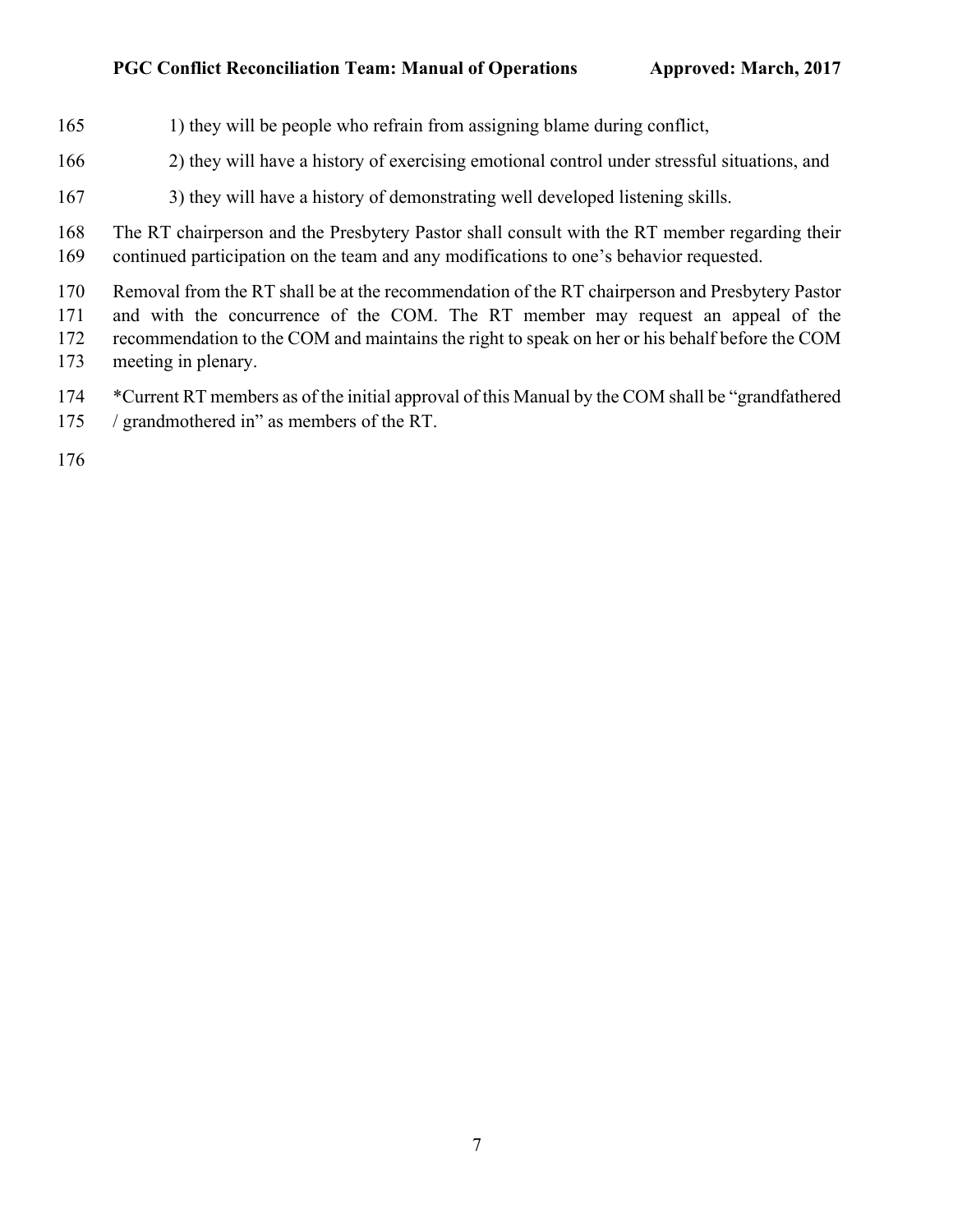1) they will be people who refrain from assigning blame during conflict,

2) they will have a history of exercising emotional control under stressful situations, and

3) they will have a history of demonstrating well developed listening skills.

The RT chairperson and the Presbytery Pastor shall consult with the RT member regarding their continued participation on the team and any modifications to one's behavior requested.

Removal from the RT shall be at the recommendation of the RT chairperson and Presbytery Pastor and with the concurrence of the COM. The RT member may request an appeal of the recommendation to the COM and maintains the right to speak on her or his behalf before the COM meeting in plenary.

*Current RT members as of the initial approval of this Manual by the COM shall be "grandfathered / grandmothered in" as members of the RT.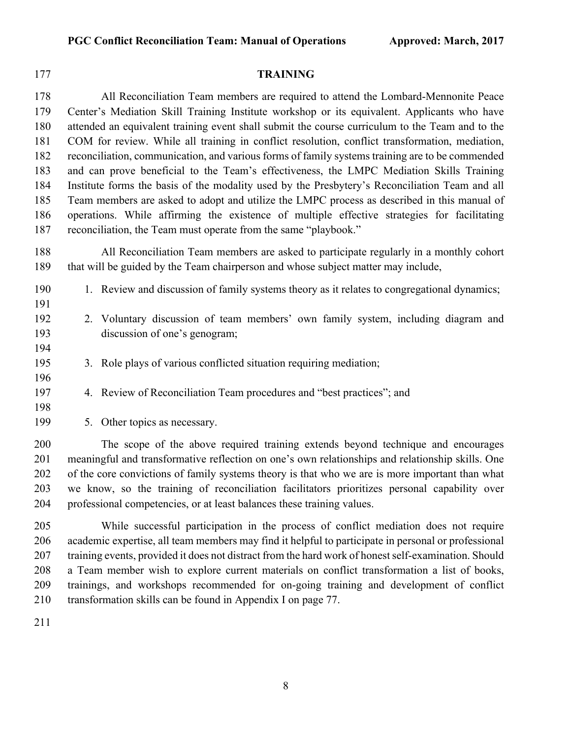## TRAINING

All Reconciliation Team members are required to attend the Lombard-Mennonite Peace Center's Mediation Skill Training Institute workshop or its equivalent. Applicants who have attended an equivalent training event shall submit the course curriculum to the Team and to the COM for review. While all training in conflict resolution, conflict transformation, mediation, reconciliation, communication, and various forms of family systems training are to be commended and can prove beneficial to the Team's effectiveness, the LMPC Mediation Skills Training Institute forms the basis of the modality used by the Presbytery's Reconciliation Team and all Team members are asked to adopt and utilize the LMPC process as described in this manual of operations. While affirming the existence of multiple effective strategies for facilitating reconciliation, the Team must operate from the same "playbook."

All Reconciliation Team members are asked to participate regularly in a monthly cohort that will be guided by the Team chairperson and whose subject matter may include,

1. Review and discussion of family systems theory as it relates to congregational dynamics;

2. Voluntary discussion of team members' own family system, including diagram and discussion of one's genogram;

3. Role plays of various conflicted situation requiring mediation;

4. Review of Reconciliation Team procedures and "best practices"; and

5. Other topics as necessary.

The scope of the above required training extends beyond technique and encourages meaningful and transformative reflection on one's own relationships and relationship skills. One of the core convictions of family systems theory is that who we are is more important than what we know, so the training of reconciliation facilitators prioritizes personal capability over professional competencies, or at least balances these training values.

While successful participation in the process of conflict mediation does not require academic expertise, all team members may find it helpful to participate in personal or professional training events, provided it does not distract from the hard work of honest self-examination. Should a Team member wish to explore current materials on conflict transformation a list of books, trainings, and workshops recommended for on-going training and development of conflict transformation skills can be found in Appendix I on page 77.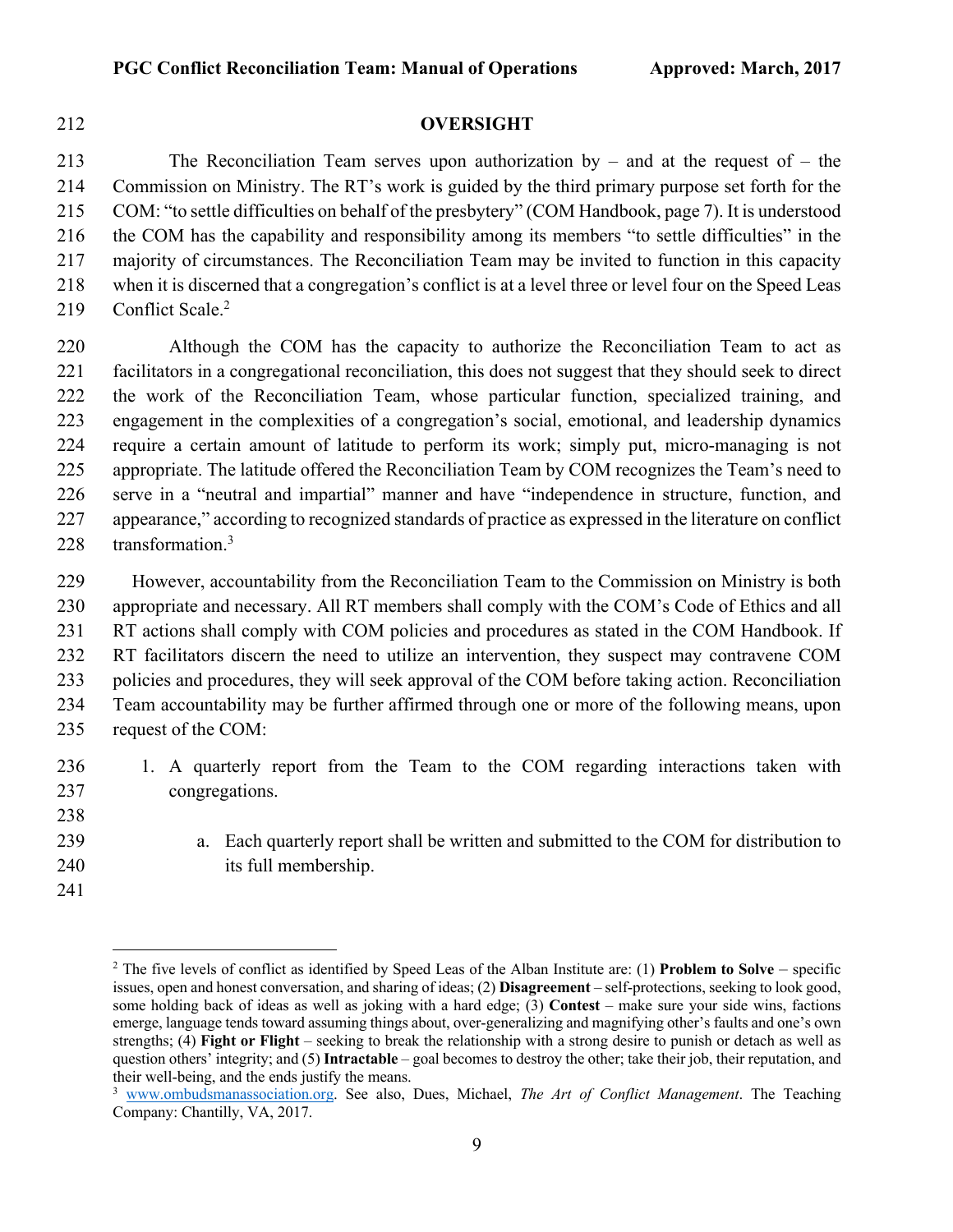## OVERSIGHT

The Reconciliation Team serves upon authorization by – and at the request of – the Commission on Ministry. The RT's work is guided by the third primary purpose set forth for the COM: "to settle difficulties on behalf of the presbytery" (COM Handbook, page 7). It is understood the COM has the capability and responsibility among its members "to settle difficulties" in the majority of circumstances. The Reconciliation Team may be invited to function in this capacity when it is discerned that a congregation's conflict is at a level three or level four on the Speed Leas Conflict Scale.[2]

Although the COM has the capacity to authorize the Reconciliation Team to act as facilitators in a congregational reconciliation, this does not suggest that they should seek to direct the work of the Reconciliation Team, whose particular function, specialized training, and engagement in the complexities of a congregation's social, emotional, and leadership dynamics require a certain amount of latitude to perform its work; simply put, micro-managing is not appropriate. The latitude offered the Reconciliation Team by COM recognizes the Team's need to serve in a "neutral and impartial" manner and have "independence in structure, function, and appearance," according to recognized standards of practice as expressed in the literature on conflict transformation.[3]

However, accountability from the Reconciliation Team to the Commission on Ministry is both appropriate and necessary. All RT members shall comply with the COM's Code of Ethics and all RT actions shall comply with COM policies and procedures as stated in the COM Handbook. If RT facilitators discern the need to utilize an intervention, they suspect may contravene COM policies and procedures, they will seek approval of the COM before taking action. Reconciliation Team accountability may be further affirmed through one or more of the following means, upon request of the COM:

1. A quarterly report from the Team to the COM regarding interactions taken with congregations.

   a. Each quarterly report shall be written and submitted to the COM for distribution to its full membership.

---

[2] The five levels of conflict as identified by Speed Leas of the Alban Institute are: (1) **Problem to Solve** – specific issues, open and honest conversation, and sharing of ideas; (2) **Disagreement** – self-protections, seeking to look good, some holding back of ideas as well as joking with a hard edge; (3) **Contest** – make sure your side wins, factions emerge, language tends toward assuming things about, over-generalizing and magnifying other's faults and one's own strengths; (4) **Fight or Flight** – seeking to break the relationship with a strong desire to punish or detach as well as question others' integrity; and (5) **Intractable** – goal becomes to destroy the other; take their job, their reputation, and their well-being, and the ends justify the means.

[3] www.ombudsmanassociation.org. See also, Dues, Michael, *The Art of Conflict Management*. The Teaching Company: Chantilly, VA, 2017.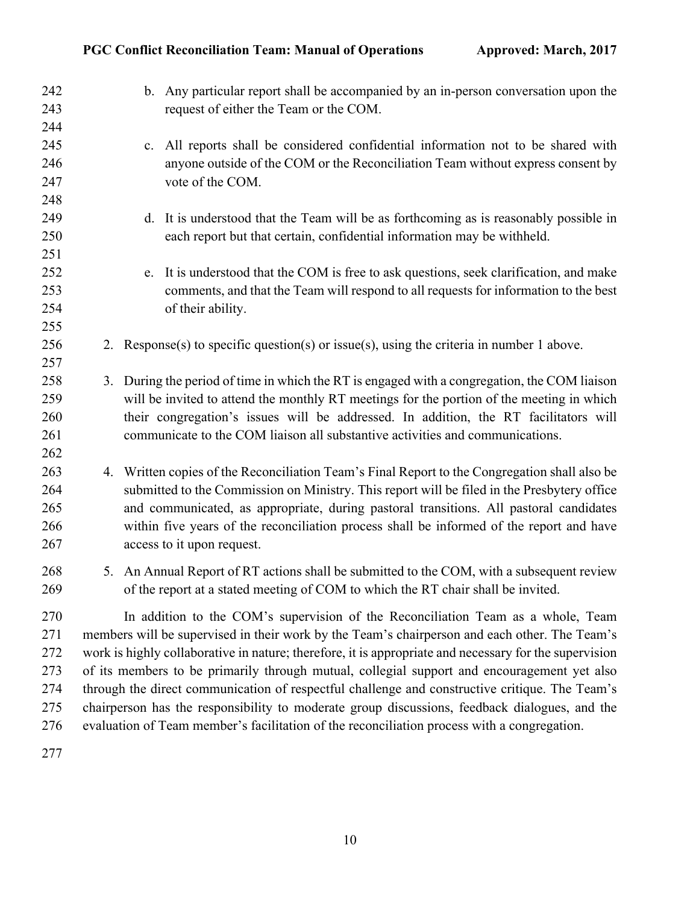b. Any particular report shall be accompanied by an in-person conversation upon the request of either the Team or the COM.

c. All reports shall be considered confidential information not to be shared with anyone outside of the COM or the Reconciliation Team without express consent by vote of the COM.

d. It is understood that the Team will be as forthcoming as is reasonably possible in each report but that certain, confidential information may be withheld.

e. It is understood that the COM is free to ask questions, seek clarification, and make comments, and that the Team will respond to all requests for information to the best of their ability.

2. Response(s) to specific question(s) or issue(s), using the criteria in number 1 above.

3. During the period of time in which the RT is engaged with a congregation, the COM liaison will be invited to attend the monthly RT meetings for the portion of the meeting in which their congregation's issues will be addressed. In addition, the RT facilitators will communicate to the COM liaison all substantive activities and communications.

4. Written copies of the Reconciliation Team's Final Report to the Congregation shall also be submitted to the Commission on Ministry. This report will be filed in the Presbytery office and communicated, as appropriate, during pastoral transitions. All pastoral candidates within five years of the reconciliation process shall be informed of the report and have access to it upon request.

5. An Annual Report of RT actions shall be submitted to the COM, with a subsequent review of the report at a stated meeting of COM to which the RT chair shall be invited.

In addition to the COM's supervision of the Reconciliation Team as a whole, Team members will be supervised in their work by the Team's chairperson and each other. The Team's work is highly collaborative in nature; therefore, it is appropriate and necessary for the supervision of its members to be primarily through mutual, collegial support and encouragement yet also through the direct communication of respectful challenge and constructive critique. The Team's chairperson has the responsibility to moderate group discussions, feedback dialogues, and the evaluation of Team member's facilitation of the reconciliation process with a congregation.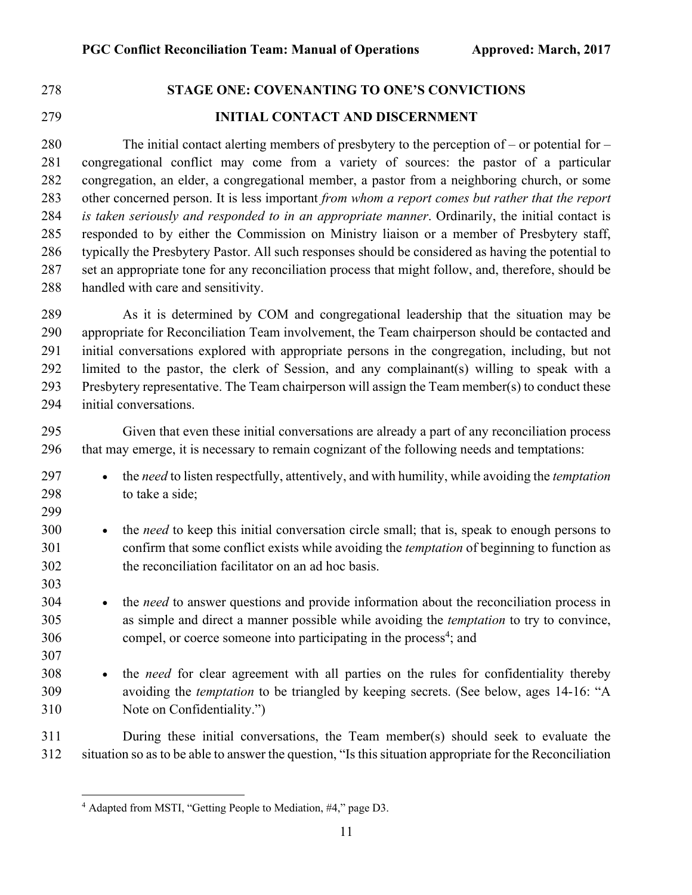## STAGE ONE: COVENANTING TO ONE'S CONVICTIONS

### INITIAL CONTACT AND DISCERNMENT

The initial contact alerting members of presbytery to the perception of – or potential for – congregational conflict may come from a variety of sources: the pastor of a particular congregation, an elder, a congregational member, a pastor from a neighboring church, or some other concerned person. It is less important *from whom a report comes but rather that the report is taken seriously and responded to in an appropriate manner*. Ordinarily, the initial contact is responded to by either the Commission on Ministry liaison or a member of Presbytery staff, typically the Presbytery Pastor. All such responses should be considered as having the potential to set an appropriate tone for any reconciliation process that might follow, and, therefore, should be handled with care and sensitivity.

As it is determined by COM and congregational leadership that the situation may be appropriate for Reconciliation Team involvement, the Team chairperson should be contacted and initial conversations explored with appropriate persons in the congregation, including, but not limited to the pastor, the clerk of Session, and any complainant(s) willing to speak with a Presbytery representative. The Team chairperson will assign the Team member(s) to conduct these initial conversations.

Given that even these initial conversations are already a part of any reconciliation process that may emerge, it is necessary to remain cognizant of the following needs and temptations:

- the *need* to listen respectfully, attentively, and with humility, while avoiding the *temptation* to take a side;

- the *need* to keep this initial conversation circle small; that is, speak to enough persons to confirm that some conflict exists while avoiding the *temptation* of beginning to function as the reconciliation facilitator on an ad hoc basis.

- the *need* to answer questions and provide information about the reconciliation process in as simple and direct a manner possible while avoiding the *temptation* to try to convince, compel, or coerce someone into participating in the process[4]; and

- the *need* for clear agreement with all parties on the rules for confidentiality thereby avoiding the *temptation* to be triangled by keeping secrets. (See below, ages 14-16: "A Note on Confidentiality.")

During these initial conversations, the Team member(s) should seek to evaluate the situation so as to be able to answer the question, "Is this situation appropriate for the Reconciliation

[4] Adapted from MSTI, "Getting People to Mediation, #4," page D3.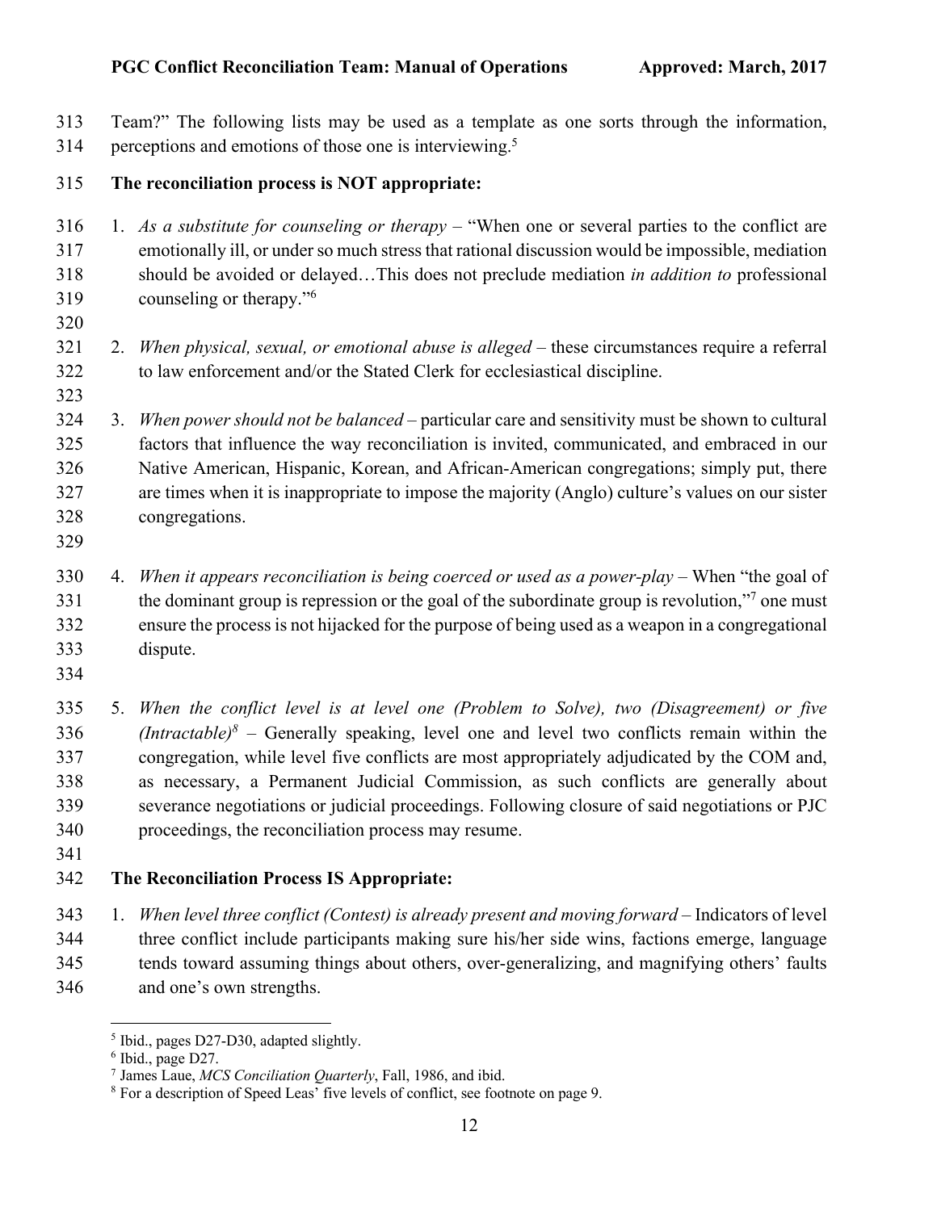Team?" The following lists may be used as a template as one sorts through the information, perceptions and emotions of those one is interviewing.[5]

**The reconciliation process is NOT appropriate:**

1. *As a substitute for counseling or therapy* – "When one or several parties to the conflict are emotionally ill, or under so much stress that rational discussion would be impossible, mediation should be avoided or delayed…This does not preclude mediation *in addition to* professional counseling or therapy."[6]

2. *When physical, sexual, or emotional abuse is alleged* – these circumstances require a referral to law enforcement and/or the Stated Clerk for ecclesiastical discipline.

3. *When power should not be balanced* – particular care and sensitivity must be shown to cultural factors that influence the way reconciliation is invited, communicated, and embraced in our Native American, Hispanic, Korean, and African-American congregations; simply put, there are times when it is inappropriate to impose the majority (Anglo) culture's values on our sister congregations.

4. *When it appears reconciliation is being coerced or used as a power-play* – When "the goal of the dominant group is repression or the goal of the subordinate group is revolution,"[7] one must ensure the process is not hijacked for the purpose of being used as a weapon in a congregational dispute.

5. *When the conflict level is at level one (Problem to Solve), two (Disagreement) or five (Intractable)*[8] – Generally speaking, level one and level two conflicts remain within the congregation, while level five conflicts are most appropriately adjudicated by the COM and, as necessary, a Permanent Judicial Commission, as such conflicts are generally about severance negotiations or judicial proceedings. Following closure of said negotiations or PJC proceedings, the reconciliation process may resume.

**The Reconciliation Process IS Appropriate:**

1. *When level three conflict (Contest) is already present and moving forward* – Indicators of level three conflict include participants making sure his/her side wins, factions emerge, language tends toward assuming things about others, over-generalizing, and magnifying others' faults and one's own strengths.

---

[5] Ibid., pages D27-D30, adapted slightly.

[6] Ibid., page D27.

[7] James Laue, *MCS Conciliation Quarterly*, Fall, 1986, and ibid.

[8] For a description of Speed Leas' five levels of conflict, see footnote on page 9.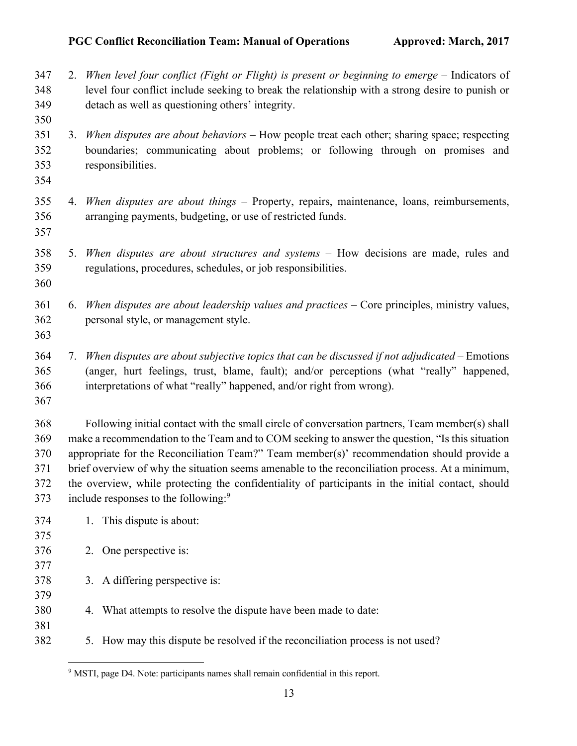2. *When level four conflict (Fight or Flight) is present or beginning to emerge* – Indicators of level four conflict include seeking to break the relationship with a strong desire to punish or detach as well as questioning others' integrity.

3. *When disputes are about behaviors* – How people treat each other; sharing space; respecting boundaries; communicating about problems; or following through on promises and responsibilities.

4. *When disputes are about things* – Property, repairs, maintenance, loans, reimbursements, arranging payments, budgeting, or use of restricted funds.

5. *When disputes are about structures and systems* – How decisions are made, rules and regulations, procedures, schedules, or job responsibilities.

6. *When disputes are about leadership values and practices* – Core principles, ministry values, personal style, or management style.

7. *When disputes are about subjective topics that can be discussed if not adjudicated* – Emotions (anger, hurt feelings, trust, blame, fault); and/or perceptions (what "really" happened, interpretations of what "really" happened, and/or right from wrong).

Following initial contact with the small circle of conversation partners, Team member(s) shall make a recommendation to the Team and to COM seeking to answer the question, "Is this situation appropriate for the Reconciliation Team?" Team member(s)' recommendation should provide a brief overview of why the situation seems amenable to the reconciliation process. At a minimum, the overview, while protecting the confidentiality of participants in the initial contact, should include responses to the following:[9]

1. This dispute is about:

2. One perspective is:

3. A differing perspective is:

4. What attempts to resolve the dispute have been made to date:

5. How may this dispute be resolved if the reconciliation process is not used?

[9] MSTI, page D4. Note: participants names shall remain confidential in this report.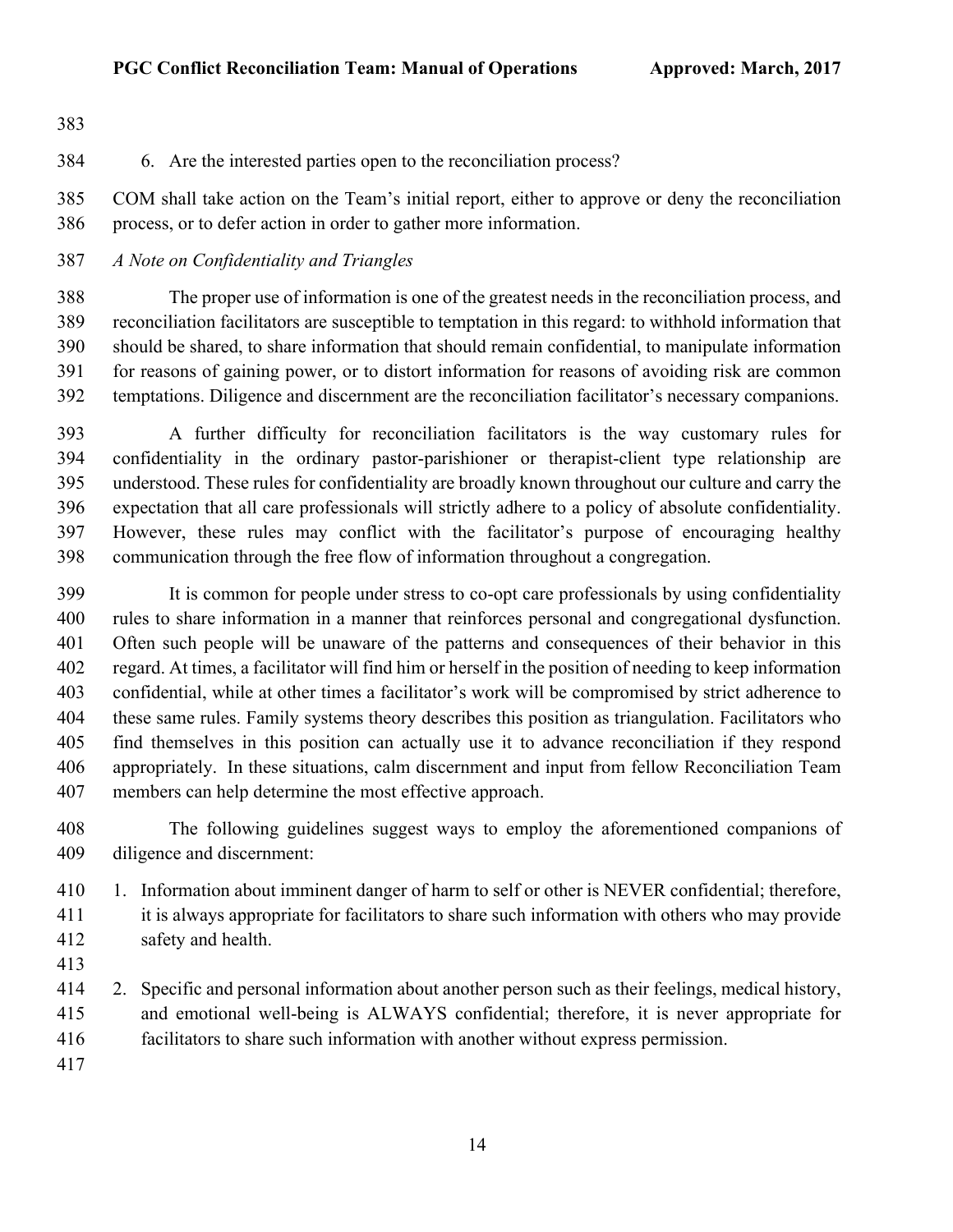6. Are the interested parties open to the reconciliation process?

COM shall take action on the Team's initial report, either to approve or deny the reconciliation process, or to defer action in order to gather more information.

*A Note on Confidentiality and Triangles*

The proper use of information is one of the greatest needs in the reconciliation process, and reconciliation facilitators are susceptible to temptation in this regard: to withhold information that should be shared, to share information that should remain confidential, to manipulate information for reasons of gaining power, or to distort information for reasons of avoiding risk are common temptations. Diligence and discernment are the reconciliation facilitator's necessary companions.

A further difficulty for reconciliation facilitators is the way customary rules for confidentiality in the ordinary pastor-parishioner or therapist-client type relationship are understood. These rules for confidentiality are broadly known throughout our culture and carry the expectation that all care professionals will strictly adhere to a policy of absolute confidentiality. However, these rules may conflict with the facilitator's purpose of encouraging healthy communication through the free flow of information throughout a congregation.

It is common for people under stress to co-opt care professionals by using confidentiality rules to share information in a manner that reinforces personal and congregational dysfunction. Often such people will be unaware of the patterns and consequences of their behavior in this regard. At times, a facilitator will find him or herself in the position of needing to keep information confidential, while at other times a facilitator's work will be compromised by strict adherence to these same rules. Family systems theory describes this position as triangulation. Facilitators who find themselves in this position can actually use it to advance reconciliation if they respond appropriately. In these situations, calm discernment and input from fellow Reconciliation Team members can help determine the most effective approach.

The following guidelines suggest ways to employ the aforementioned companions of diligence and discernment:

1. Information about imminent danger of harm to self or other is NEVER confidential; therefore, it is always appropriate for facilitators to share such information with others who may provide safety and health.

2. Specific and personal information about another person such as their feelings, medical history, and emotional well-being is ALWAYS confidential; therefore, it is never appropriate for facilitators to share such information with another without express permission.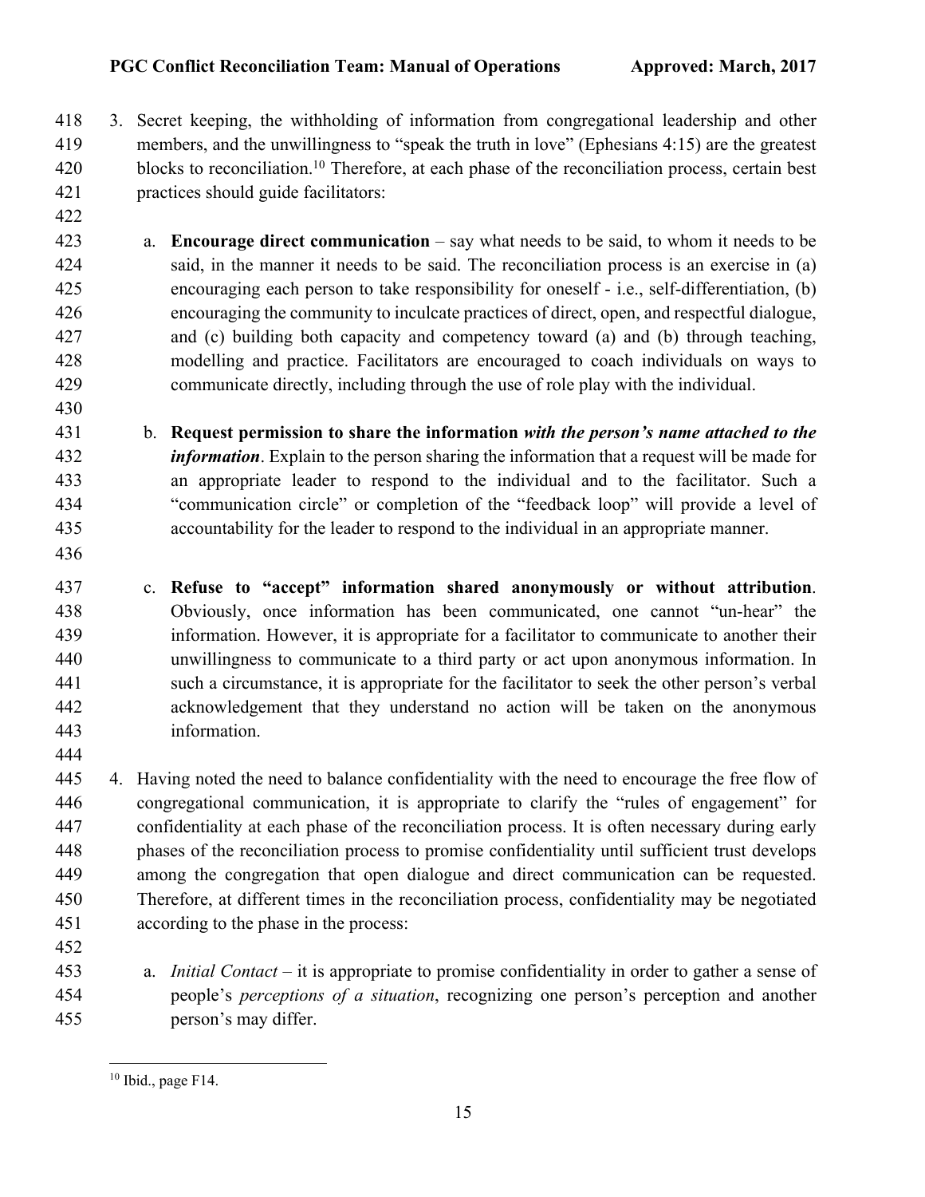3. Secret keeping, the withholding of information from congregational leadership and other members, and the unwillingness to "speak the truth in love" (Ephesians 4:15) are the greatest blocks to reconciliation.[10] Therefore, at each phase of the reconciliation process, certain best practices should guide facilitators:

   a. **Encourage direct communication** – say what needs to be said, to whom it needs to be said, in the manner it needs to be said. The reconciliation process is an exercise in (a) encouraging each person to take responsibility for oneself - i.e., self-differentiation, (b) encouraging the community to inculcate practices of direct, open, and respectful dialogue, and (c) building both capacity and competency toward (a) and (b) through teaching, modelling and practice. Facilitators are encouraged to coach individuals on ways to communicate directly, including through the use of role play with the individual.

   b. **Request permission to share the information *with the person's name attached to the information***. Explain to the person sharing the information that a request will be made for an appropriate leader to respond to the individual and to the facilitator. Such a "communication circle" or completion of the "feedback loop" will provide a level of accountability for the leader to respond to the individual in an appropriate manner.

   c. **Refuse to "accept" information shared anonymously or without attribution**. Obviously, once information has been communicated, one cannot "un-hear" the information. However, it is appropriate for a facilitator to communicate to another their unwillingness to communicate to a third party or act upon anonymous information. In such a circumstance, it is appropriate for the facilitator to seek the other person's verbal acknowledgement that they understand no action will be taken on the anonymous information.

4. Having noted the need to balance confidentiality with the need to encourage the free flow of congregational communication, it is appropriate to clarify the "rules of engagement" for confidentiality at each phase of the reconciliation process. It is often necessary during early phases of the reconciliation process to promise confidentiality until sufficient trust develops among the congregation that open dialogue and direct communication can be requested. Therefore, at different times in the reconciliation process, confidentiality may be negotiated according to the phase in the process:

   a. *Initial Contact* – it is appropriate to promise confidentiality in order to gather a sense of people's *perceptions of a situation*, recognizing one person's perception and another person's may differ.

---

[10] Ibid., page F14.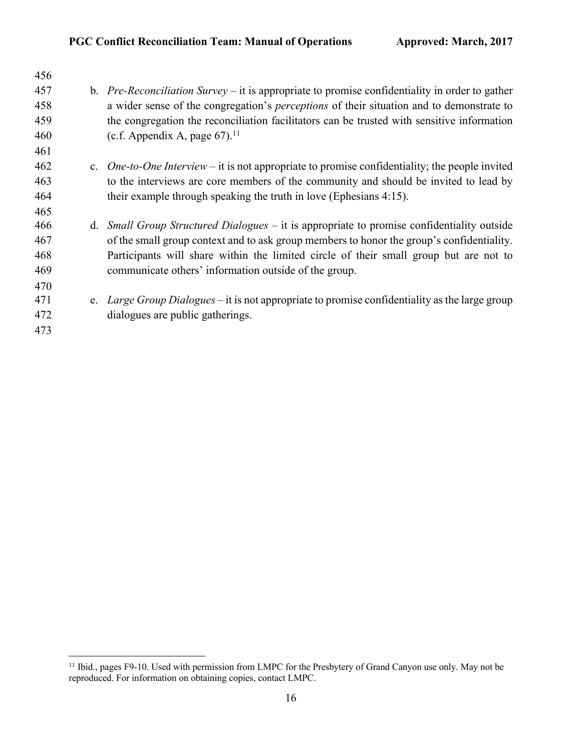b. *Pre-Reconciliation Survey* – it is appropriate to promise confidentiality in order to gather a wider sense of the congregation's *perceptions* of their situation and to demonstrate to the congregation the reconciliation facilitators can be trusted with sensitive information (c.f. Appendix A, page 67).[11]

c. *One-to-One Interview* – it is not appropriate to promise confidentiality; the people invited to the interviews are core members of the community and should be invited to lead by their example through speaking the truth in love (Ephesians 4:15).

d. *Small Group Structured Dialogues* – it is appropriate to promise confidentiality outside of the small group context and to ask group members to honor the group's confidentiality. Participants will share within the limited circle of their small group but are not to communicate others' information outside of the group.

e. *Large Group Dialogues* – it is not appropriate to promise confidentiality as the large group dialogues are public gatherings.

---

[11] Ibid., pages F9-10. Used with permission from LMPC for the Presbytery of Grand Canyon use only. May not be reproduced. For information on obtaining copies, contact LMPC.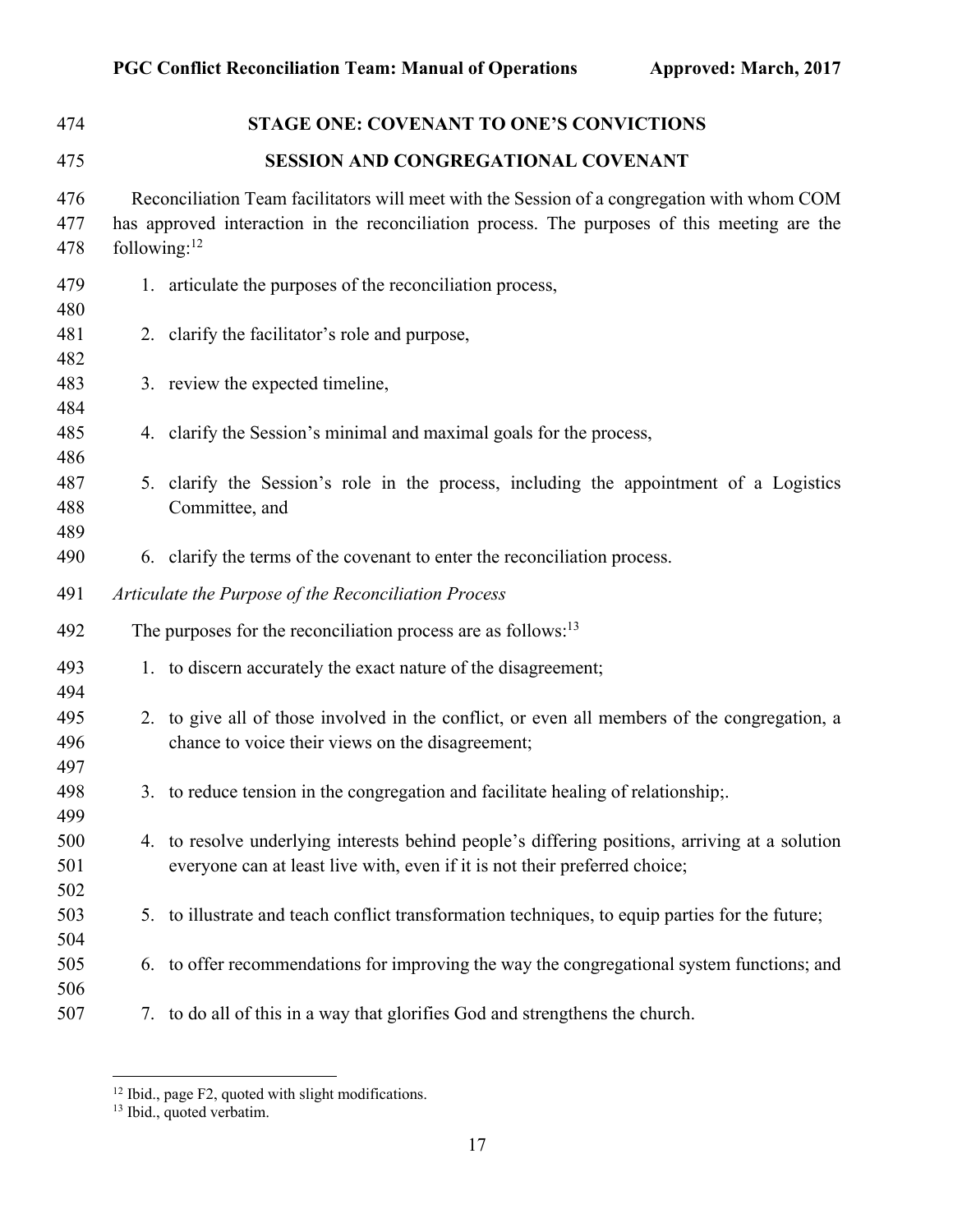## STAGE ONE: COVENANT TO ONE'S CONVICTIONS

### SESSION AND CONGREGATIONAL COVENANT

Reconciliation Team facilitators will meet with the Session of a congregation with whom COM has approved interaction in the reconciliation process. The purposes of this meeting are the following:[12]

1. articulate the purposes of the reconciliation process,

2. clarify the facilitator's role and purpose,

3. review the expected timeline,

4. clarify the Session's minimal and maximal goals for the process,

5. clarify the Session's role in the process, including the appointment of a Logistics Committee, and

6. clarify the terms of the covenant to enter the reconciliation process.

*Articulate the Purpose of the Reconciliation Process*

The purposes for the reconciliation process are as follows:[13]

1. to discern accurately the exact nature of the disagreement;

2. to give all of those involved in the conflict, or even all members of the congregation, a chance to voice their views on the disagreement;

3. to reduce tension in the congregation and facilitate healing of relationship;.

4. to resolve underlying interests behind people's differing positions, arriving at a solution everyone can at least live with, even if it is not their preferred choice;

5. to illustrate and teach conflict transformation techniques, to equip parties for the future;

6. to offer recommendations for improving the way the congregational system functions; and

7. to do all of this in a way that glorifies God and strengthens the church.

---

[12] Ibid., page F2, quoted with slight modifications.

[13] Ibid., quoted verbatim.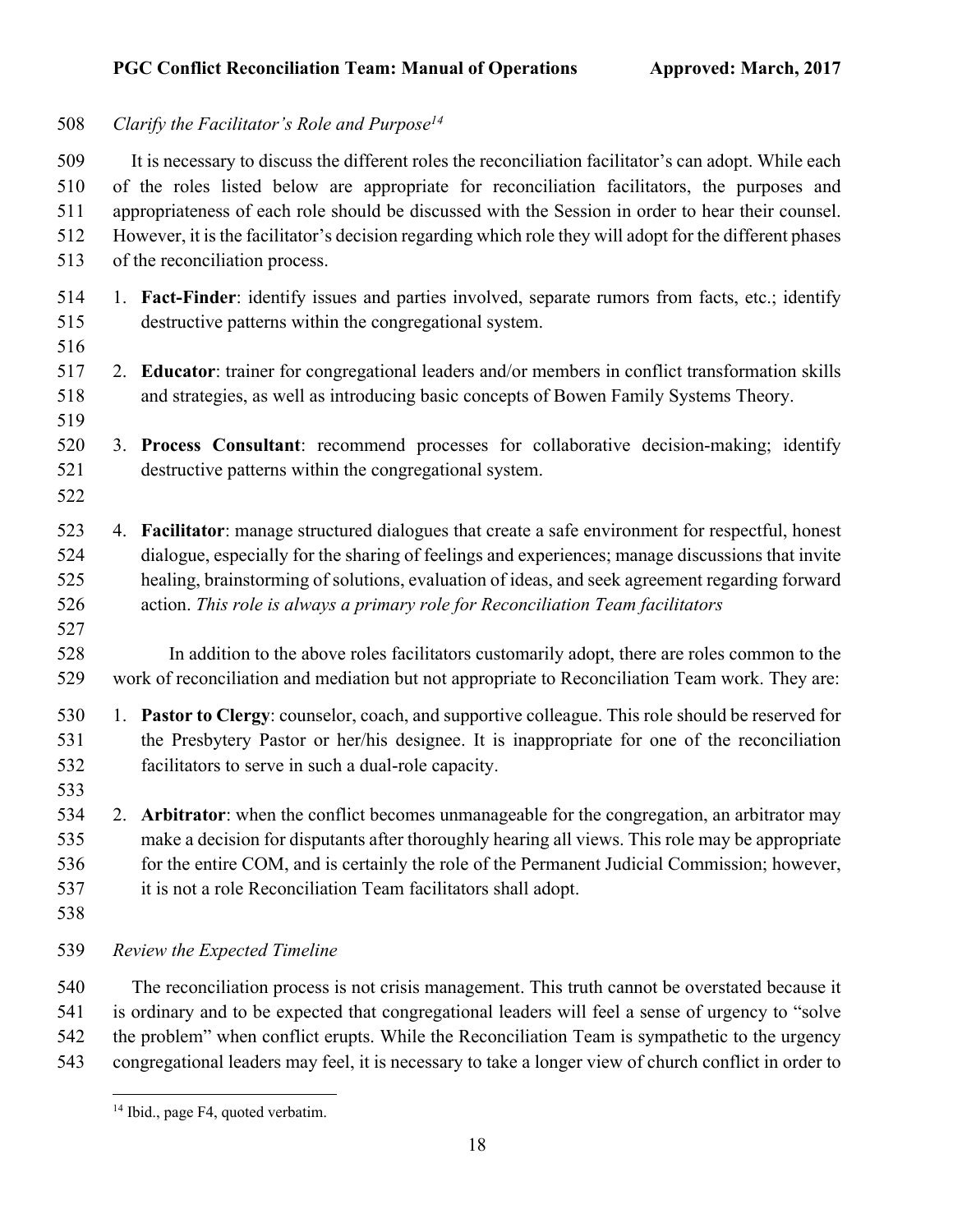*Clarify the Facilitator's Role and Purpose*[14]

It is necessary to discuss the different roles the reconciliation facilitator's can adopt. While each of the roles listed below are appropriate for reconciliation facilitators, the purposes and appropriateness of each role should be discussed with the Session in order to hear their counsel. However, it is the facilitator's decision regarding which role they will adopt for the different phases of the reconciliation process.

1. **Fact-Finder**: identify issues and parties involved, separate rumors from facts, etc.; identify destructive patterns within the congregational system.

2. **Educator**: trainer for congregational leaders and/or members in conflict transformation skills and strategies, as well as introducing basic concepts of Bowen Family Systems Theory.

3. **Process Consultant**: recommend processes for collaborative decision-making; identify destructive patterns within the congregational system.

4. **Facilitator**: manage structured dialogues that create a safe environment for respectful, honest dialogue, especially for the sharing of feelings and experiences; manage discussions that invite healing, brainstorming of solutions, evaluation of ideas, and seek agreement regarding forward action. *This role is always a primary role for Reconciliation Team facilitators*

In addition to the above roles facilitators customarily adopt, there are roles common to the work of reconciliation and mediation but not appropriate to Reconciliation Team work. They are:

1. **Pastor to Clergy**: counselor, coach, and supportive colleague. This role should be reserved for the Presbytery Pastor or her/his designee. It is inappropriate for one of the reconciliation facilitators to serve in such a dual-role capacity.

2. **Arbitrator**: when the conflict becomes unmanageable for the congregation, an arbitrator may make a decision for disputants after thoroughly hearing all views. This role may be appropriate for the entire COM, and is certainly the role of the Permanent Judicial Commission; however, it is not a role Reconciliation Team facilitators shall adopt.

*Review the Expected Timeline*

The reconciliation process is not crisis management. This truth cannot be overstated because it is ordinary and to be expected that congregational leaders will feel a sense of urgency to "solve the problem" when conflict erupts. While the Reconciliation Team is sympathetic to the urgency congregational leaders may feel, it is necessary to take a longer view of church conflict in order to

[14] Ibid., page F4, quoted verbatim.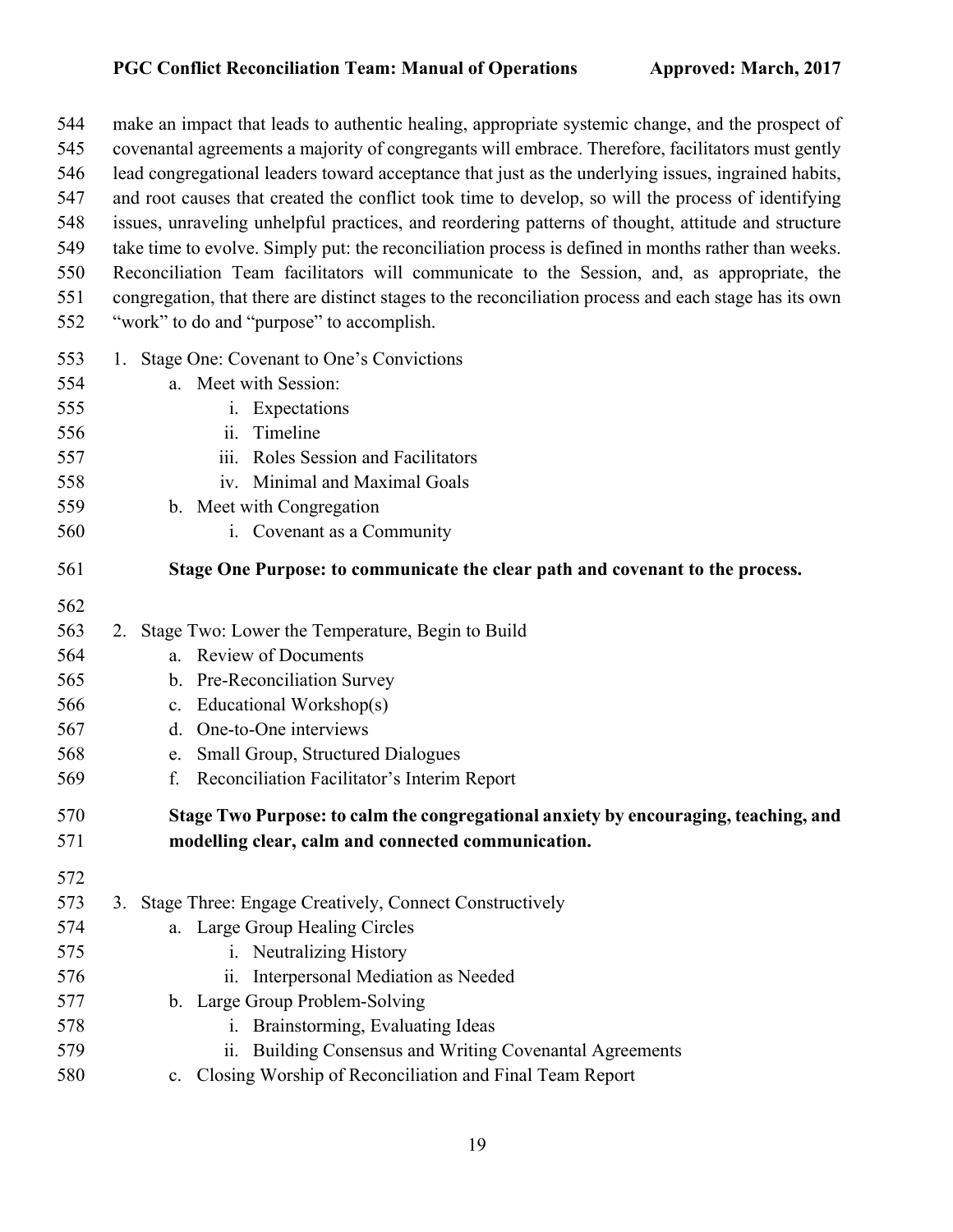make an impact that leads to authentic healing, appropriate systemic change, and the prospect of covenantal agreements a majority of congregants will embrace. Therefore, facilitators must gently lead congregational leaders toward acceptance that just as the underlying issues, ingrained habits, and root causes that created the conflict took time to develop, so will the process of identifying issues, unraveling unhelpful practices, and reordering patterns of thought, attitude and structure take time to evolve. Simply put: the reconciliation process is defined in months rather than weeks. Reconciliation Team facilitators will communicate to the Session, and, as appropriate, the congregation, that there are distinct stages to the reconciliation process and each stage has its own "work" to do and "purpose" to accomplish.

1. Stage One: Covenant to One's Convictions
   a. Meet with Session:
      i. Expectations
      ii. Timeline
      iii. Roles Session and Facilitators
      iv. Minimal and Maximal Goals
   b. Meet with Congregation
      i. Covenant as a Community

   **Stage One Purpose: to communicate the clear path and covenant to the process.**

2. Stage Two: Lower the Temperature, Begin to Build
   a. Review of Documents
   b. Pre-Reconciliation Survey
   c. Educational Workshop(s)
   d. One-to-One interviews
   e. Small Group, Structured Dialogues
   f. Reconciliation Facilitator's Interim Report

   **Stage Two Purpose: to calm the congregational anxiety by encouraging, teaching, and modelling clear, calm and connected communication.**

3. Stage Three: Engage Creatively, Connect Constructively
   a. Large Group Healing Circles
      i. Neutralizing History
      ii. Interpersonal Mediation as Needed
   b. Large Group Problem-Solving
      i. Brainstorming, Evaluating Ideas
      ii. Building Consensus and Writing Covenantal Agreements
   c. Closing Worship of Reconciliation and Final Team Report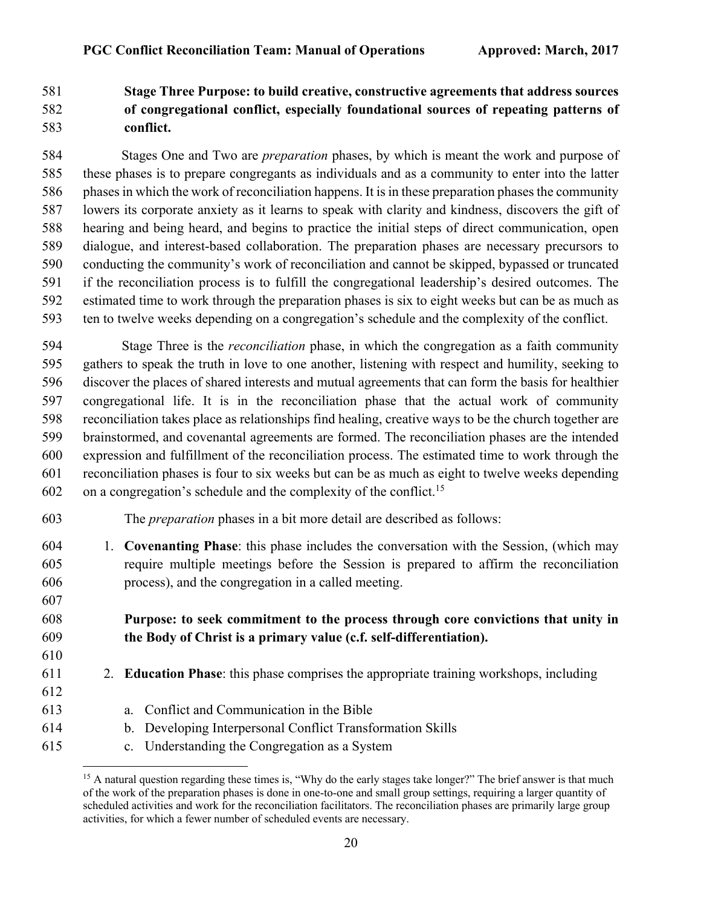**Stage Three Purpose: to build creative, constructive agreements that address sources of congregational conflict, especially foundational sources of repeating patterns of conflict.**

Stages One and Two are *preparation* phases, by which is meant the work and purpose of these phases is to prepare congregants as individuals and as a community to enter into the latter phases in which the work of reconciliation happens. It is in these preparation phases the community lowers its corporate anxiety as it learns to speak with clarity and kindness, discovers the gift of hearing and being heard, and begins to practice the initial steps of direct communication, open dialogue, and interest-based collaboration. The preparation phases are necessary precursors to conducting the community's work of reconciliation and cannot be skipped, bypassed or truncated if the reconciliation process is to fulfill the congregational leadership's desired outcomes. The estimated time to work through the preparation phases is six to eight weeks but can be as much as ten to twelve weeks depending on a congregation's schedule and the complexity of the conflict.

Stage Three is the *reconciliation* phase, in which the congregation as a faith community gathers to speak the truth in love to one another, listening with respect and humility, seeking to discover the places of shared interests and mutual agreements that can form the basis for healthier congregational life. It is in the reconciliation phase that the actual work of community reconciliation takes place as relationships find healing, creative ways to be the church together are brainstormed, and covenantal agreements are formed. The reconciliation phases are the intended expression and fulfillment of the reconciliation process. The estimated time to work through the reconciliation phases is four to six weeks but can be as much as eight to twelve weeks depending on a congregation's schedule and the complexity of the conflict.[15]

The *preparation* phases in a bit more detail are described as follows:

1. **Covenanting Phase**: this phase includes the conversation with the Session, (which may require multiple meetings before the Session is prepared to affirm the reconciliation process), and the congregation in a called meeting.

   **Purpose: to seek commitment to the process through core convictions that unity in the Body of Christ is a primary value (c.f. self-differentiation).**

2. **Education Phase**: this phase comprises the appropriate training workshops, including

   a. Conflict and Communication in the Bible
   b. Developing Interpersonal Conflict Transformation Skills
   c. Understanding the Congregation as a System

[15] A natural question regarding these times is, "Why do the early stages take longer?" The brief answer is that much of the work of the preparation phases is done in one-to-one and small group settings, requiring a larger quantity of scheduled activities and work for the reconciliation facilitators. The reconciliation phases are primarily large group activities, for which a fewer number of scheduled events are necessary.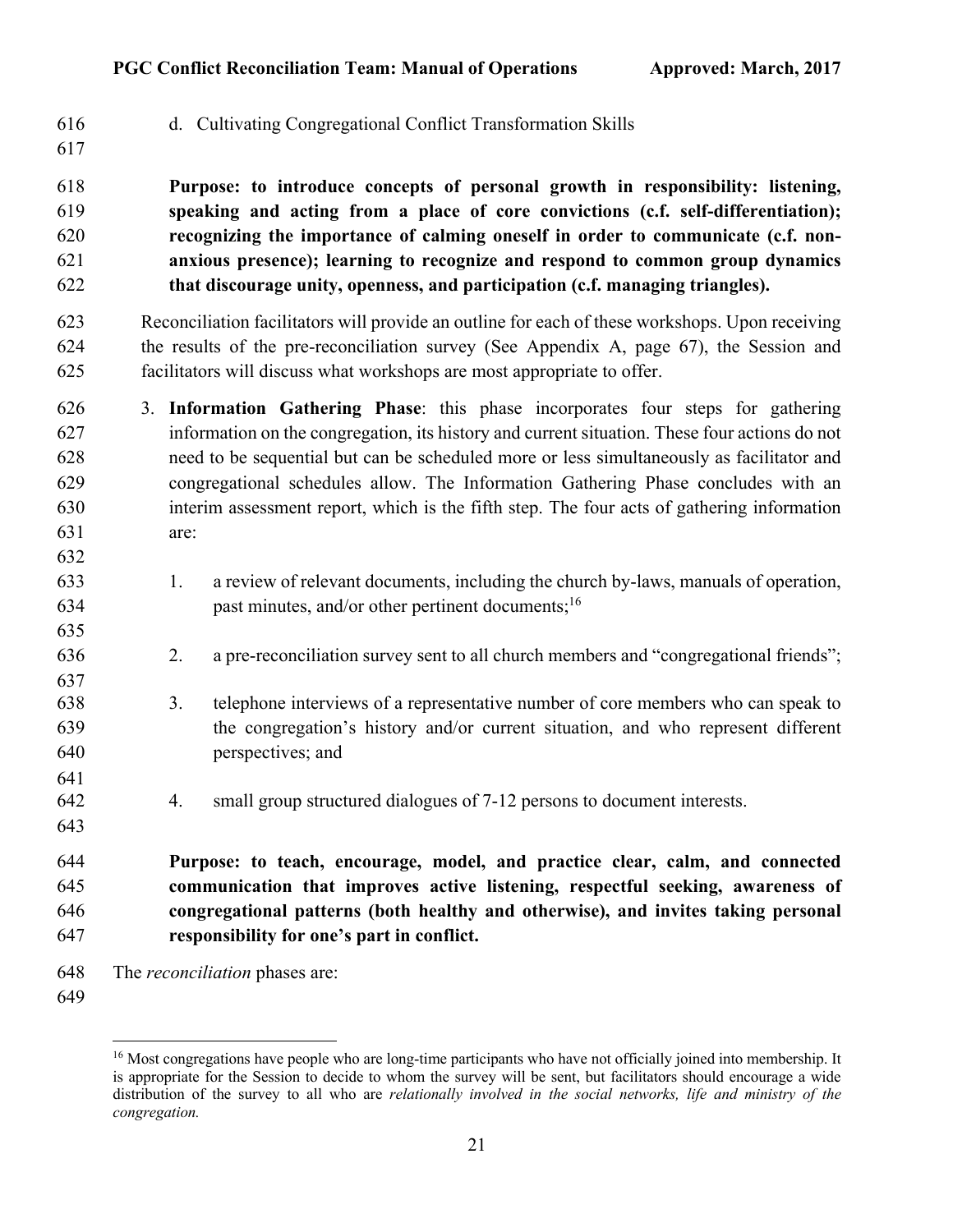d. Cultivating Congregational Conflict Transformation Skills

**Purpose: to introduce concepts of personal growth in responsibility: listening, speaking and acting from a place of core convictions (c.f. self-differentiation); recognizing the importance of calming oneself in order to communicate (c.f. non-anxious presence); learning to recognize and respond to common group dynamics that discourage unity, openness, and participation (c.f. managing triangles).**

Reconciliation facilitators will provide an outline for each of these workshops. Upon receiving the results of the pre-reconciliation survey (See Appendix A, page 67), the Session and facilitators will discuss what workshops are most appropriate to offer.

3. **Information Gathering Phase**: this phase incorporates four steps for gathering information on the congregation, its history and current situation. These four actions do not need to be sequential but can be scheduled more or less simultaneously as facilitator and congregational schedules allow. The Information Gathering Phase concludes with an interim assessment report, which is the fifth step. The four acts of gathering information are:

   1. a review of relevant documents, including the church by-laws, manuals of operation, past minutes, and/or other pertinent documents;[16]

   2. a pre-reconciliation survey sent to all church members and "congregational friends";

   3. telephone interviews of a representative number of core members who can speak to the congregation's history and/or current situation, and who represent different perspectives; and

   4. small group structured dialogues of 7-12 persons to document interests.

**Purpose: to teach, encourage, model, and practice clear, calm, and connected communication that improves active listening, respectful seeking, awareness of congregational patterns (both healthy and otherwise), and invites taking personal responsibility for one's part in conflict.**

The *reconciliation* phases are:

---

[16] Most congregations have people who are long-time participants who have not officially joined into membership. It is appropriate for the Session to decide to whom the survey will be sent, but facilitators should encourage a wide distribution of the survey to all who are *relationally involved in the social networks, life and ministry of the congregation.*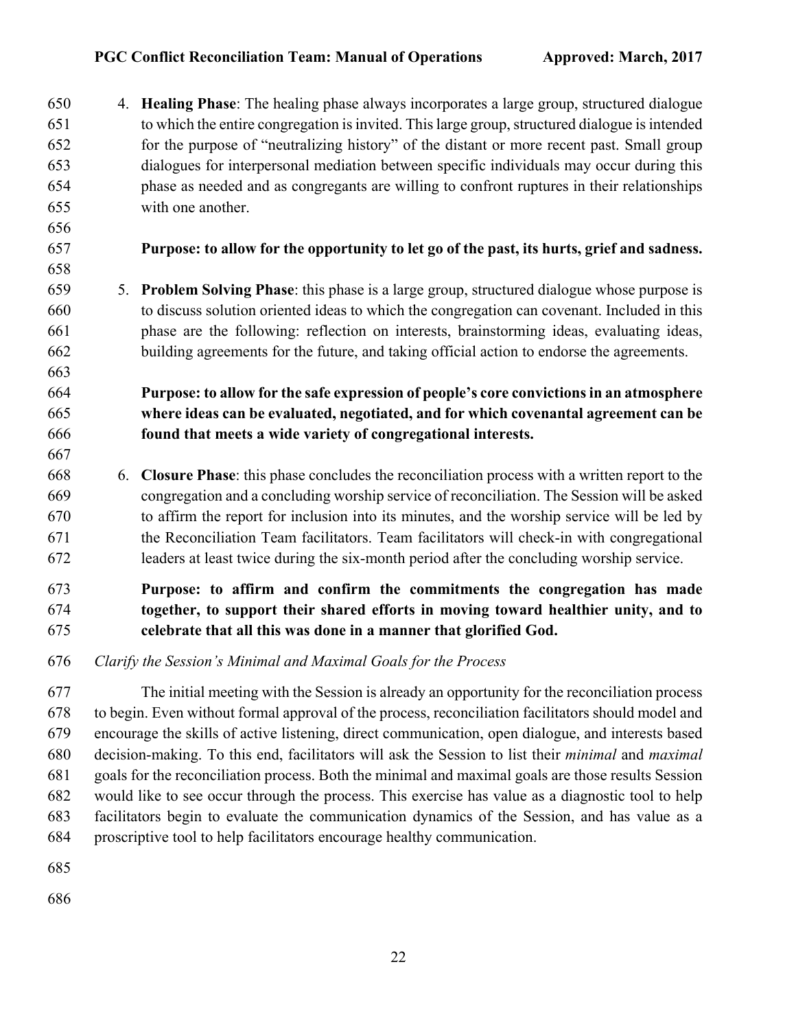4. **Healing Phase**: The healing phase always incorporates a large group, structured dialogue to which the entire congregation is invited. This large group, structured dialogue is intended for the purpose of "neutralizing history" of the distant or more recent past. Small group dialogues for interpersonal mediation between specific individuals may occur during this phase as needed and as congregants are willing to confront ruptures in their relationships with one another.

   **Purpose: to allow for the opportunity to let go of the past, its hurts, grief and sadness.**

5. **Problem Solving Phase**: this phase is a large group, structured dialogue whose purpose is to discuss solution oriented ideas to which the congregation can covenant. Included in this phase are the following: reflection on interests, brainstorming ideas, evaluating ideas, building agreements for the future, and taking official action to endorse the agreements.

   **Purpose: to allow for the safe expression of people's core convictions in an atmosphere where ideas can be evaluated, negotiated, and for which covenantal agreement can be found that meets a wide variety of congregational interests.**

6. **Closure Phase**: this phase concludes the reconciliation process with a written report to the congregation and a concluding worship service of reconciliation. The Session will be asked to affirm the report for inclusion into its minutes, and the worship service will be led by the Reconciliation Team facilitators. Team facilitators will check-in with congregational leaders at least twice during the six-month period after the concluding worship service.

   **Purpose: to affirm and confirm the commitments the congregation has made together, to support their shared efforts in moving toward healthier unity, and to celebrate that all this was done in a manner that glorified God.**

*Clarify the Session's Minimal and Maximal Goals for the Process*

The initial meeting with the Session is already an opportunity for the reconciliation process to begin. Even without formal approval of the process, reconciliation facilitators should model and encourage the skills of active listening, direct communication, open dialogue, and interests based decision-making. To this end, facilitators will ask the Session to list their *minimal* and *maximal* goals for the reconciliation process. Both the minimal and maximal goals are those results Session would like to see occur through the process. This exercise has value as a diagnostic tool to help facilitators begin to evaluate the communication dynamics of the Session, and has value as a proscriptive tool to help facilitators encourage healthy communication.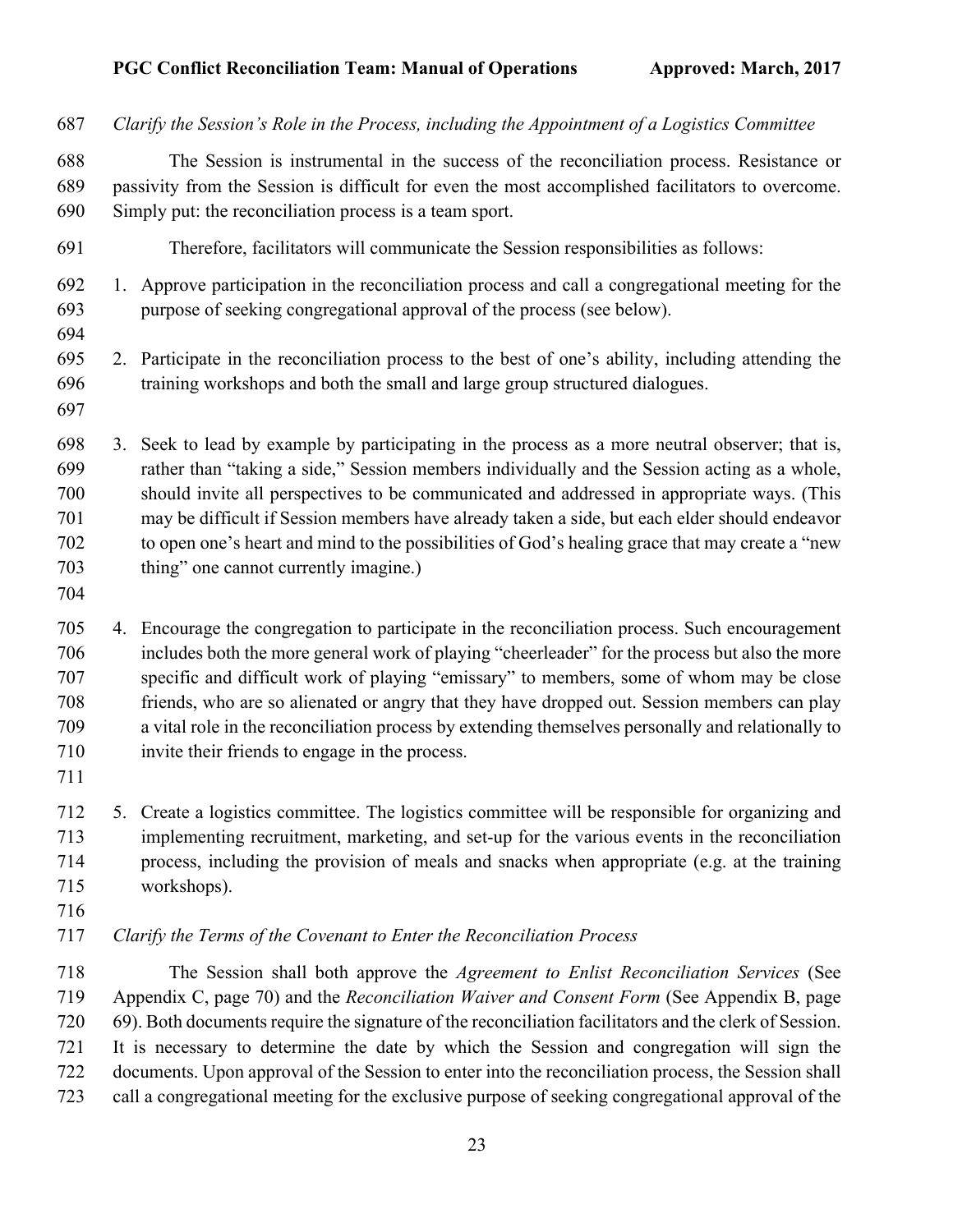*Clarify the Session's Role in the Process, including the Appointment of a Logistics Committee*

The Session is instrumental in the success of the reconciliation process. Resistance or passivity from the Session is difficult for even the most accomplished facilitators to overcome. Simply put: the reconciliation process is a team sport.

Therefore, facilitators will communicate the Session responsibilities as follows:

1. Approve participation in the reconciliation process and call a congregational meeting for the purpose of seeking congregational approval of the process (see below).

2. Participate in the reconciliation process to the best of one's ability, including attending the training workshops and both the small and large group structured dialogues.

3. Seek to lead by example by participating in the process as a more neutral observer; that is, rather than "taking a side," Session members individually and the Session acting as a whole, should invite all perspectives to be communicated and addressed in appropriate ways. (This may be difficult if Session members have already taken a side, but each elder should endeavor to open one's heart and mind to the possibilities of God's healing grace that may create a "new thing" one cannot currently imagine.)

4. Encourage the congregation to participate in the reconciliation process. Such encouragement includes both the more general work of playing "cheerleader" for the process but also the more specific and difficult work of playing "emissary" to members, some of whom may be close friends, who are so alienated or angry that they have dropped out. Session members can play a vital role in the reconciliation process by extending themselves personally and relationally to invite their friends to engage in the process.

5. Create a logistics committee. The logistics committee will be responsible for organizing and implementing recruitment, marketing, and set-up for the various events in the reconciliation process, including the provision of meals and snacks when appropriate (e.g. at the training workshops).

*Clarify the Terms of the Covenant to Enter the Reconciliation Process*

The Session shall both approve the *Agreement to Enlist Reconciliation Services* (See Appendix C, page 70) and the *Reconciliation Waiver and Consent Form* (See Appendix B, page 69). Both documents require the signature of the reconciliation facilitators and the clerk of Session. It is necessary to determine the date by which the Session and congregation will sign the documents. Upon approval of the Session to enter into the reconciliation process, the Session shall call a congregational meeting for the exclusive purpose of seeking congregational approval of the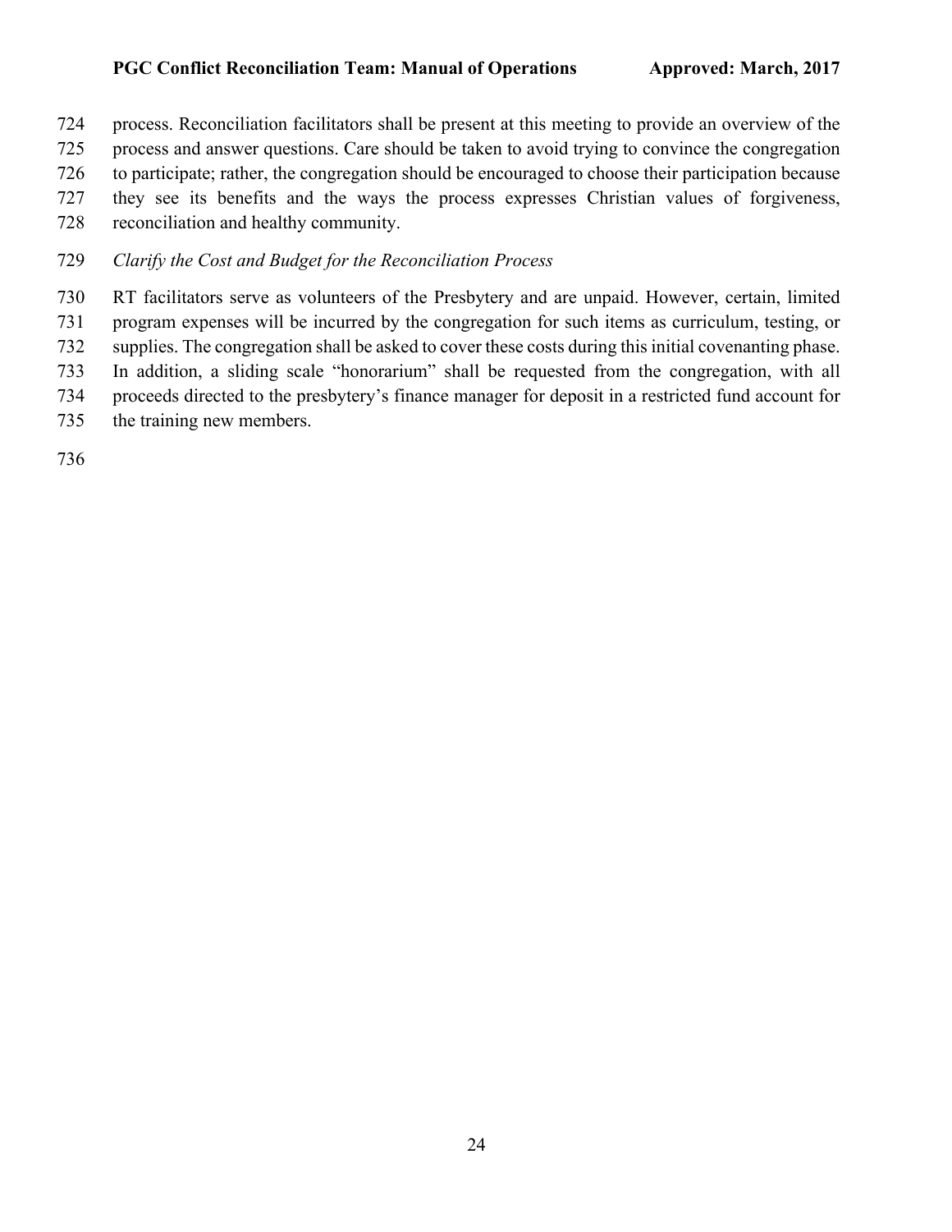process. Reconciliation facilitators shall be present at this meeting to provide an overview of the process and answer questions. Care should be taken to avoid trying to convince the congregation to participate; rather, the congregation should be encouraged to choose their participation because they see its benefits and the ways the process expresses Christian values of forgiveness, reconciliation and healthy community.

*Clarify the Cost and Budget for the Reconciliation Process*

RT facilitators serve as volunteers of the Presbytery and are unpaid. However, certain, limited program expenses will be incurred by the congregation for such items as curriculum, testing, or supplies. The congregation shall be asked to cover these costs during this initial covenanting phase. In addition, a sliding scale "honorarium" shall be requested from the congregation, with all proceeds directed to the presbytery's finance manager for deposit in a restricted fund account for the training new members.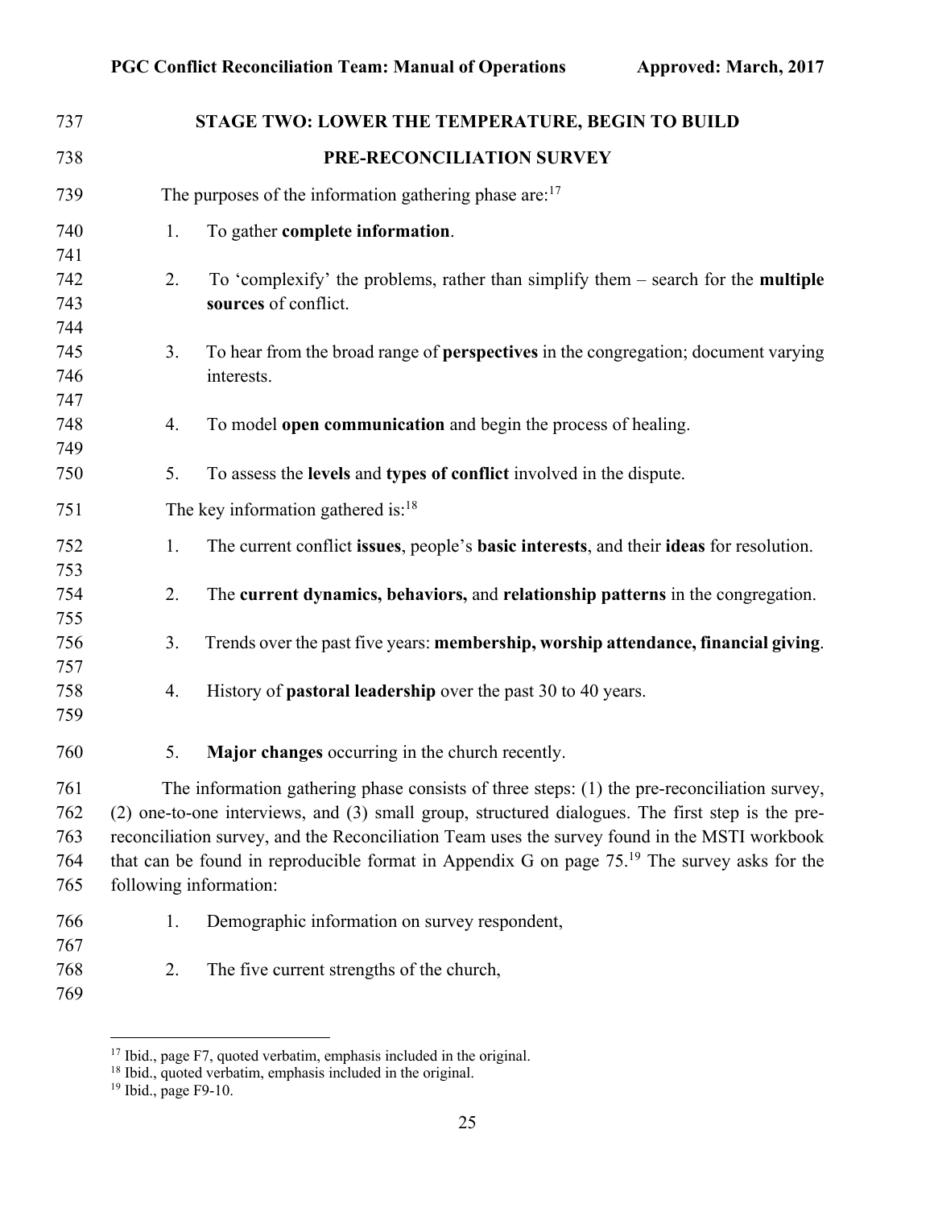## STAGE TWO: LOWER THE TEMPERATURE, BEGIN TO BUILD

### PRE-RECONCILIATION SURVEY

The purposes of the information gathering phase are:[17]

1. To gather **complete information**.

2. To 'complexify' the problems, rather than simplify them – search for the **multiple sources** of conflict.

3. To hear from the broad range of **perspectives** in the congregation; document varying interests.

4. To model **open communication** and begin the process of healing.

5. To assess the **levels** and **types of conflict** involved in the dispute.

The key information gathered is:[18]

1. The current conflict **issues**, people's **basic interests**, and their **ideas** for resolution.

2. The **current dynamics, behaviors,** and **relationship patterns** in the congregation.

3. Trends over the past five years: **membership, worship attendance, financial giving**.

4. History of **pastoral leadership** over the past 30 to 40 years.

5. **Major changes** occurring in the church recently.

The information gathering phase consists of three steps: (1) the pre-reconciliation survey, (2) one-to-one interviews, and (3) small group, structured dialogues. The first step is the pre-reconciliation survey, and the Reconciliation Team uses the survey found in the MSTI workbook that can be found in reproducible format in Appendix G on page 75.[19] The survey asks for the following information:

1. Demographic information on survey respondent,

2. The five current strengths of the church,

---

[17] Ibid., page F7, quoted verbatim, emphasis included in the original.

[18] Ibid., quoted verbatim, emphasis included in the original.

[19] Ibid., page F9-10.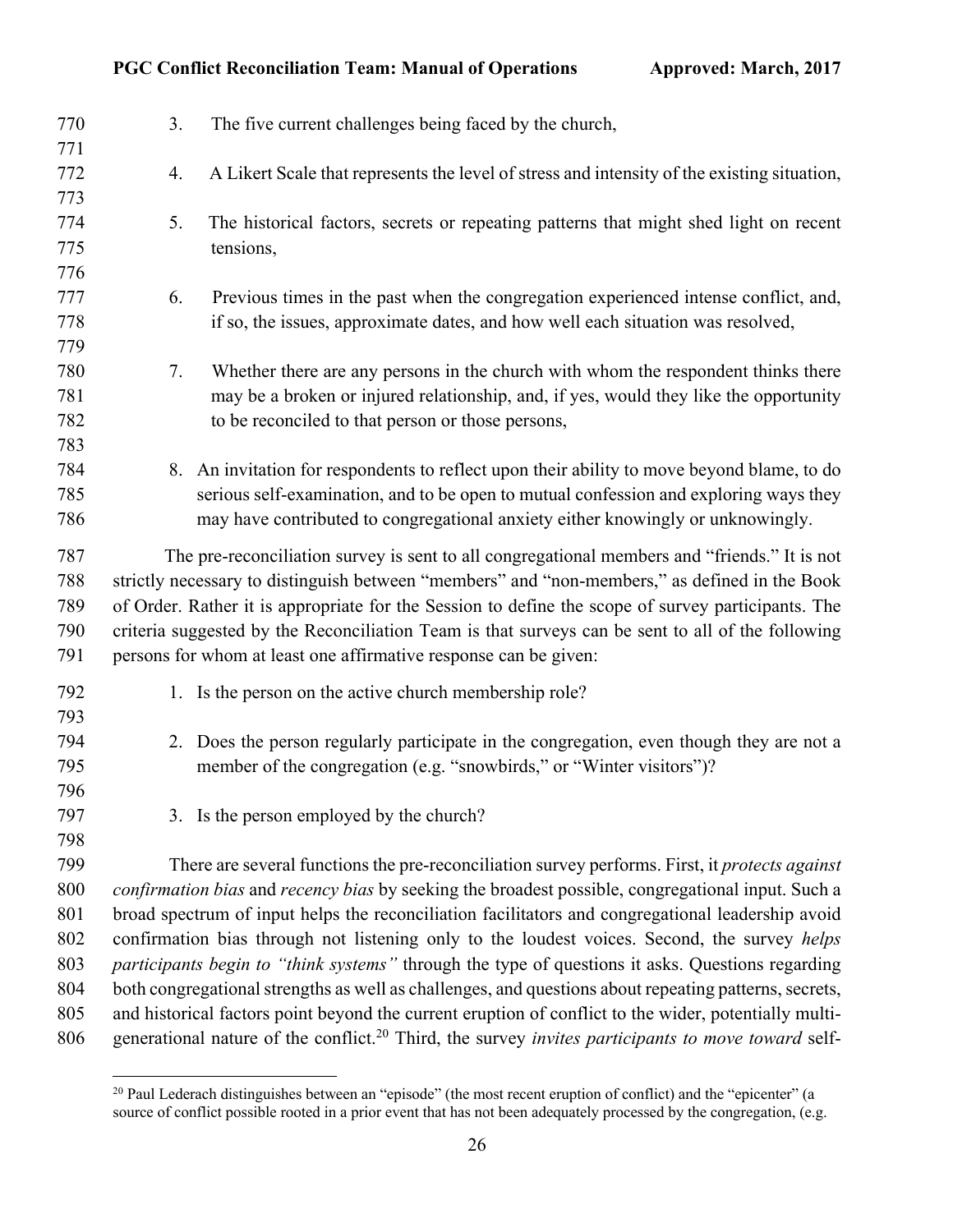3. The five current challenges being faced by the church,

4. A Likert Scale that represents the level of stress and intensity of the existing situation,

5. The historical factors, secrets or repeating patterns that might shed light on recent tensions,

6. Previous times in the past when the congregation experienced intense conflict, and, if so, the issues, approximate dates, and how well each situation was resolved,

7. Whether there are any persons in the church with whom the respondent thinks there may be a broken or injured relationship, and, if yes, would they like the opportunity to be reconciled to that person or those persons,

8. An invitation for respondents to reflect upon their ability to move beyond blame, to do serious self-examination, and to be open to mutual confession and exploring ways they may have contributed to congregational anxiety either knowingly or unknowingly.

The pre-reconciliation survey is sent to all congregational members and "friends." It is not strictly necessary to distinguish between "members" and "non-members," as defined in the Book of Order. Rather it is appropriate for the Session to define the scope of survey participants. The criteria suggested by the Reconciliation Team is that surveys can be sent to all of the following persons for whom at least one affirmative response can be given:

1. Is the person on the active church membership role?

2. Does the person regularly participate in the congregation, even though they are not a member of the congregation (e.g. "snowbirds," or "Winter visitors")?

3. Is the person employed by the church?

There are several functions the pre-reconciliation survey performs. First, it *protects against confirmation bias* and *recency bias* by seeking the broadest possible, congregational input. Such a broad spectrum of input helps the reconciliation facilitators and congregational leadership avoid confirmation bias through not listening only to the loudest voices. Second, the survey *helps participants begin to "think systems"* through the type of questions it asks. Questions regarding both congregational strengths as well as challenges, and questions about repeating patterns, secrets, and historical factors point beyond the current eruption of conflict to the wider, potentially multi-generational nature of the conflict.[20] Third, the survey *invites participants to move toward* self-

[20] Paul Lederach distinguishes between an "episode" (the most recent eruption of conflict) and the "epicenter" (a source of conflict possible rooted in a prior event that has not been adequately processed by the congregation, (e.g.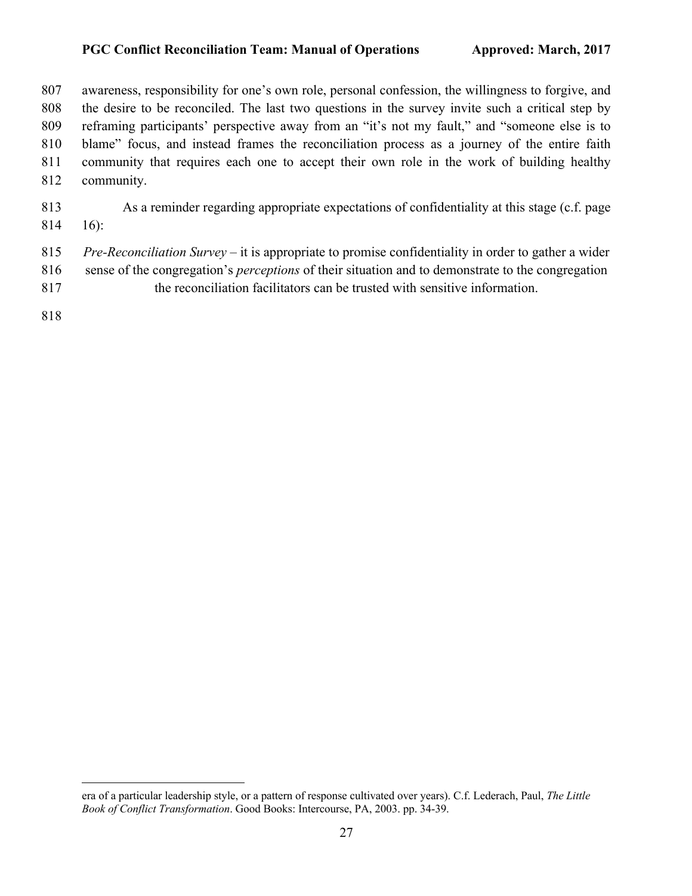awareness, responsibility for one's own role, personal confession, the willingness to forgive, and the desire to be reconciled. The last two questions in the survey invite such a critical step by reframing participants' perspective away from an "it's not my fault," and "someone else is to blame" focus, and instead frames the reconciliation process as a journey of the entire faith community that requires each one to accept their own role in the work of building healthy community.

As a reminder regarding appropriate expectations of confidentiality at this stage (c.f. page 16):

*Pre-Reconciliation Survey* – it is appropriate to promise confidentiality in order to gather a wider sense of the congregation's *perceptions* of their situation and to demonstrate to the congregation the reconciliation facilitators can be trusted with sensitive information.

---

era of a particular leadership style, or a pattern of response cultivated over years). C.f. Lederach, Paul, *The Little Book of Conflict Transformation*. Good Books: Intercourse, PA, 2003. pp. 34-39.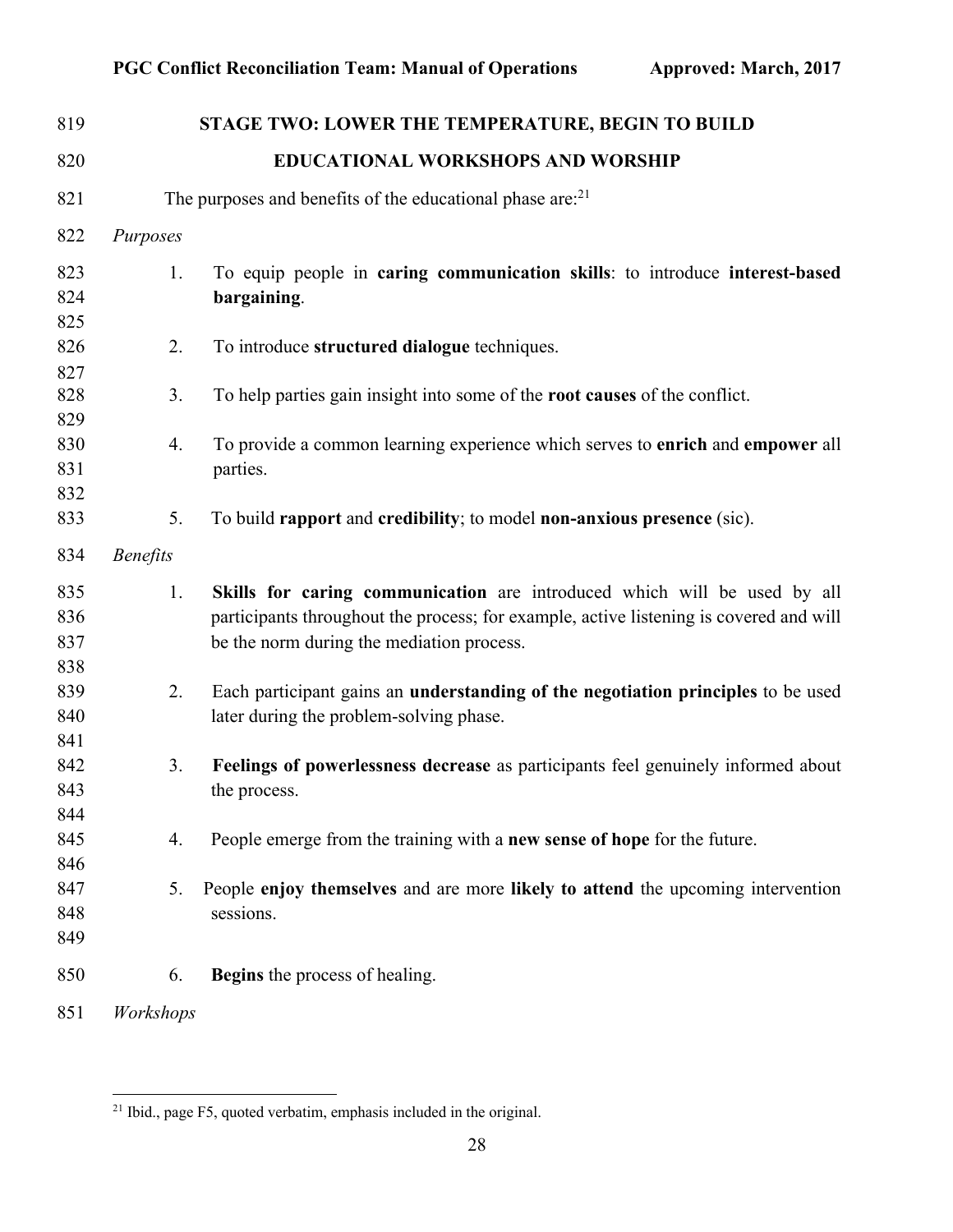## STAGE TWO: LOWER THE TEMPERATURE, BEGIN TO BUILD

## EDUCATIONAL WORKSHOPS AND WORSHIP

The purposes and benefits of the educational phase are:[21]

*Purposes*

1. To equip people in **caring communication skills**: to introduce **interest-based bargaining**.

2. To introduce **structured dialogue** techniques.

3. To help parties gain insight into some of the **root causes** of the conflict.

4. To provide a common learning experience which serves to **enrich** and **empower** all parties.

5. To build **rapport** and **credibility**; to model **non-anxious presence** (sic).

*Benefits*

1. **Skills for caring communication** are introduced which will be used by all participants throughout the process; for example, active listening is covered and will be the norm during the mediation process.

2. Each participant gains an **understanding of the negotiation principles** to be used later during the problem-solving phase.

3. **Feelings of powerlessness decrease** as participants feel genuinely informed about the process.

4. People emerge from the training with a **new sense of hope** for the future.

5. People **enjoy themselves** and are more **likely to attend** the upcoming intervention sessions.

6. **Begins** the process of healing.

*Workshops*

---

[21] Ibid., page F5, quoted verbatim, emphasis included in the original.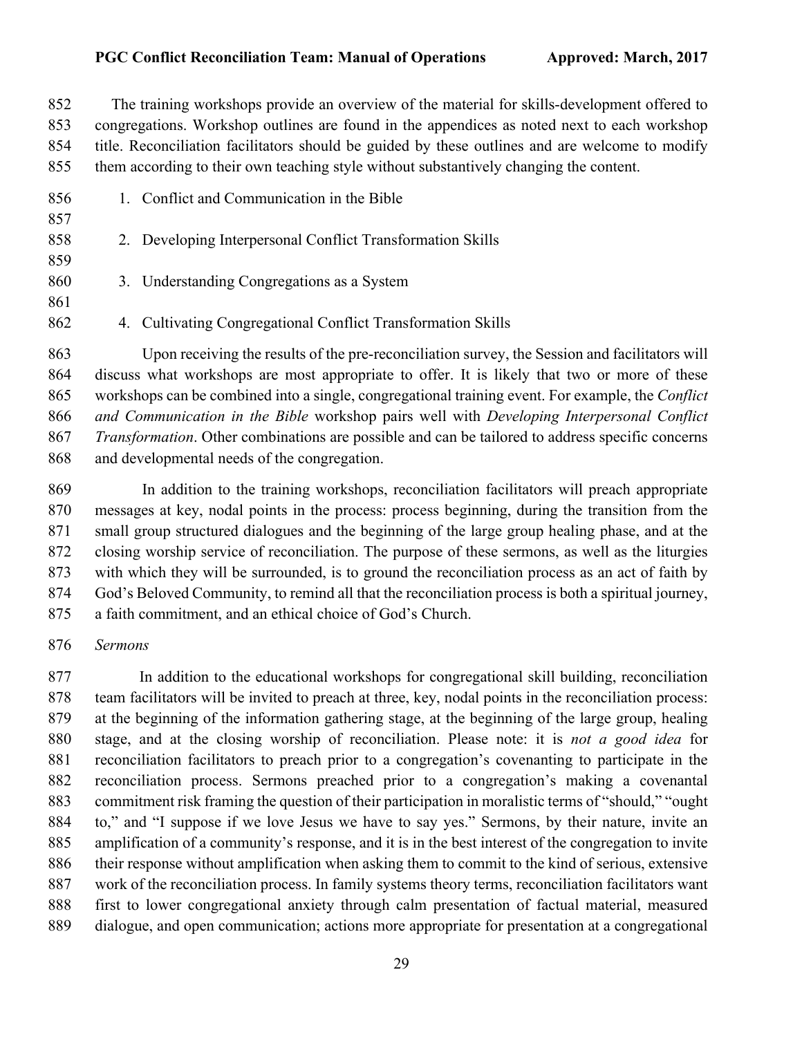The training workshops provide an overview of the material for skills-development offered to congregations. Workshop outlines are found in the appendices as noted next to each workshop title. Reconciliation facilitators should be guided by these outlines and are welcome to modify them according to their own teaching style without substantively changing the content.

1. Conflict and Communication in the Bible

2. Developing Interpersonal Conflict Transformation Skills

3. Understanding Congregations as a System

4. Cultivating Congregational Conflict Transformation Skills

Upon receiving the results of the pre-reconciliation survey, the Session and facilitators will discuss what workshops are most appropriate to offer. It is likely that two or more of these workshops can be combined into a single, congregational training event. For example, the *Conflict and Communication in the Bible* workshop pairs well with *Developing Interpersonal Conflict Transformation*. Other combinations are possible and can be tailored to address specific concerns and developmental needs of the congregation.

In addition to the training workshops, reconciliation facilitators will preach appropriate messages at key, nodal points in the process: process beginning, during the transition from the small group structured dialogues and the beginning of the large group healing phase, and at the closing worship service of reconciliation. The purpose of these sermons, as well as the liturgies with which they will be surrounded, is to ground the reconciliation process as an act of faith by God's Beloved Community, to remind all that the reconciliation process is both a spiritual journey, a faith commitment, and an ethical choice of God's Church.

*Sermons*

In addition to the educational workshops for congregational skill building, reconciliation team facilitators will be invited to preach at three, key, nodal points in the reconciliation process: at the beginning of the information gathering stage, at the beginning of the large group, healing stage, and at the closing worship of reconciliation. Please note: it is *not a good idea* for reconciliation facilitators to preach prior to a congregation's covenanting to participate in the reconciliation process. Sermons preached prior to a congregation's making a covenantal commitment risk framing the question of their participation in moralistic terms of "should," "ought to," and "I suppose if we love Jesus we have to say yes." Sermons, by their nature, invite an amplification of a community's response, and it is in the best interest of the congregation to invite their response without amplification when asking them to commit to the kind of serious, extensive work of the reconciliation process. In family systems theory terms, reconciliation facilitators want first to lower congregational anxiety through calm presentation of factual material, measured dialogue, and open communication; actions more appropriate for presentation at a congregational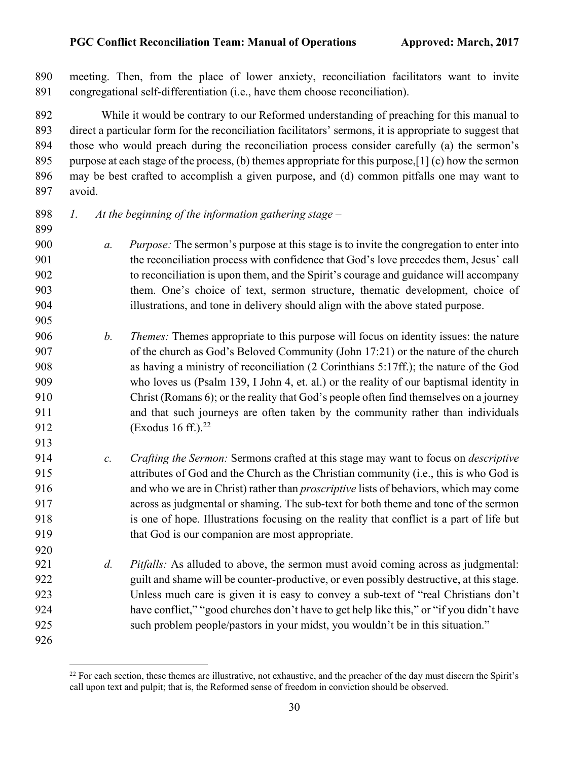meeting. Then, from the place of lower anxiety, reconciliation facilitators want to invite congregational self-differentiation (i.e., have them choose reconciliation).

While it would be contrary to our Reformed understanding of preaching for this manual to direct a particular form for the reconciliation facilitators' sermons, it is appropriate to suggest that those who would preach during the reconciliation process consider carefully (a) the sermon's purpose at each stage of the process, (b) themes appropriate for this purpose,[1] (c) how the sermon may be best crafted to accomplish a given purpose, and (d) common pitfalls one may want to avoid.

*1. At the beginning of the information gathering stage –*

*a. Purpose:* The sermon's purpose at this stage is to invite the congregation to enter into the reconciliation process with confidence that God's love precedes them, Jesus' call to reconciliation is upon them, and the Spirit's courage and guidance will accompany them. One's choice of text, sermon structure, thematic development, choice of illustrations, and tone in delivery should align with the above stated purpose.

*b. Themes:* Themes appropriate to this purpose will focus on identity issues: the nature of the church as God's Beloved Community (John 17:21) or the nature of the church as having a ministry of reconciliation (2 Corinthians 5:17ff.); the nature of the God who loves us (Psalm 139, I John 4, et. al.) or the reality of our baptismal identity in Christ (Romans 6); or the reality that God's people often find themselves on a journey and that such journeys are often taken by the community rather than individuals (Exodus 16 ff.).[22]

*c. Crafting the Sermon:* Sermons crafted at this stage may want to focus on *descriptive* attributes of God and the Church as the Christian community (i.e., this is who God is and who we are in Christ) rather than *proscriptive* lists of behaviors, which may come across as judgmental or shaming. The sub-text for both theme and tone of the sermon is one of hope. Illustrations focusing on the reality that conflict is a part of life but that God is our companion are most appropriate.

*d. Pitfalls:* As alluded to above, the sermon must avoid coming across as judgmental: guilt and shame will be counter-productive, or even possibly destructive, at this stage. Unless much care is given it is easy to convey a sub-text of "real Christians don't have conflict," "good churches don't have to get help like this," or "if you didn't have such problem people/pastors in your midst, you wouldn't be in this situation."

[22] For each section, these themes are illustrative, not exhaustive, and the preacher of the day must discern the Spirit's call upon text and pulpit; that is, the Reformed sense of freedom in conviction should be observed.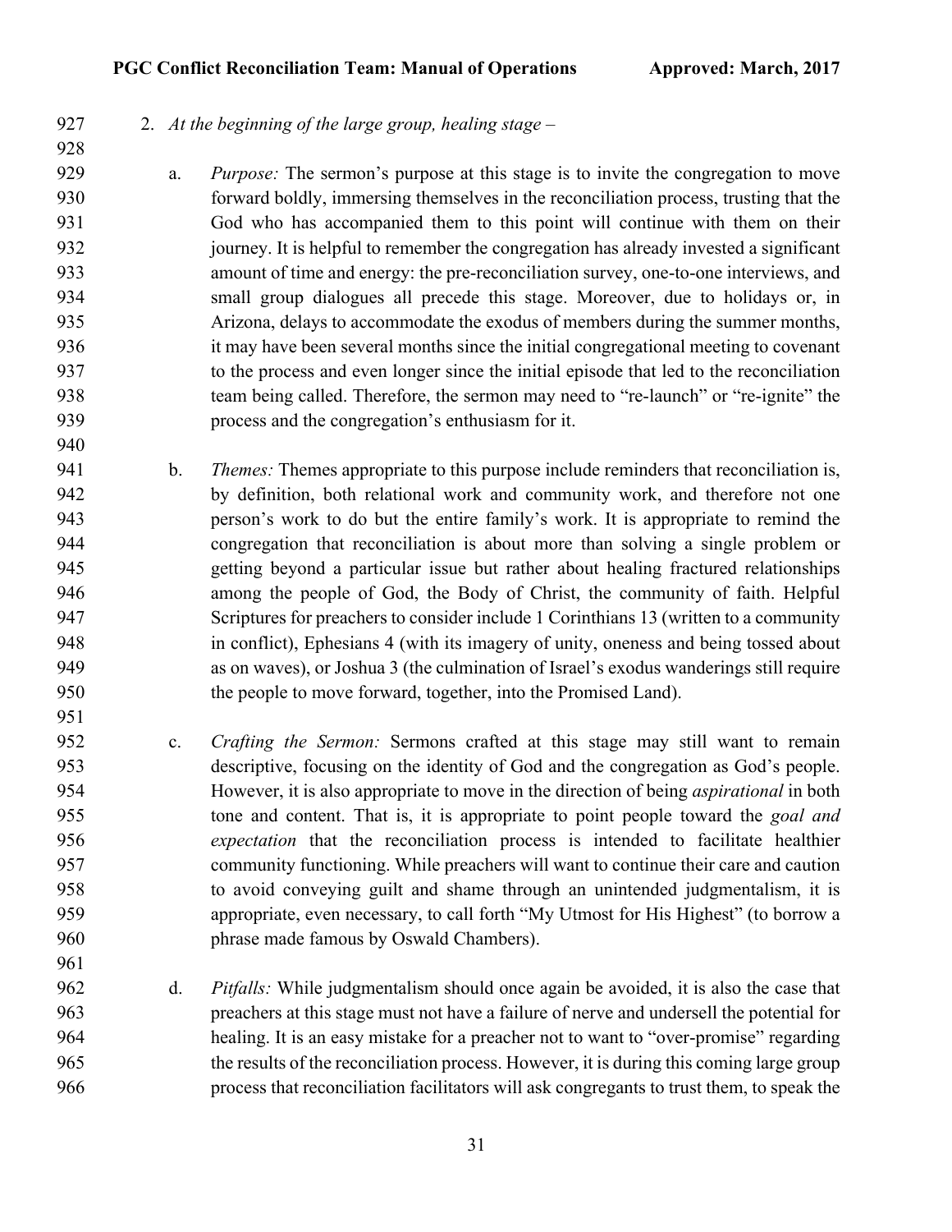2. *At the beginning of the large group, healing stage –*

   a. *Purpose:* The sermon's purpose at this stage is to invite the congregation to move forward boldly, immersing themselves in the reconciliation process, trusting that the God who has accompanied them to this point will continue with them on their journey. It is helpful to remember the congregation has already invested a significant amount of time and energy: the pre-reconciliation survey, one-to-one interviews, and small group dialogues all precede this stage. Moreover, due to holidays or, in Arizona, delays to accommodate the exodus of members during the summer months, it may have been several months since the initial congregational meeting to covenant to the process and even longer since the initial episode that led to the reconciliation team being called. Therefore, the sermon may need to "re-launch" or "re-ignite" the process and the congregation's enthusiasm for it.

   b. *Themes:* Themes appropriate to this purpose include reminders that reconciliation is, by definition, both relational work and community work, and therefore not one person's work to do but the entire family's work. It is appropriate to remind the congregation that reconciliation is about more than solving a single problem or getting beyond a particular issue but rather about healing fractured relationships among the people of God, the Body of Christ, the community of faith. Helpful Scriptures for preachers to consider include 1 Corinthians 13 (written to a community in conflict), Ephesians 4 (with its imagery of unity, oneness and being tossed about as on waves), or Joshua 3 (the culmination of Israel's exodus wanderings still require the people to move forward, together, into the Promised Land).

   c. *Crafting the Sermon:* Sermons crafted at this stage may still want to remain descriptive, focusing on the identity of God and the congregation as God's people. However, it is also appropriate to move in the direction of being *aspirational* in both tone and content. That is, it is appropriate to point people toward the *goal and expectation* that the reconciliation process is intended to facilitate healthier community functioning. While preachers will want to continue their care and caution to avoid conveying guilt and shame through an unintended judgmentalism, it is appropriate, even necessary, to call forth "My Utmost for His Highest" (to borrow a phrase made famous by Oswald Chambers).

   d. *Pitfalls:* While judgmentalism should once again be avoided, it is also the case that preachers at this stage must not have a failure of nerve and undersell the potential for healing. It is an easy mistake for a preacher not to want to "over-promise" regarding the results of the reconciliation process. However, it is during this coming large group process that reconciliation facilitators will ask congregants to trust them, to speak the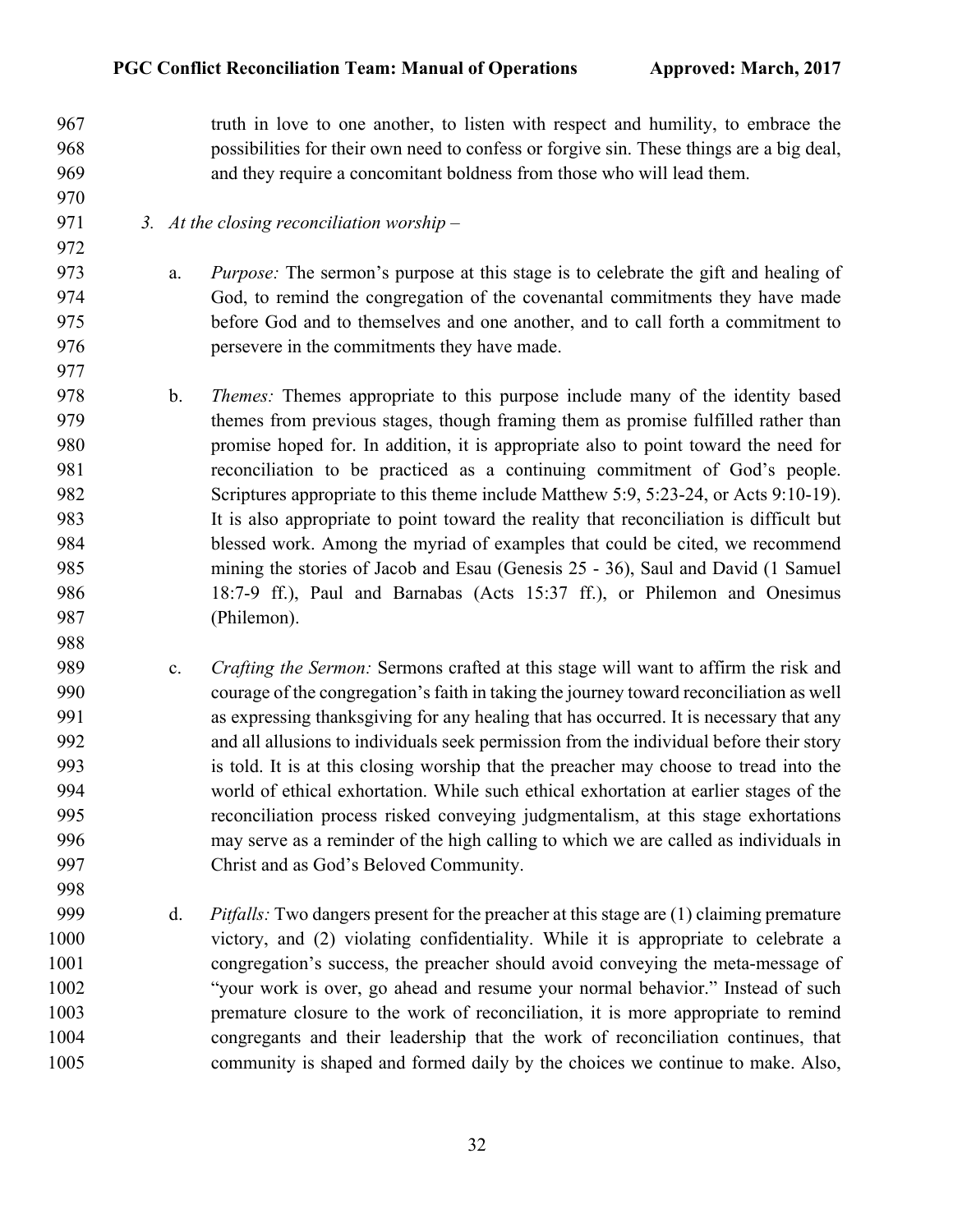truth in love to one another, to listen with respect and humility, to embrace the possibilities for their own need to confess or forgive sin. These things are a big deal, and they require a concomitant boldness from those who will lead them.

3. *At the closing reconciliation worship –*

   a. *Purpose:* The sermon's purpose at this stage is to celebrate the gift and healing of God, to remind the congregation of the covenantal commitments they have made before God and to themselves and one another, and to call forth a commitment to persevere in the commitments they have made.

   b. *Themes:* Themes appropriate to this purpose include many of the identity based themes from previous stages, though framing them as promise fulfilled rather than promise hoped for. In addition, it is appropriate also to point toward the need for reconciliation to be practiced as a continuing commitment of God's people. Scriptures appropriate to this theme include Matthew 5:9, 5:23-24, or Acts 9:10-19). It is also appropriate to point toward the reality that reconciliation is difficult but blessed work. Among the myriad of examples that could be cited, we recommend mining the stories of Jacob and Esau (Genesis 25 - 36), Saul and David (1 Samuel 18:7-9 ff.), Paul and Barnabas (Acts 15:37 ff.), or Philemon and Onesimus (Philemon).

   c. *Crafting the Sermon:* Sermons crafted at this stage will want to affirm the risk and courage of the congregation's faith in taking the journey toward reconciliation as well as expressing thanksgiving for any healing that has occurred. It is necessary that any and all allusions to individuals seek permission from the individual before their story is told. It is at this closing worship that the preacher may choose to tread into the world of ethical exhortation. While such ethical exhortation at earlier stages of the reconciliation process risked conveying judgmentalism, at this stage exhortations may serve as a reminder of the high calling to which we are called as individuals in Christ and as God's Beloved Community.

   d. *Pitfalls:* Two dangers present for the preacher at this stage are (1) claiming premature victory, and (2) violating confidentiality. While it is appropriate to celebrate a congregation's success, the preacher should avoid conveying the meta-message of "your work is over, go ahead and resume your normal behavior." Instead of such premature closure to the work of reconciliation, it is more appropriate to remind congregants and their leadership that the work of reconciliation continues, that community is shaped and formed daily by the choices we continue to make. Also,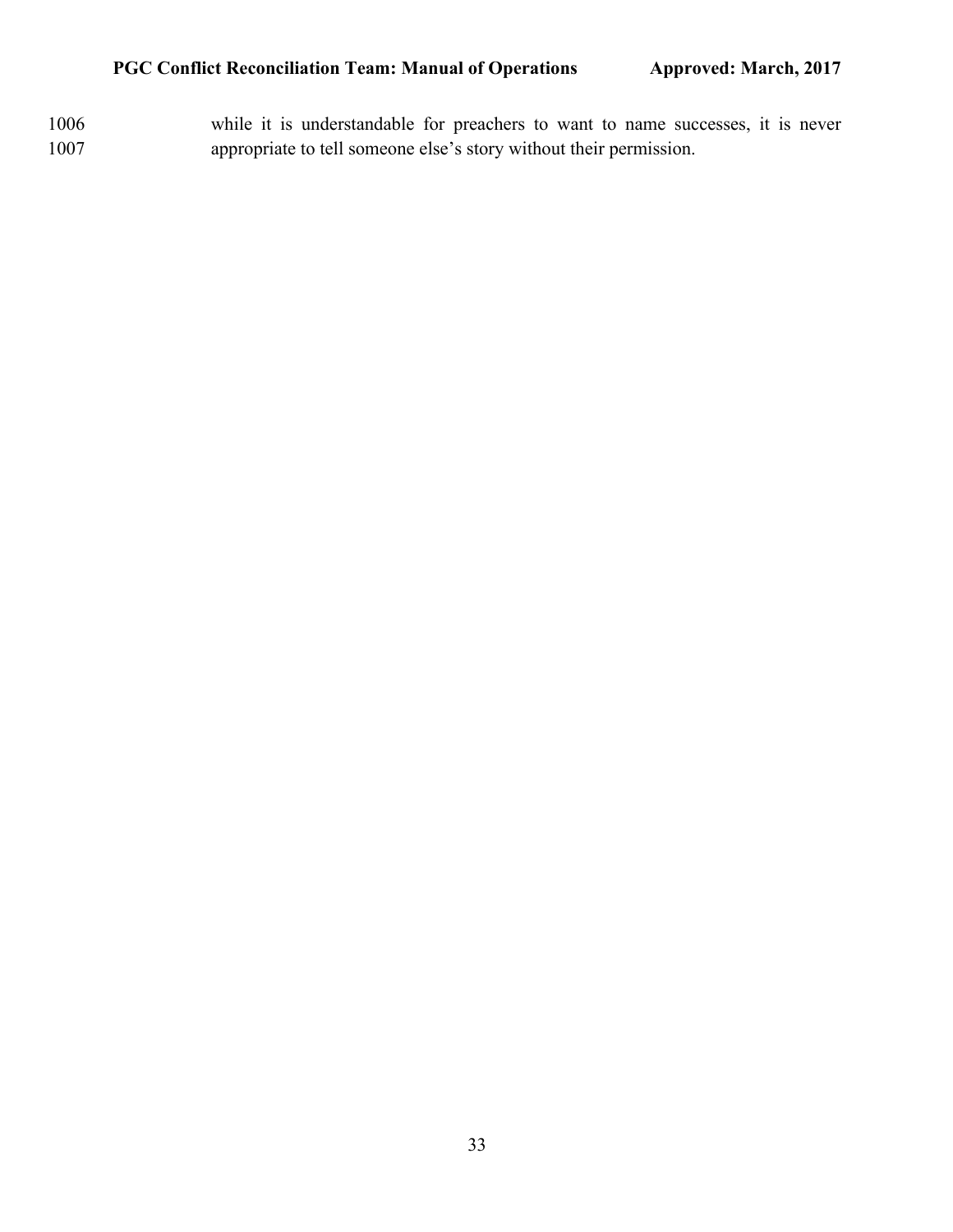while it is understandable for preachers to want to name successes, it is never appropriate to tell someone else's story without their permission.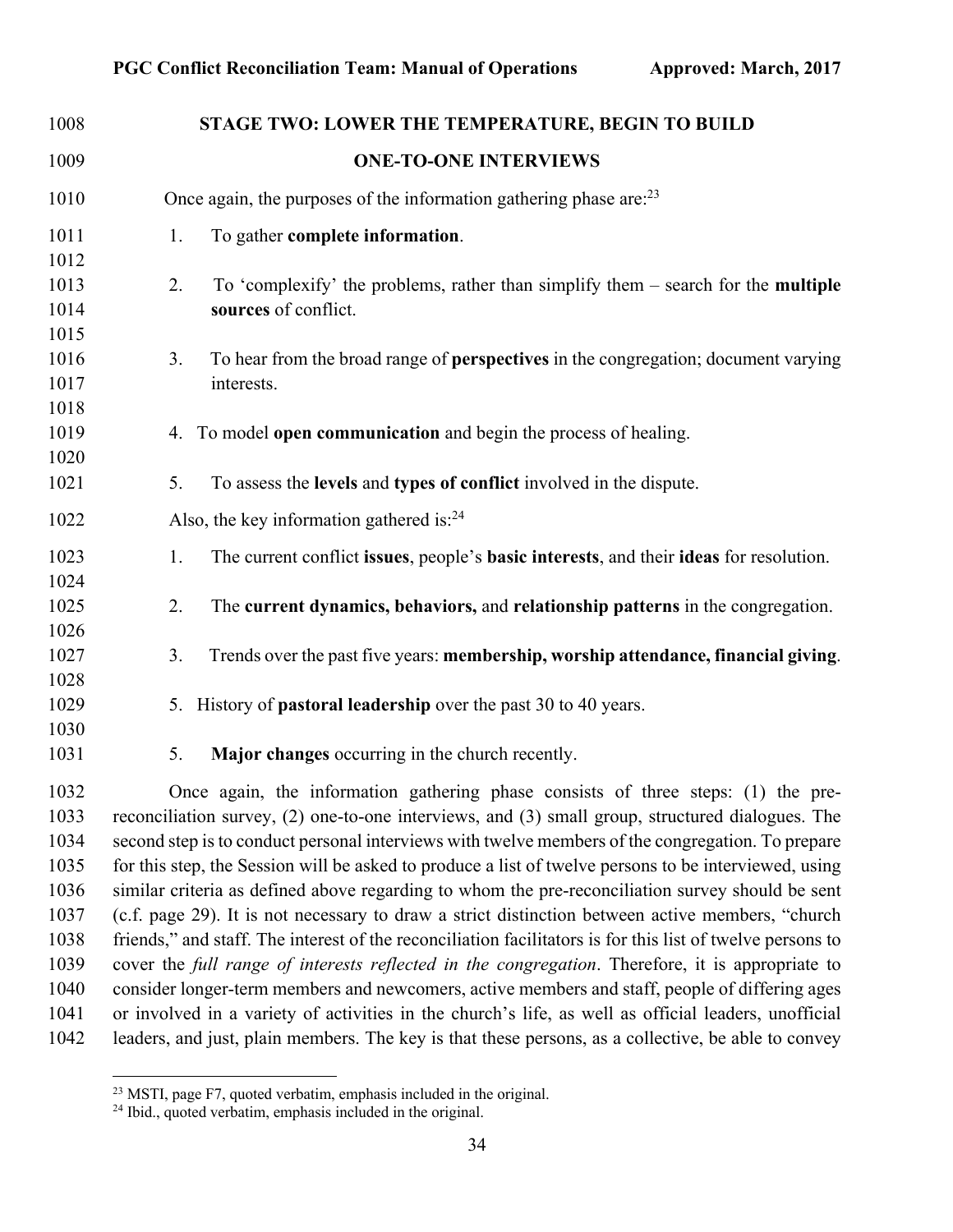## STAGE TWO: LOWER THE TEMPERATURE, BEGIN TO BUILD

### ONE-TO-ONE INTERVIEWS

Once again, the purposes of the information gathering phase are:[23]

1. To gather **complete information**.

2. To 'complexify' the problems, rather than simplify them – search for the **multiple sources** of conflict.

3. To hear from the broad range of **perspectives** in the congregation; document varying interests.

4. To model **open communication** and begin the process of healing.

5. To assess the **levels** and **types of conflict** involved in the dispute.

Also, the key information gathered is:[24]

1. The current conflict **issues**, people's **basic interests**, and their **ideas** for resolution.

2. The **current dynamics, behaviors,** and **relationship patterns** in the congregation.

3. Trends over the past five years: **membership, worship attendance, financial giving**.

5. History of **pastoral leadership** over the past 30 to 40 years.

5. **Major changes** occurring in the church recently.

Once again, the information gathering phase consists of three steps: (1) the pre-reconciliation survey, (2) one-to-one interviews, and (3) small group, structured dialogues. The second step is to conduct personal interviews with twelve members of the congregation. To prepare for this step, the Session will be asked to produce a list of twelve persons to be interviewed, using similar criteria as defined above regarding to whom the pre-reconciliation survey should be sent (c.f. page 29). It is not necessary to draw a strict distinction between active members, "church friends," and staff. The interest of the reconciliation facilitators is for this list of twelve persons to cover the *full range of interests reflected in the congregation*. Therefore, it is appropriate to consider longer-term members and newcomers, active members and staff, people of differing ages or involved in a variety of activities in the church's life, as well as official leaders, unofficial leaders, and just, plain members. The key is that these persons, as a collective, be able to convey

---

[23] MSTI, page F7, quoted verbatim, emphasis included in the original.

[24] Ibid., quoted verbatim, emphasis included in the original.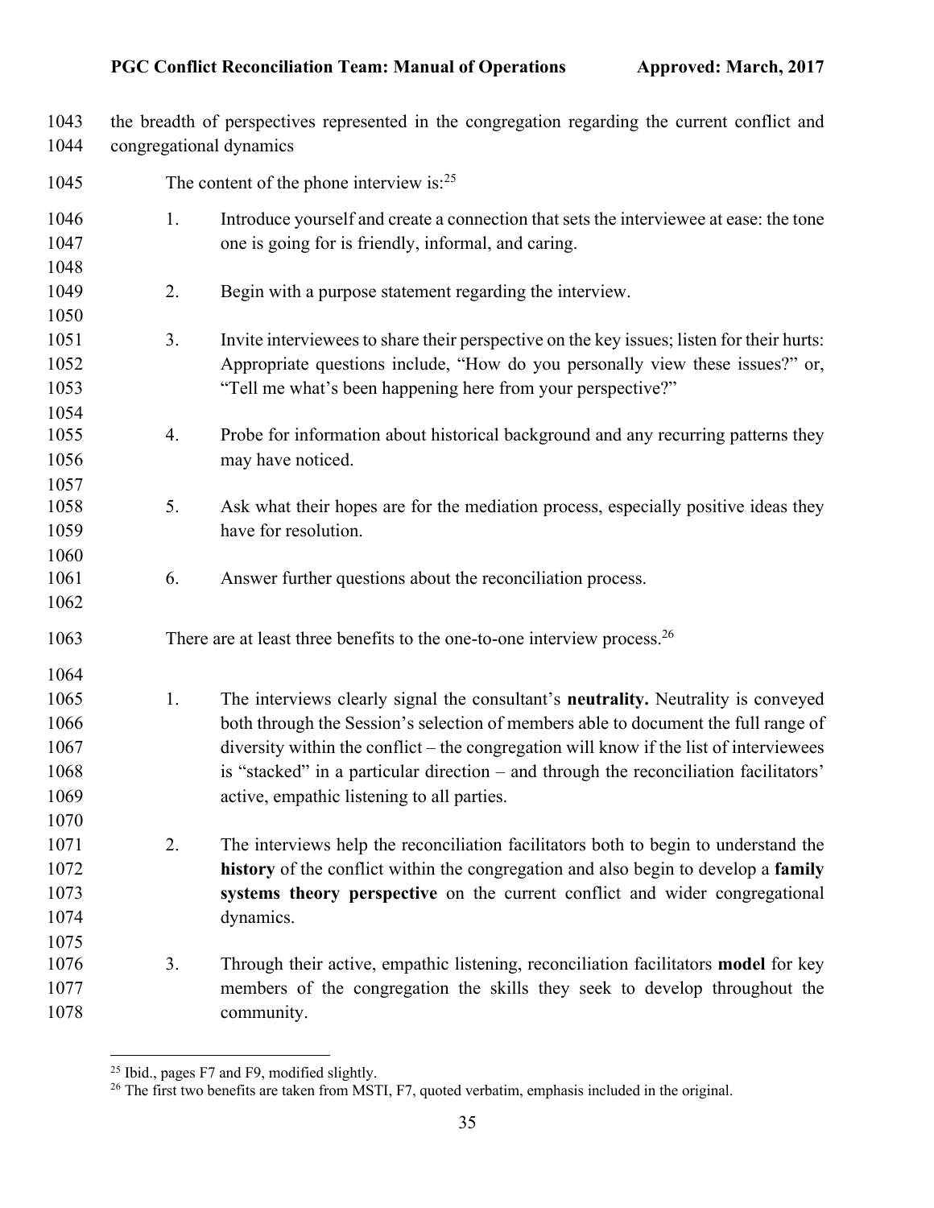the breadth of perspectives represented in the congregation regarding the current conflict and congregational dynamics

The content of the phone interview is:[25]

1. Introduce yourself and create a connection that sets the interviewee at ease: the tone one is going for is friendly, informal, and caring.

2. Begin with a purpose statement regarding the interview.

3. Invite interviewees to share their perspective on the key issues; listen for their hurts: Appropriate questions include, "How do you personally view these issues?" or, "Tell me what's been happening here from your perspective?"

4. Probe for information about historical background and any recurring patterns they may have noticed.

5. Ask what their hopes are for the mediation process, especially positive ideas they have for resolution.

6. Answer further questions about the reconciliation process.

There are at least three benefits to the one-to-one interview process.[26]

1. The interviews clearly signal the consultant's **neutrality.** Neutrality is conveyed both through the Session's selection of members able to document the full range of diversity within the conflict – the congregation will know if the list of interviewees is "stacked" in a particular direction – and through the reconciliation facilitators' active, empathic listening to all parties.

2. The interviews help the reconciliation facilitators both to begin to understand the **history** of the conflict within the congregation and also begin to develop a **family systems theory perspective** on the current conflict and wider congregational dynamics.

3. Through their active, empathic listening, reconciliation facilitators **model** for key members of the congregation the skills they seek to develop throughout the community.

---

[25] Ibid., pages F7 and F9, modified slightly.

[26] The first two benefits are taken from MSTI, F7, quoted verbatim, emphasis included in the original.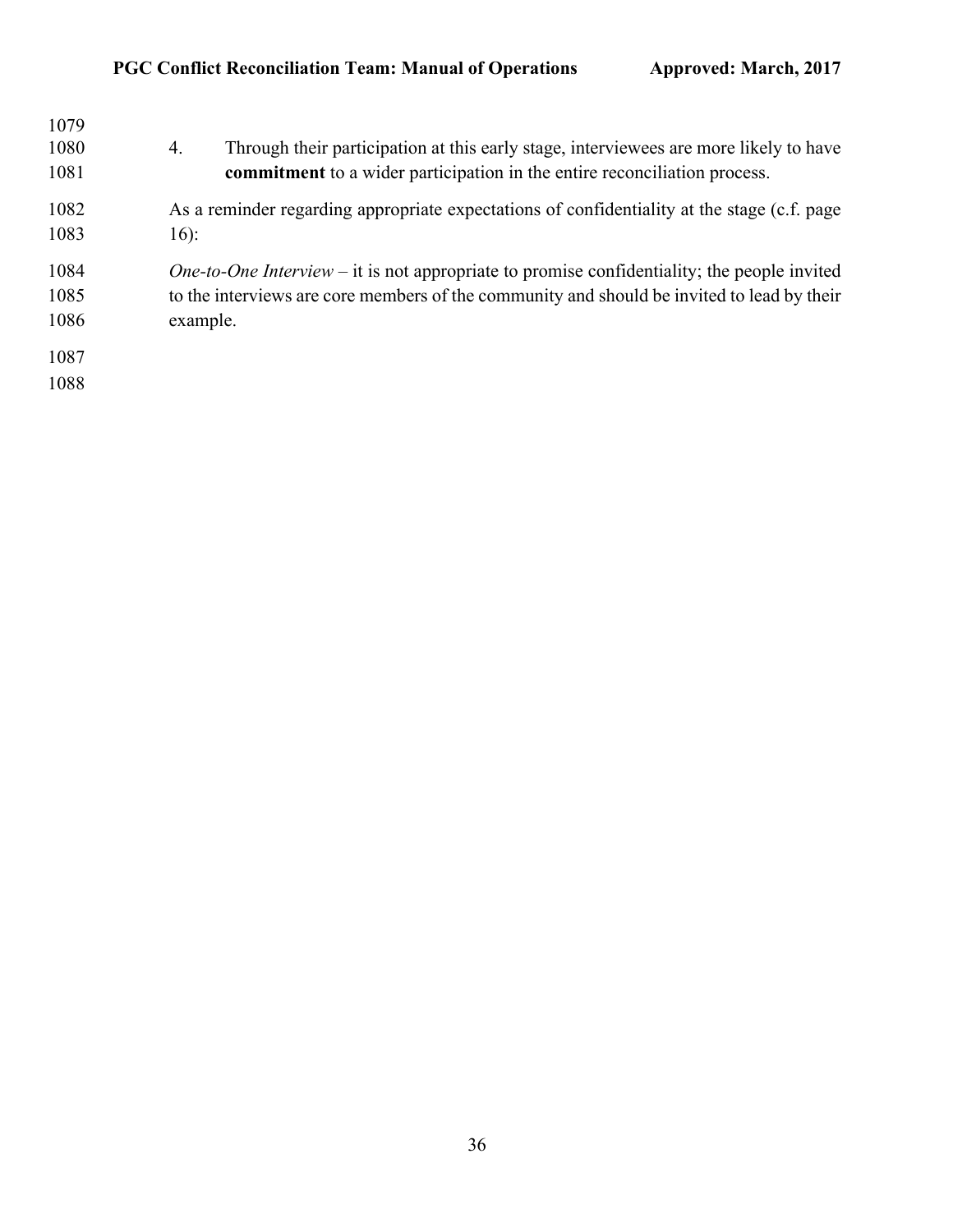4. Through their participation at this early stage, interviewees are more likely to have **commitment** to a wider participation in the entire reconciliation process.

As a reminder regarding appropriate expectations of confidentiality at the stage (c.f. page 16):

*One-to-One Interview* – it is not appropriate to promise confidentiality; the people invited to the interviews are core members of the community and should be invited to lead by their example.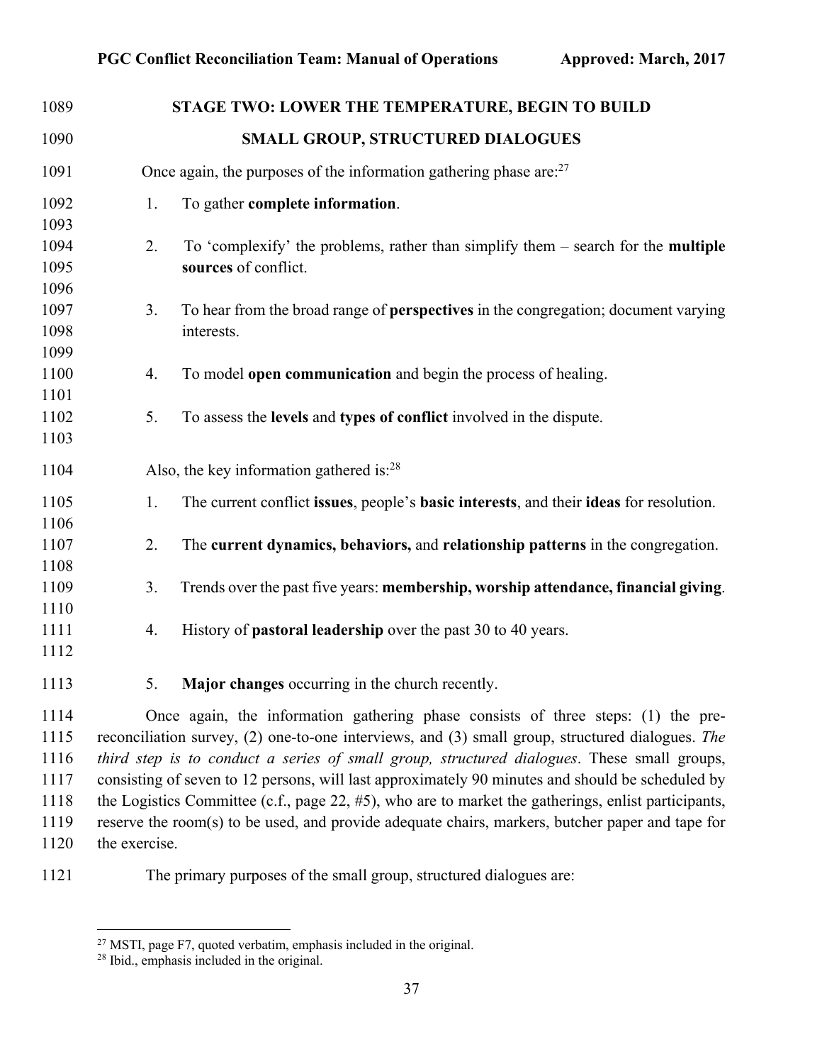## STAGE TWO: LOWER THE TEMPERATURE, BEGIN TO BUILD

### SMALL GROUP, STRUCTURED DIALOGUES

Once again, the purposes of the information gathering phase are:[27]

1. To gather **complete information**.

2. To 'complexify' the problems, rather than simplify them – search for the **multiple sources** of conflict.

3. To hear from the broad range of **perspectives** in the congregation; document varying interests.

4. To model **open communication** and begin the process of healing.

5. To assess the **levels** and **types of conflict** involved in the dispute.

Also, the key information gathered is:[28]

1. The current conflict **issues**, people's **basic interests**, and their **ideas** for resolution.

2. The **current dynamics, behaviors,** and **relationship patterns** in the congregation.

3. Trends over the past five years: **membership, worship attendance, financial giving**.

4. History of **pastoral leadership** over the past 30 to 40 years.

5. **Major changes** occurring in the church recently.

Once again, the information gathering phase consists of three steps: (1) the pre-reconciliation survey, (2) one-to-one interviews, and (3) small group, structured dialogues. *The third step is to conduct a series of small group, structured dialogues*. These small groups, consisting of seven to 12 persons, will last approximately 90 minutes and should be scheduled by the Logistics Committee (c.f., page 22, #5), who are to market the gatherings, enlist participants, reserve the room(s) to be used, and provide adequate chairs, markers, butcher paper and tape for the exercise.

The primary purposes of the small group, structured dialogues are:

---

[27] MSTI, page F7, quoted verbatim, emphasis included in the original.

[28] Ibid., emphasis included in the original.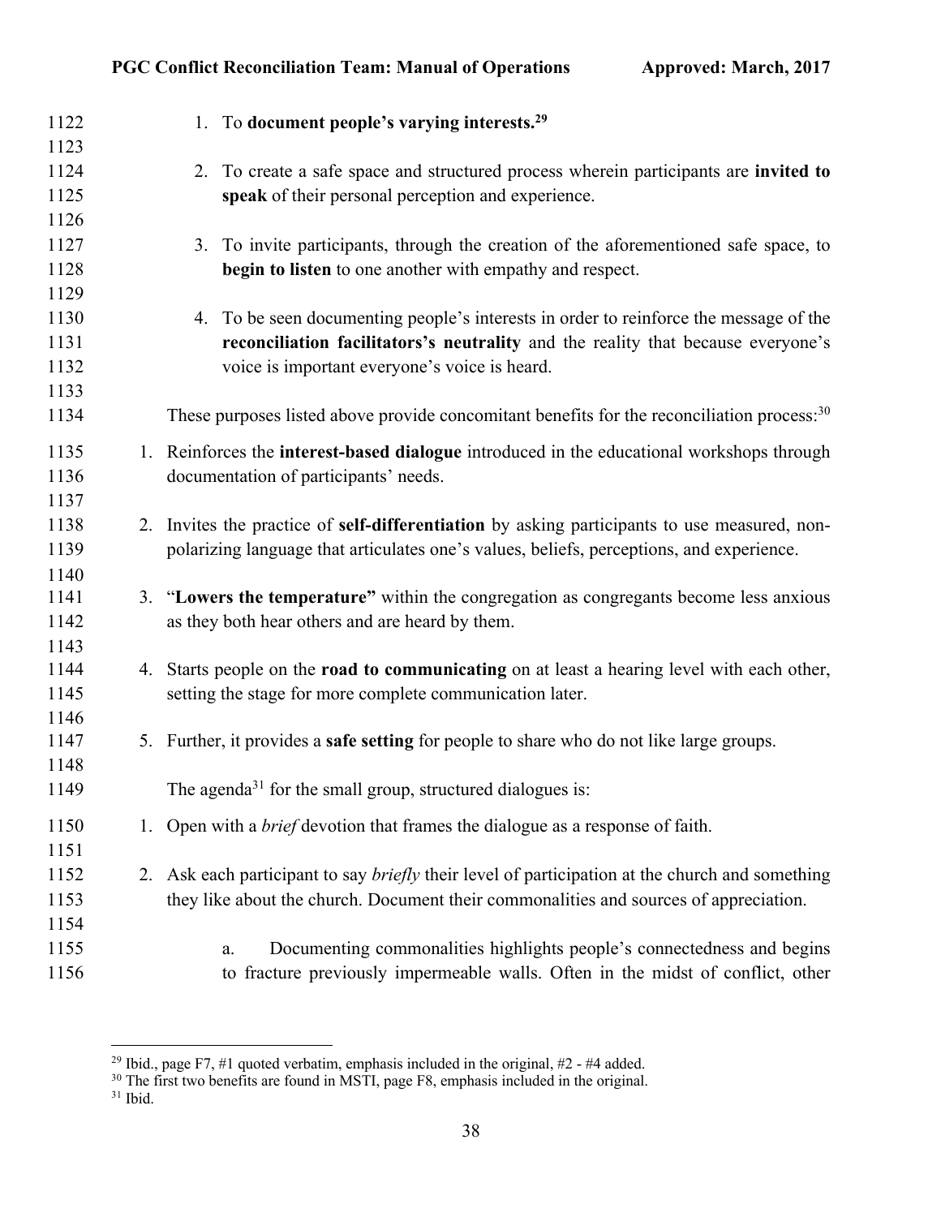1. To **document people's varying interests.**[29]

2. To create a safe space and structured process wherein participants are **invited to speak** of their personal perception and experience.

3. To invite participants, through the creation of the aforementioned safe space, to **begin to listen** to one another with empathy and respect.

4. To be seen documenting people's interests in order to reinforce the message of the **reconciliation facilitators's neutrality** and the reality that because everyone's voice is important everyone's voice is heard.

These purposes listed above provide concomitant benefits for the reconciliation process:[30]

1. Reinforces the **interest-based dialogue** introduced in the educational workshops through documentation of participants' needs.

2. Invites the practice of **self-differentiation** by asking participants to use measured, non-polarizing language that articulates one's values, beliefs, perceptions, and experience.

3. "**Lowers the temperature"** within the congregation as congregants become less anxious as they both hear others and are heard by them.

4. Starts people on the **road to communicating** on at least a hearing level with each other, setting the stage for more complete communication later.

5. Further, it provides a **safe setting** for people to share who do not like large groups.

The agenda[31] for the small group, structured dialogues is:

1. Open with a *brief* devotion that frames the dialogue as a response of faith.

2. Ask each participant to say *briefly* their level of participation at the church and something they like about the church. Document their commonalities and sources of appreciation.

    a. Documenting commonalities highlights people's connectedness and begins to fracture previously impermeable walls. Often in the midst of conflict, other

---

[29] Ibid., page F7, #1 quoted verbatim, emphasis included in the original, #2 - #4 added.

[30] The first two benefits are found in MSTI, page F8, emphasis included in the original.

[31] Ibid.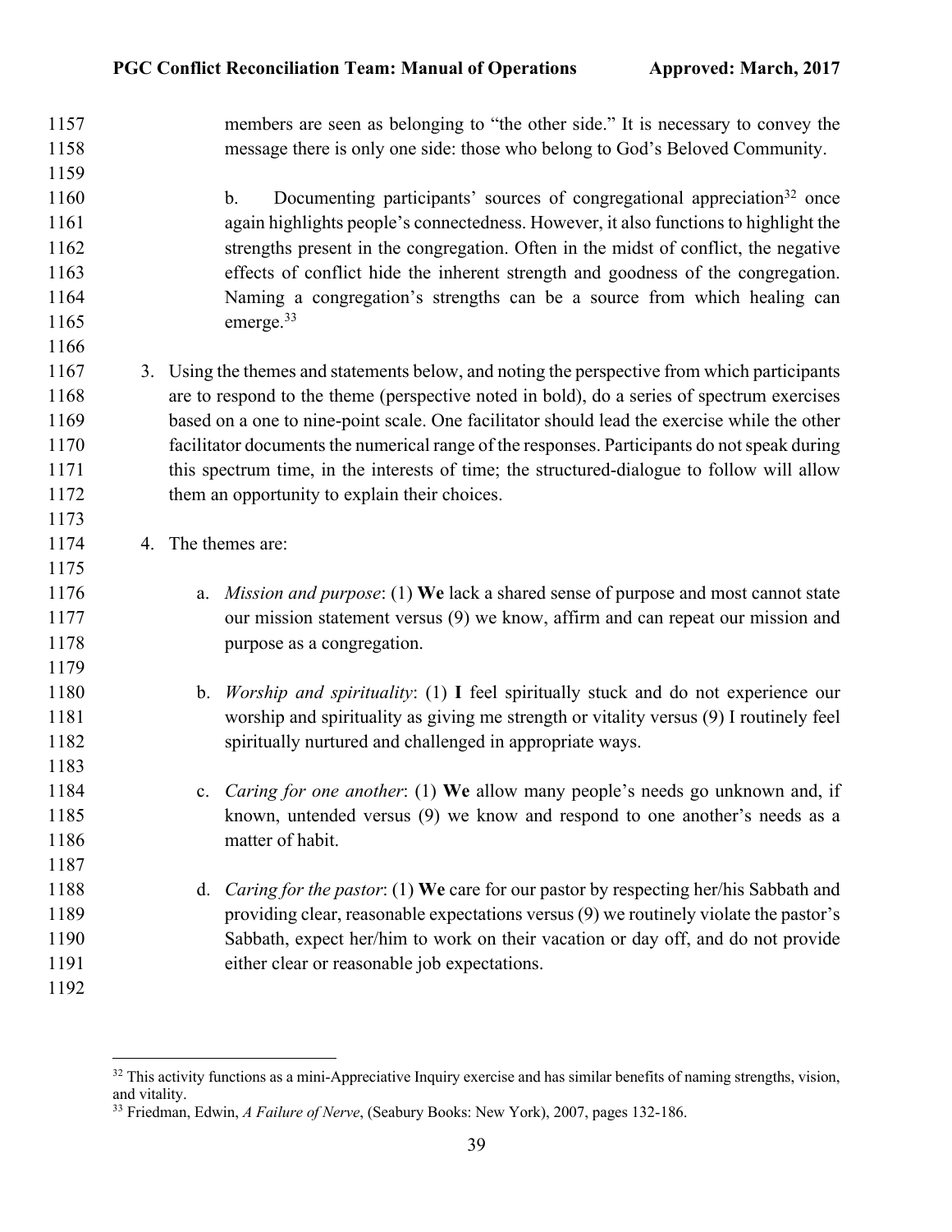members are seen as belonging to "the other side." It is necessary to convey the message there is only one side: those who belong to God's Beloved Community.

b. Documenting participants' sources of congregational appreciation[32] once again highlights people's connectedness. However, it also functions to highlight the strengths present in the congregation. Often in the midst of conflict, the negative effects of conflict hide the inherent strength and goodness of the congregation. Naming a congregation's strengths can be a source from which healing can emerge.[33]

3. Using the themes and statements below, and noting the perspective from which participants are to respond to the theme (perspective noted in bold), do a series of spectrum exercises based on a one to nine-point scale. One facilitator should lead the exercise while the other facilitator documents the numerical range of the responses. Participants do not speak during this spectrum time, in the interests of time; the structured-dialogue to follow will allow them an opportunity to explain their choices.

4. The themes are:

   a. *Mission and purpose*: (1) **We** lack a shared sense of purpose and most cannot state our mission statement versus (9) we know, affirm and can repeat our mission and purpose as a congregation.

   b. *Worship and spirituality*: (1) **I** feel spiritually stuck and do not experience our worship and spirituality as giving me strength or vitality versus (9) I routinely feel spiritually nurtured and challenged in appropriate ways.

   c. *Caring for one another*: (1) **We** allow many people's needs go unknown and, if known, untended versus (9) we know and respond to one another's needs as a matter of habit.

   d. *Caring for the pastor*: (1) **We** care for our pastor by respecting her/his Sabbath and providing clear, reasonable expectations versus (9) we routinely violate the pastor's Sabbath, expect her/him to work on their vacation or day off, and do not provide either clear or reasonable job expectations.

---

[32] This activity functions as a mini-Appreciative Inquiry exercise and has similar benefits of naming strengths, vision, and vitality.

[33] Friedman, Edwin, *A Failure of Nerve*, (Seabury Books: New York), 2007, pages 132-186.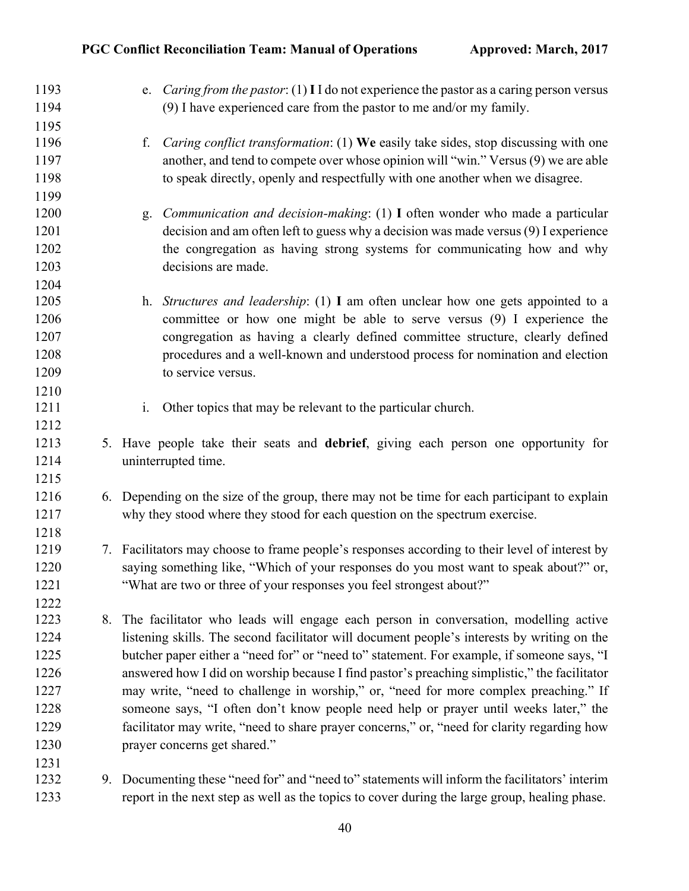e. *Caring from the pastor*: (1) **I** I do not experience the pastor as a caring person versus (9) I have experienced care from the pastor to me and/or my family.

f. *Caring conflict transformation*: (1) **We** easily take sides, stop discussing with one another, and tend to compete over whose opinion will "win." Versus (9) we are able to speak directly, openly and respectfully with one another when we disagree.

g. *Communication and decision-making*: (1) **I** often wonder who made a particular decision and am often left to guess why a decision was made versus (9) I experience the congregation as having strong systems for communicating how and why decisions are made.

h. *Structures and leadership*: (1) **I** am often unclear how one gets appointed to a committee or how one might be able to serve versus (9) I experience the congregation as having a clearly defined committee structure, clearly defined procedures and a well-known and understood process for nomination and election to service versus.

i. Other topics that may be relevant to the particular church.

5. Have people take their seats and **debrief**, giving each person one opportunity for uninterrupted time.

6. Depending on the size of the group, there may not be time for each participant to explain why they stood where they stood for each question on the spectrum exercise.

7. Facilitators may choose to frame people's responses according to their level of interest by saying something like, "Which of your responses do you most want to speak about?" or, "What are two or three of your responses you feel strongest about?"

8. The facilitator who leads will engage each person in conversation, modelling active listening skills. The second facilitator will document people's interests by writing on the butcher paper either a "need for" or "need to" statement. For example, if someone says, "I answered how I did on worship because I find pastor's preaching simplistic," the facilitator may write, "need to challenge in worship," or, "need for more complex preaching." If someone says, "I often don't know people need help or prayer until weeks later," the facilitator may write, "need to share prayer concerns," or, "need for clarity regarding how prayer concerns get shared."

9. Documenting these "need for" and "need to" statements will inform the facilitators' interim report in the next step as well as the topics to cover during the large group, healing phase.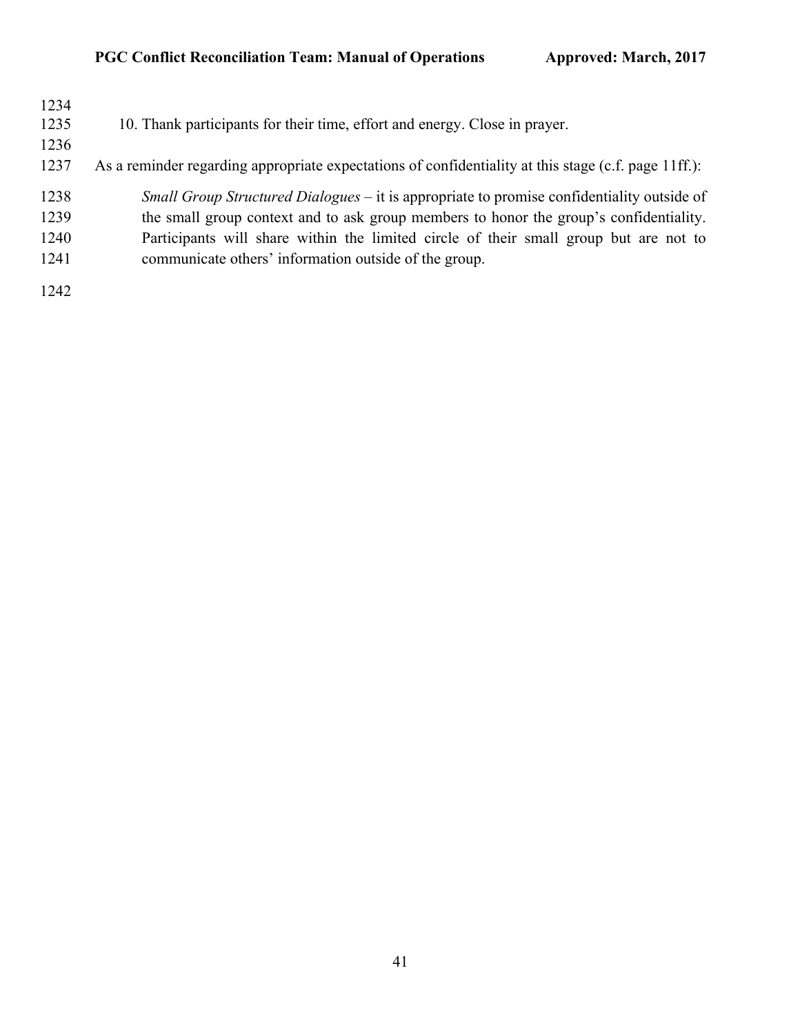10. Thank participants for their time, effort and energy. Close in prayer.

As a reminder regarding appropriate expectations of confidentiality at this stage (c.f. page 11ff.):

> *Small Group Structured Dialogues* – it is appropriate to promise confidentiality outside of the small group context and to ask group members to honor the group's confidentiality. Participants will share within the limited circle of their small group but are not to communicate others' information outside of the group.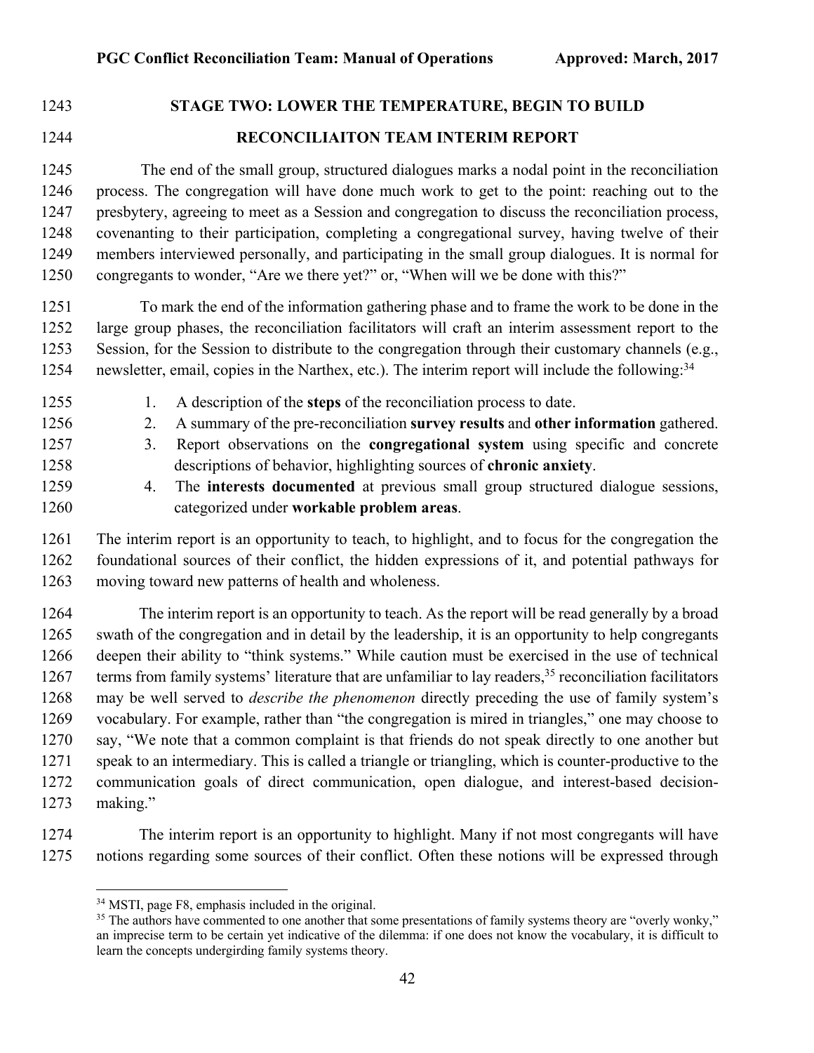## STAGE TWO: LOWER THE TEMPERATURE, BEGIN TO BUILD

### RECONCILIAITON TEAM INTERIM REPORT

The end of the small group, structured dialogues marks a nodal point in the reconciliation process. The congregation will have done much work to get to the point: reaching out to the presbytery, agreeing to meet as a Session and congregation to discuss the reconciliation process, covenanting to their participation, completing a congregational survey, having twelve of their members interviewed personally, and participating in the small group dialogues. It is normal for congregants to wonder, "Are we there yet?" or, "When will we be done with this?"

To mark the end of the information gathering phase and to frame the work to be done in the large group phases, the reconciliation facilitators will craft an interim assessment report to the Session, for the Session to distribute to the congregation through their customary channels (e.g., newsletter, email, copies in the Narthex, etc.). The interim report will include the following:[34]

1. A description of the **steps** of the reconciliation process to date.
2. A summary of the pre-reconciliation **survey results** and **other information** gathered.
3. Report observations on the **congregational system** using specific and concrete descriptions of behavior, highlighting sources of **chronic anxiety**.
4. The **interests documented** at previous small group structured dialogue sessions, categorized under **workable problem areas**.

The interim report is an opportunity to teach, to highlight, and to focus for the congregation the foundational sources of their conflict, the hidden expressions of it, and potential pathways for moving toward new patterns of health and wholeness.

The interim report is an opportunity to teach. As the report will be read generally by a broad swath of the congregation and in detail by the leadership, it is an opportunity to help congregants deepen their ability to "think systems." While caution must be exercised in the use of technical terms from family systems' literature that are unfamiliar to lay readers,[35] reconciliation facilitators may be well served to *describe the phenomenon* directly preceding the use of family system's vocabulary. For example, rather than "the congregation is mired in triangles," one may choose to say, "We note that a common complaint is that friends do not speak directly to one another but speak to an intermediary. This is called a triangle or triangling, which is counter-productive to the communication goals of direct communication, open dialogue, and interest-based decision-making."

The interim report is an opportunity to highlight. Many if not most congregants will have notions regarding some sources of their conflict. Often these notions will be expressed through

---

[34] MSTI, page F8, emphasis included in the original.

[35] The authors have commented to one another that some presentations of family systems theory are "overly wonky," an imprecise term to be certain yet indicative of the dilemma: if one does not know the vocabulary, it is difficult to learn the concepts undergirding family systems theory.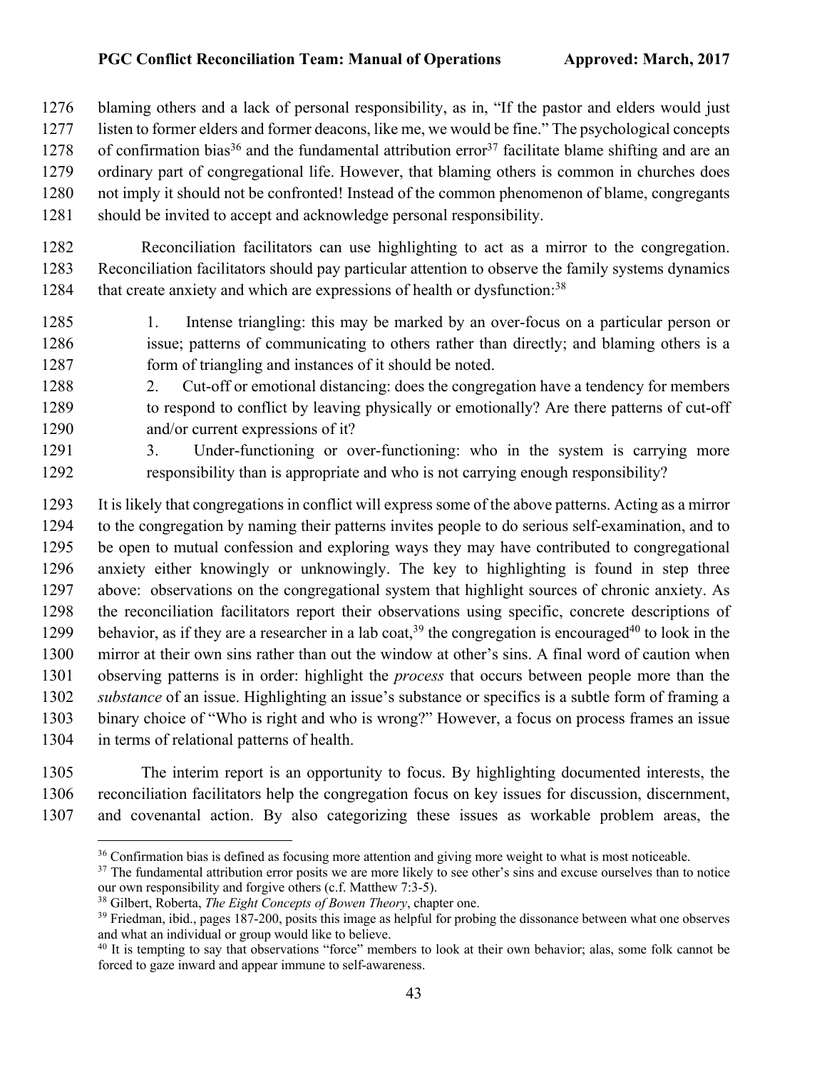blaming others and a lack of personal responsibility, as in, "If the pastor and elders would just listen to former elders and former deacons, like me, we would be fine." The psychological concepts of confirmation bias[36] and the fundamental attribution error[37] facilitate blame shifting and are an ordinary part of congregational life. However, that blaming others is common in churches does not imply it should not be confronted! Instead of the common phenomenon of blame, congregants should be invited to accept and acknowledge personal responsibility.

Reconciliation facilitators can use highlighting to act as a mirror to the congregation. Reconciliation facilitators should pay particular attention to observe the family systems dynamics that create anxiety and which are expressions of health or dysfunction:[38]

1. Intense triangling: this may be marked by an over-focus on a particular person or issue; patterns of communicating to others rather than directly; and blaming others is a form of triangling and instances of it should be noted.
2. Cut-off or emotional distancing: does the congregation have a tendency for members to respond to conflict by leaving physically or emotionally? Are there patterns of cut-off and/or current expressions of it?
3. Under-functioning or over-functioning: who in the system is carrying more responsibility than is appropriate and who is not carrying enough responsibility?

It is likely that congregations in conflict will express some of the above patterns. Acting as a mirror to the congregation by naming their patterns invites people to do serious self-examination, and to be open to mutual confession and exploring ways they may have contributed to congregational anxiety either knowingly or unknowingly. The key to highlighting is found in step three above: observations on the congregational system that highlight sources of chronic anxiety. As the reconciliation facilitators report their observations using specific, concrete descriptions of behavior, as if they are a researcher in a lab coat,[39] the congregation is encouraged[40] to look in the mirror at their own sins rather than out the window at other's sins. A final word of caution when observing patterns is in order: highlight the *process* that occurs between people more than the *substance* of an issue. Highlighting an issue's substance or specifics is a subtle form of framing a binary choice of "Who is right and who is wrong?" However, a focus on process frames an issue in terms of relational patterns of health.

The interim report is an opportunity to focus. By highlighting documented interests, the reconciliation facilitators help the congregation focus on key issues for discussion, discernment, and covenantal action. By also categorizing these issues as workable problem areas, the

---

[36] Confirmation bias is defined as focusing more attention and giving more weight to what is most noticeable.

[37] The fundamental attribution error posits we are more likely to see other's sins and excuse ourselves than to notice our own responsibility and forgive others (c.f. Matthew 7:3-5).

[38] Gilbert, Roberta, *The Eight Concepts of Bowen Theory*, chapter one.

[39] Friedman, ibid., pages 187-200, posits this image as helpful for probing the dissonance between what one observes and what an individual or group would like to believe.

[40] It is tempting to say that observations "force" members to look at their own behavior; alas, some folk cannot be forced to gaze inward and appear immune to self-awareness.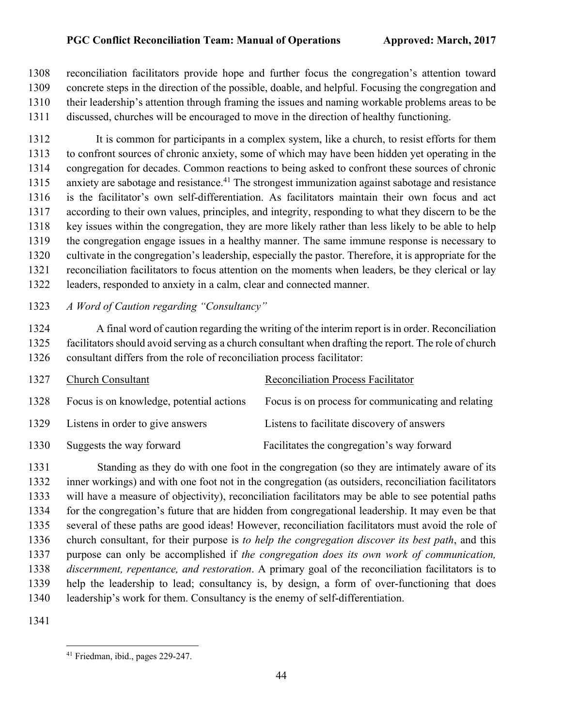reconciliation facilitators provide hope and further focus the congregation's attention toward concrete steps in the direction of the possible, doable, and helpful. Focusing the congregation and their leadership's attention through framing the issues and naming workable problems areas to be discussed, churches will be encouraged to move in the direction of healthy functioning.

It is common for participants in a complex system, like a church, to resist efforts for them to confront sources of chronic anxiety, some of which may have been hidden yet operating in the congregation for decades. Common reactions to being asked to confront these sources of chronic anxiety are sabotage and resistance.[41] The strongest immunization against sabotage and resistance is the facilitator's own self-differentiation. As facilitators maintain their own focus and act according to their own values, principles, and integrity, responding to what they discern to be the key issues within the congregation, they are more likely rather than less likely to be able to help the congregation engage issues in a healthy manner. The same immune response is necessary to cultivate in the congregation's leadership, especially the pastor. Therefore, it is appropriate for the reconciliation facilitators to focus attention on the moments when leaders, be they clerical or lay leaders, responded to anxiety in a calm, clear and connected manner.

*A Word of Caution regarding "Consultancy"*

A final word of caution regarding the writing of the interim report is in order. Reconciliation facilitators should avoid serving as a church consultant when drafting the report. The role of church consultant differs from the role of reconciliation process facilitator:

| Church Consultant | Reconciliation Process Facilitator |
|---|---|
| Focus is on knowledge, potential actions | Focus is on process for communicating and relating |
| Listens in order to give answers | Listens to facilitate discovery of answers |
| Suggests the way forward | Facilitates the congregation's way forward |

Standing as they do with one foot in the congregation (so they are intimately aware of its inner workings) and with one foot not in the congregation (as outsiders, reconciliation facilitators will have a measure of objectivity), reconciliation facilitators may be able to see potential paths for the congregation's future that are hidden from congregational leadership. It may even be that several of these paths are good ideas! However, reconciliation facilitators must avoid the role of church consultant, for their purpose is *to help the congregation discover its best path*, and this purpose can only be accomplished if *the congregation does its own work of communication, discernment, repentance, and restoration*. A primary goal of the reconciliation facilitators is to help the leadership to lead; consultancy is, by design, a form of over-functioning that does leadership's work for them. Consultancy is the enemy of self-differentiation.

[41] Friedman, ibid., pages 229-247.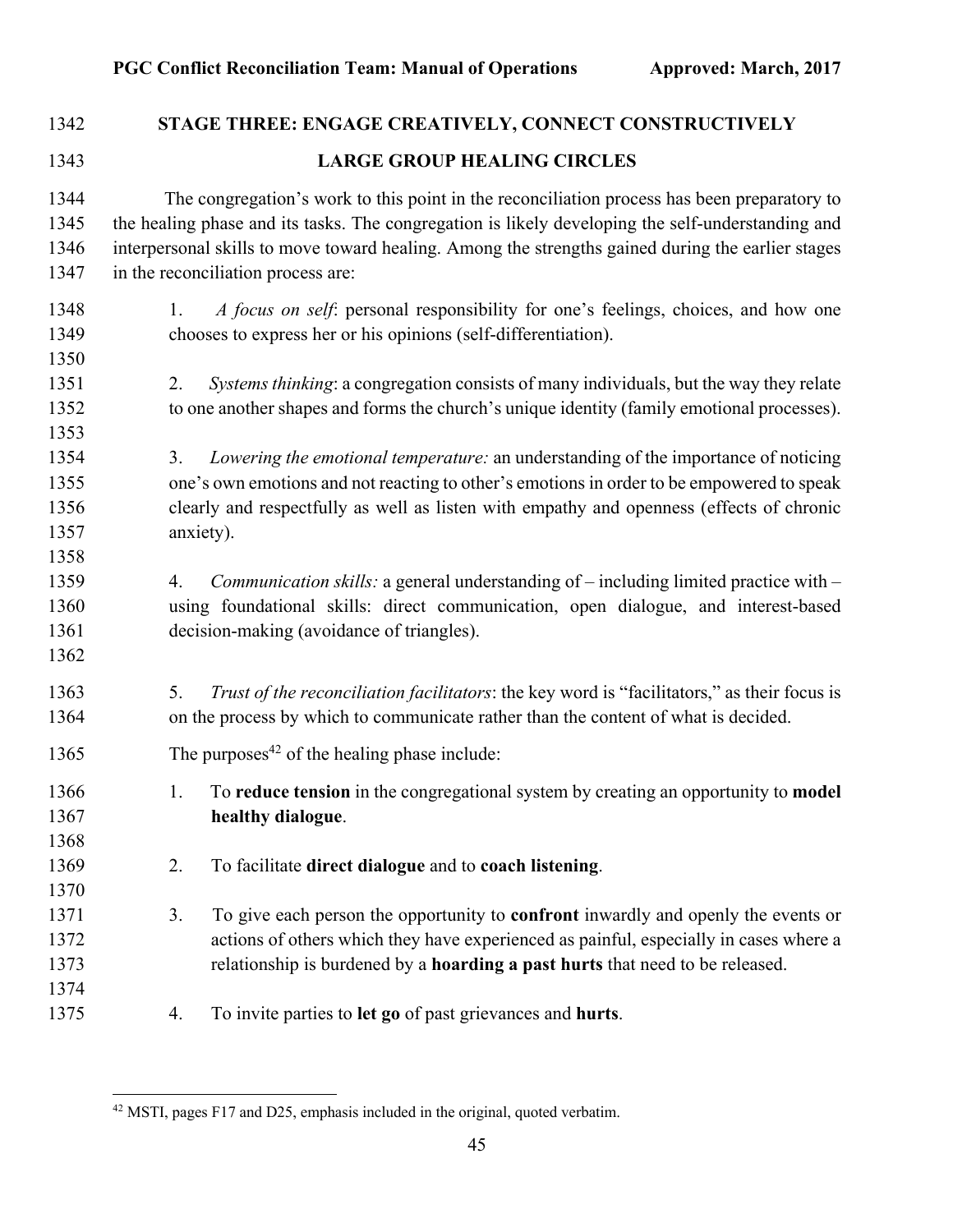## STAGE THREE: ENGAGE CREATIVELY, CONNECT CONSTRUCTIVELY

### LARGE GROUP HEALING CIRCLES

The congregation's work to this point in the reconciliation process has been preparatory to the healing phase and its tasks. The congregation is likely developing the self-understanding and interpersonal skills to move toward healing. Among the strengths gained during the earlier stages in the reconciliation process are:

1. *A focus on self*: personal responsibility for one's feelings, choices, and how one chooses to express her or his opinions (self-differentiation).

2. *Systems thinking*: a congregation consists of many individuals, but the way they relate to one another shapes and forms the church's unique identity (family emotional processes).

3. *Lowering the emotional temperature:* an understanding of the importance of noticing one's own emotions and not reacting to other's emotions in order to be empowered to speak clearly and respectfully as well as listen with empathy and openness (effects of chronic anxiety).

4. *Communication skills:* a general understanding of – including limited practice with – using foundational skills: direct communication, open dialogue, and interest-based decision-making (avoidance of triangles).

5. *Trust of the reconciliation facilitators*: the key word is "facilitators," as their focus is on the process by which to communicate rather than the content of what is decided.

The purposes[42] of the healing phase include:

1. To **reduce tension** in the congregational system by creating an opportunity to **model healthy dialogue**.

2. To facilitate **direct dialogue** and to **coach listening**.

3. To give each person the opportunity to **confront** inwardly and openly the events or actions of others which they have experienced as painful, especially in cases where a relationship is burdened by a **hoarding a past hurts** that need to be released.

4. To invite parties to **let go** of past grievances and **hurts**.

[42] MSTI, pages F17 and D25, emphasis included in the original, quoted verbatim.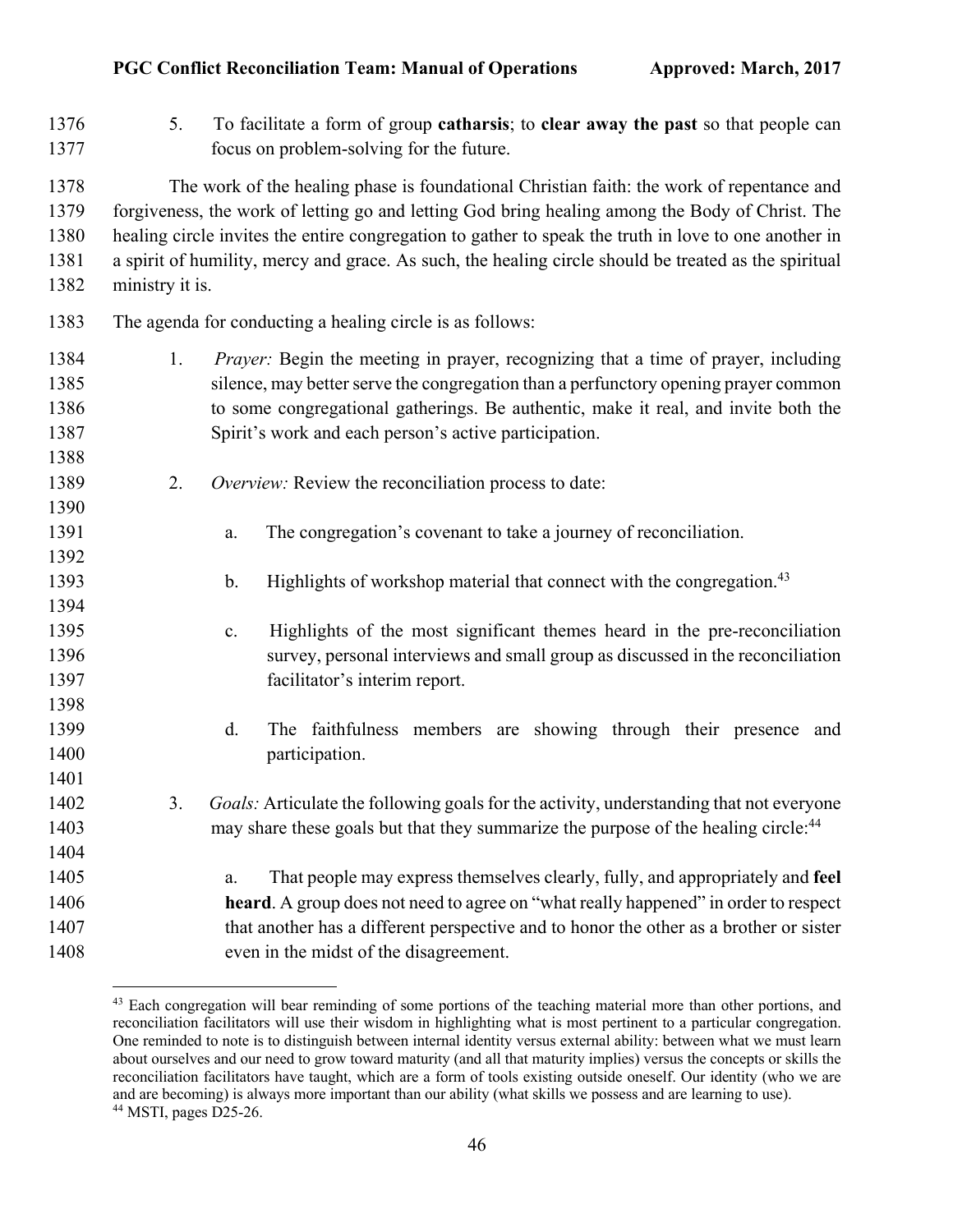5. To facilitate a form of group **catharsis**; to **clear away the past** so that people can focus on problem-solving for the future.

The work of the healing phase is foundational Christian faith: the work of repentance and forgiveness, the work of letting go and letting God bring healing among the Body of Christ. The healing circle invites the entire congregation to gather to speak the truth in love to one another in a spirit of humility, mercy and grace. As such, the healing circle should be treated as the spiritual ministry it is.

The agenda for conducting a healing circle is as follows:

1. *Prayer:* Begin the meeting in prayer, recognizing that a time of prayer, including silence, may better serve the congregation than a perfunctory opening prayer common to some congregational gatherings. Be authentic, make it real, and invite both the Spirit's work and each person's active participation.

2. *Overview:* Review the reconciliation process to date:

   a. The congregation's covenant to take a journey of reconciliation.

   b. Highlights of workshop material that connect with the congregation.[43]

   c. Highlights of the most significant themes heard in the pre-reconciliation survey, personal interviews and small group as discussed in the reconciliation facilitator's interim report.

   d. The faithfulness members are showing through their presence and participation.

3. *Goals:* Articulate the following goals for the activity, understanding that not everyone may share these goals but that they summarize the purpose of the healing circle:[44]

   a. That people may express themselves clearly, fully, and appropriately and **feel heard**. A group does not need to agree on "what really happened" in order to respect that another has a different perspective and to honor the other as a brother or sister even in the midst of the disagreement.

---

[43] Each congregation will bear reminding of some portions of the teaching material more than other portions, and reconciliation facilitators will use their wisdom in highlighting what is most pertinent to a particular congregation. One reminded to note is to distinguish between internal identity versus external ability: between what we must learn about ourselves and our need to grow toward maturity (and all that maturity implies) versus the concepts or skills the reconciliation facilitators have taught, which are a form of tools existing outside oneself. Our identity (who we are and are becoming) is always more important than our ability (what skills we possess and are learning to use).

[44] MSTI, pages D25-26.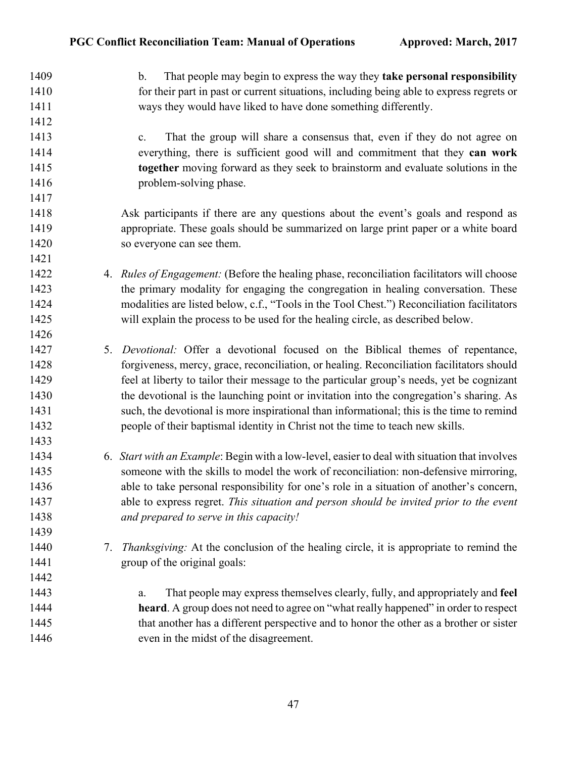b. That people may begin to express the way they **take personal responsibility** for their part in past or current situations, including being able to express regrets or ways they would have liked to have done something differently.

c. That the group will share a consensus that, even if they do not agree on everything, there is sufficient good will and commitment that they **can work together** moving forward as they seek to brainstorm and evaluate solutions in the problem-solving phase.

Ask participants if there are any questions about the event's goals and respond as appropriate. These goals should be summarized on large print paper or a white board so everyone can see them.

4. *Rules of Engagement:* (Before the healing phase, reconciliation facilitators will choose the primary modality for engaging the congregation in healing conversation. These modalities are listed below, c.f., "Tools in the Tool Chest.") Reconciliation facilitators will explain the process to be used for the healing circle, as described below.

5. *Devotional:* Offer a devotional focused on the Biblical themes of repentance, forgiveness, mercy, grace, reconciliation, or healing. Reconciliation facilitators should feel at liberty to tailor their message to the particular group's needs, yet be cognizant the devotional is the launching point or invitation into the congregation's sharing. As such, the devotional is more inspirational than informational; this is the time to remind people of their baptismal identity in Christ not the time to teach new skills.

6. *Start with an Example*: Begin with a low-level, easier to deal with situation that involves someone with the skills to model the work of reconciliation: non-defensive mirroring, able to take personal responsibility for one's role in a situation of another's concern, able to express regret. *This situation and person should be invited prior to the event and prepared to serve in this capacity!*

7. *Thanksgiving:* At the conclusion of the healing circle, it is appropriate to remind the group of the original goals:

a. That people may express themselves clearly, fully, and appropriately and **feel heard**. A group does not need to agree on "what really happened" in order to respect that another has a different perspective and to honor the other as a brother or sister even in the midst of the disagreement.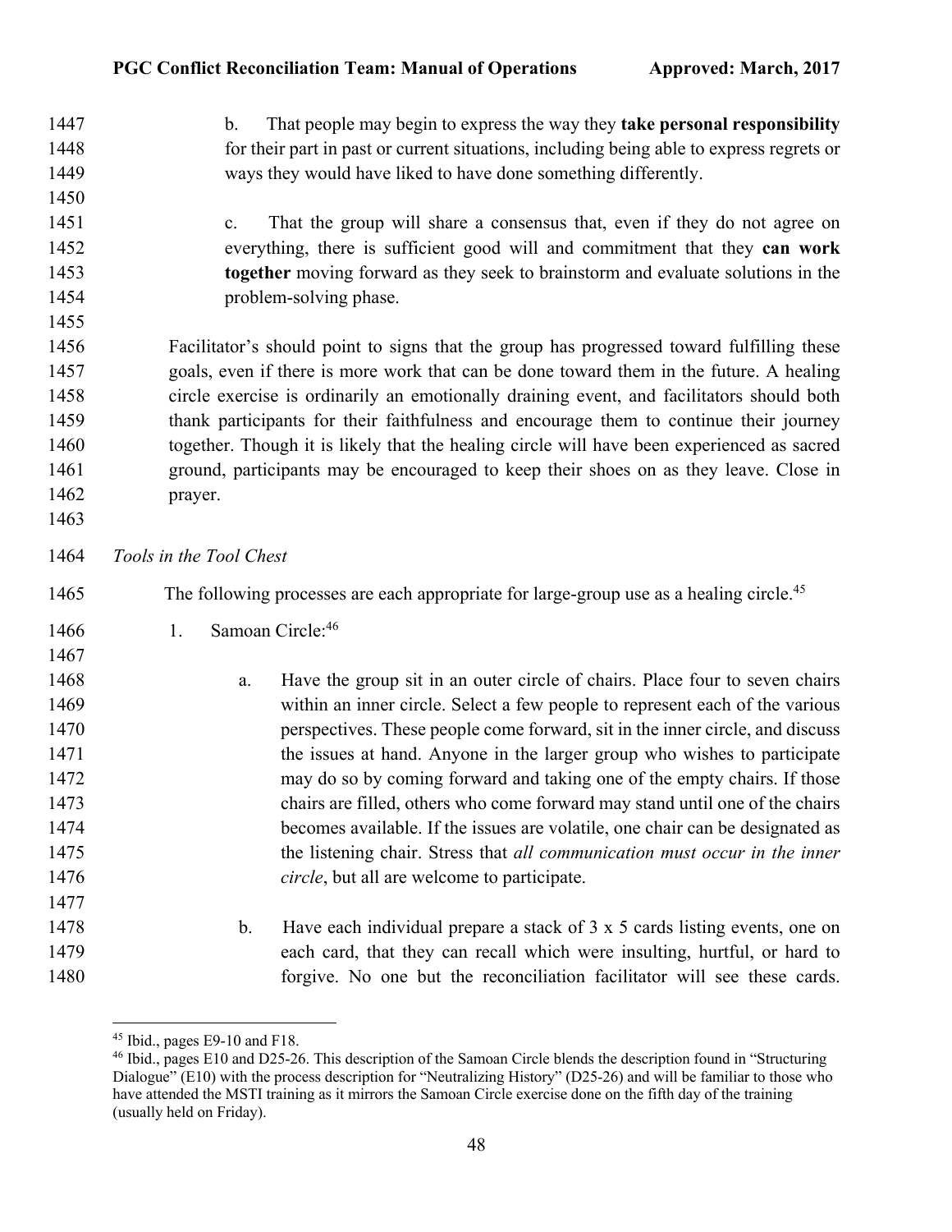b. That people may begin to express the way they **take personal responsibility** for their part in past or current situations, including being able to express regrets or ways they would have liked to have done something differently.

c. That the group will share a consensus that, even if they do not agree on everything, there is sufficient good will and commitment that they **can work together** moving forward as they seek to brainstorm and evaluate solutions in the problem-solving phase.

Facilitator's should point to signs that the group has progressed toward fulfilling these goals, even if there is more work that can be done toward them in the future. A healing circle exercise is ordinarily an emotionally draining event, and facilitators should both thank participants for their faithfulness and encourage them to continue their journey together. Though it is likely that the healing circle will have been experienced as sacred ground, participants may be encouraged to keep their shoes on as they leave. Close in prayer.

*Tools in the Tool Chest*

The following processes are each appropriate for large-group use as a healing circle.[45]

1. Samoan Circle:[46]

   a. Have the group sit in an outer circle of chairs. Place four to seven chairs within an inner circle. Select a few people to represent each of the various perspectives. These people come forward, sit in the inner circle, and discuss the issues at hand. Anyone in the larger group who wishes to participate may do so by coming forward and taking one of the empty chairs. If those chairs are filled, others who come forward may stand until one of the chairs becomes available. If the issues are volatile, one chair can be designated as the listening chair. Stress that *all communication must occur in the inner circle*, but all are welcome to participate.

   b. Have each individual prepare a stack of 3 x 5 cards listing events, one on each card, that they can recall which were insulting, hurtful, or hard to forgive. No one but the reconciliation facilitator will see these cards.

---

[45] Ibid., pages E9-10 and F18.

[46] Ibid., pages E10 and D25-26. This description of the Samoan Circle blends the description found in "Structuring Dialogue" (E10) with the process description for "Neutralizing History" (D25-26) and will be familiar to those who have attended the MSTI training as it mirrors the Samoan Circle exercise done on the fifth day of the training (usually held on Friday).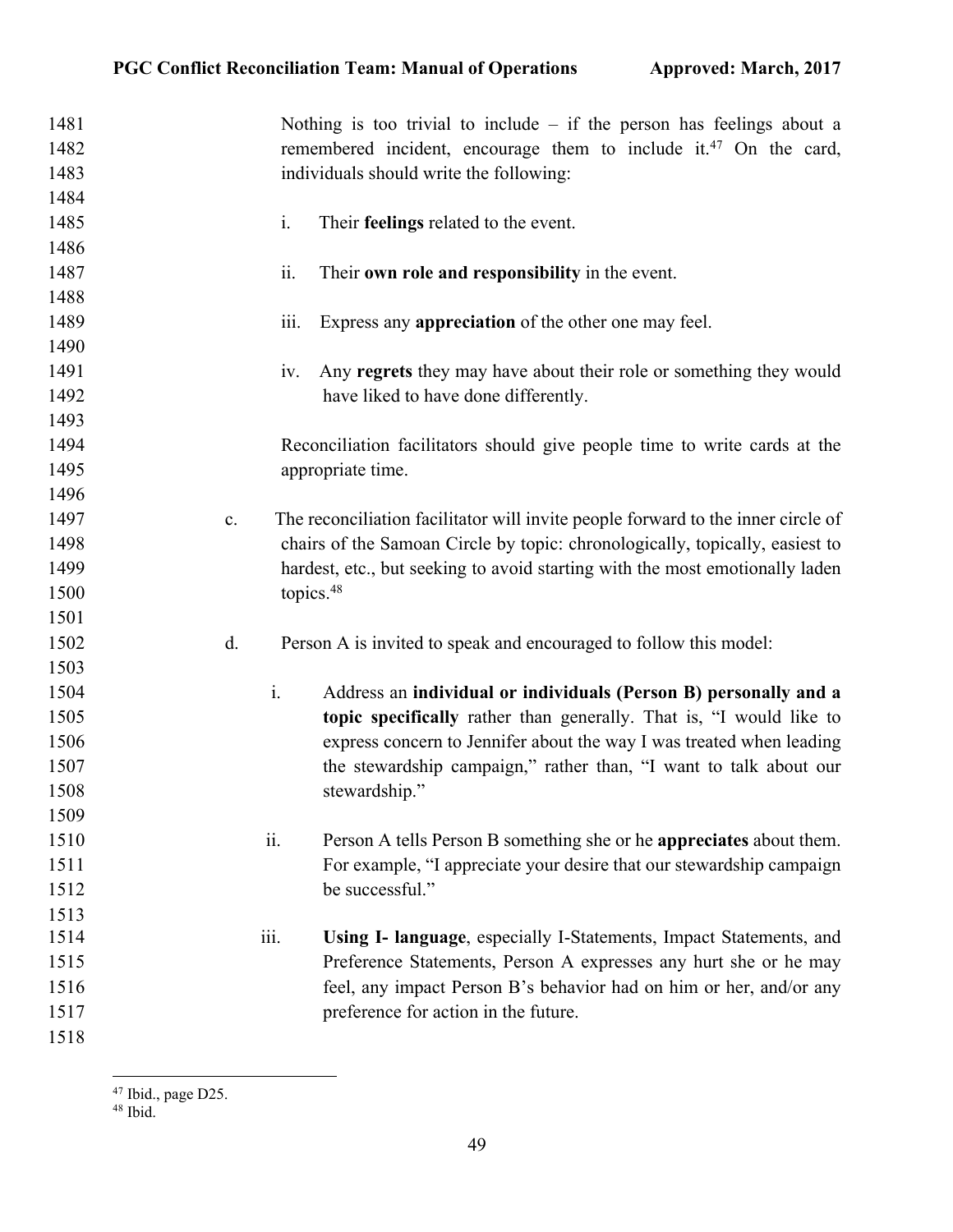Nothing is too trivial to include – if the person has feelings about a remembered incident, encourage them to include it.[47] On the card, individuals should write the following:

i. Their **feelings** related to the event.

ii. Their **own role and responsibility** in the event.

iii. Express any **appreciation** of the other one may feel.

iv. Any **regrets** they may have about their role or something they would have liked to have done differently.

Reconciliation facilitators should give people time to write cards at the appropriate time.

c. The reconciliation facilitator will invite people forward to the inner circle of chairs of the Samoan Circle by topic: chronologically, topically, easiest to hardest, etc., but seeking to avoid starting with the most emotionally laden topics.[48]

d. Person A is invited to speak and encouraged to follow this model:

i. Address an **individual or individuals (Person B) personally and a topic specifically** rather than generally. That is, "I would like to express concern to Jennifer about the way I was treated when leading the stewardship campaign," rather than, "I want to talk about our stewardship."

ii. Person A tells Person B something she or he **appreciates** about them. For example, "I appreciate your desire that our stewardship campaign be successful."

iii. **Using I- language**, especially I-Statements, Impact Statements, and Preference Statements, Person A expresses any hurt she or he may feel, any impact Person B's behavior had on him or her, and/or any preference for action in the future.

---

[47] Ibid., page D25.

[48] Ibid.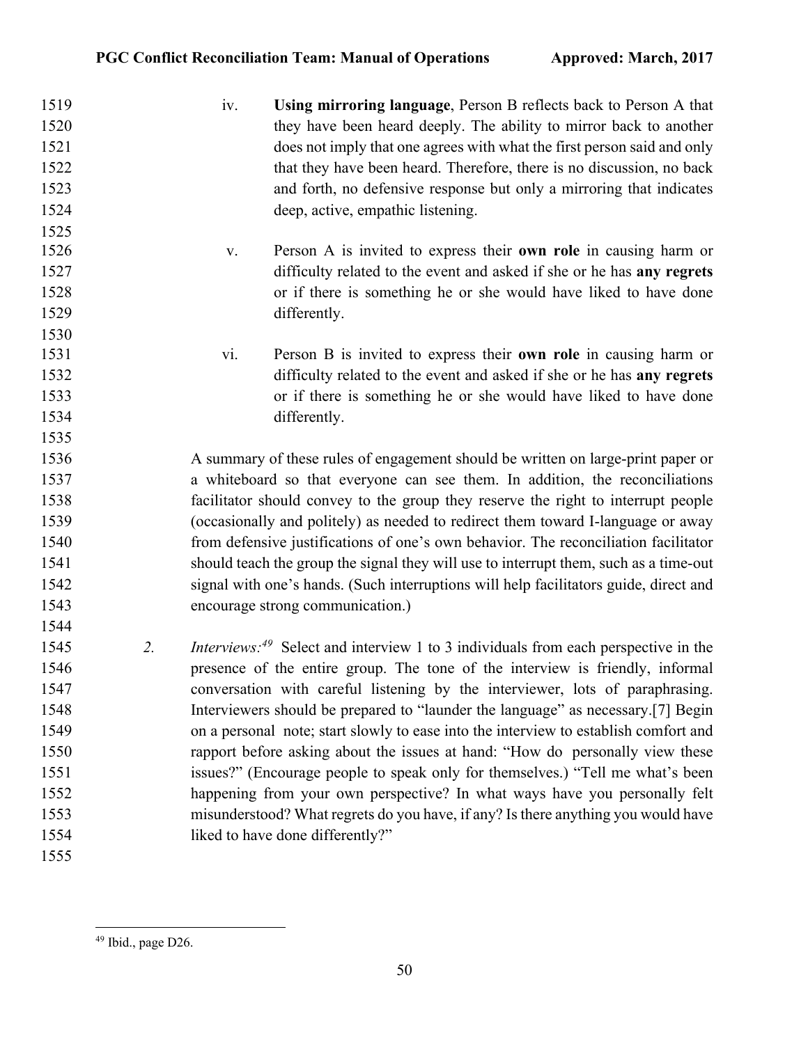iv. **Using mirroring language**, Person B reflects back to Person A that they have been heard deeply. The ability to mirror back to another does not imply that one agrees with what the first person said and only that they have been heard. Therefore, there is no discussion, no back and forth, no defensive response but only a mirroring that indicates deep, active, empathic listening.

v. Person A is invited to express their **own role** in causing harm or difficulty related to the event and asked if she or he has **any regrets** or if there is something he or she would have liked to have done differently.

vi. Person B is invited to express their **own role** in causing harm or difficulty related to the event and asked if she or he has **any regrets** or if there is something he or she would have liked to have done differently.

A summary of these rules of engagement should be written on large-print paper or a whiteboard so that everyone can see them. In addition, the reconciliations facilitator should convey to the group they reserve the right to interrupt people (occasionally and politely) as needed to redirect them toward I-language or away from defensive justifications of one's own behavior. The reconciliation facilitator should teach the group the signal they will use to interrupt them, such as a time-out signal with one's hands. (Such interruptions will help facilitators guide, direct and encourage strong communication.)

2. *Interviews:*[49] Select and interview 1 to 3 individuals from each perspective in the presence of the entire group. The tone of the interview is friendly, informal conversation with careful listening by the interviewer, lots of paraphrasing. Interviewers should be prepared to "launder the language" as necessary.[7] Begin on a personal note; start slowly to ease into the interview to establish comfort and rapport before asking about the issues at hand: "How do personally view these issues?" (Encourage people to speak only for themselves.) "Tell me what's been happening from your own perspective? In what ways have you personally felt misunderstood? What regrets do you have, if any? Is there anything you would have liked to have done differently?"

[49] Ibid., page D26.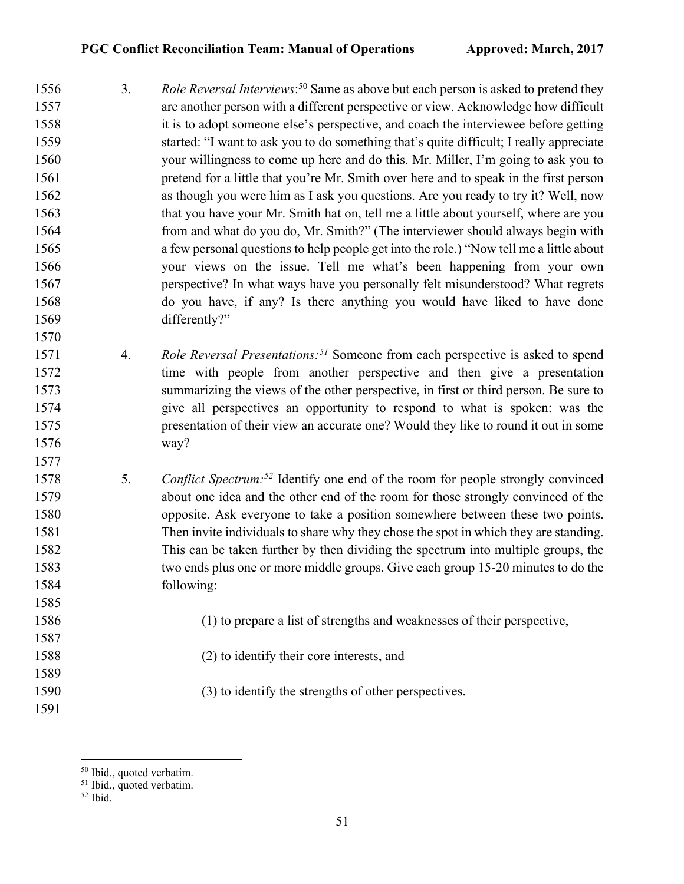3. *Role Reversal Interviews*:[50] Same as above but each person is asked to pretend they are another person with a different perspective or view. Acknowledge how difficult it is to adopt someone else's perspective, and coach the interviewee before getting started: "I want to ask you to do something that's quite difficult; I really appreciate your willingness to come up here and do this. Mr. Miller, I'm going to ask you to pretend for a little that you're Mr. Smith over here and to speak in the first person as though you were him as I ask you questions. Are you ready to try it? Well, now that you have your Mr. Smith hat on, tell me a little about yourself, where are you from and what do you do, Mr. Smith?" (The interviewer should always begin with a few personal questions to help people get into the role.) "Now tell me a little about your views on the issue. Tell me what's been happening from your own perspective? In what ways have you personally felt misunderstood? What regrets do you have, if any? Is there anything you would have liked to have done differently?"

4. *Role Reversal Presentations:*[51] Someone from each perspective is asked to spend time with people from another perspective and then give a presentation summarizing the views of the other perspective, in first or third person. Be sure to give all perspectives an opportunity to respond to what is spoken: was the presentation of their view an accurate one? Would they like to round it out in some way?

5. *Conflict Spectrum:*[52] Identify one end of the room for people strongly convinced about one idea and the other end of the room for those strongly convinced of the opposite. Ask everyone to take a position somewhere between these two points. Then invite individuals to share why they chose the spot in which they are standing. This can be taken further by then dividing the spectrum into multiple groups, the two ends plus one or more middle groups. Give each group 15-20 minutes to do the following:

   (1) to prepare a list of strengths and weaknesses of their perspective,

   (2) to identify their core interests, and

   (3) to identify the strengths of other perspectives.

---

[50] Ibid., quoted verbatim.
[51] Ibid., quoted verbatim.
[52] Ibid.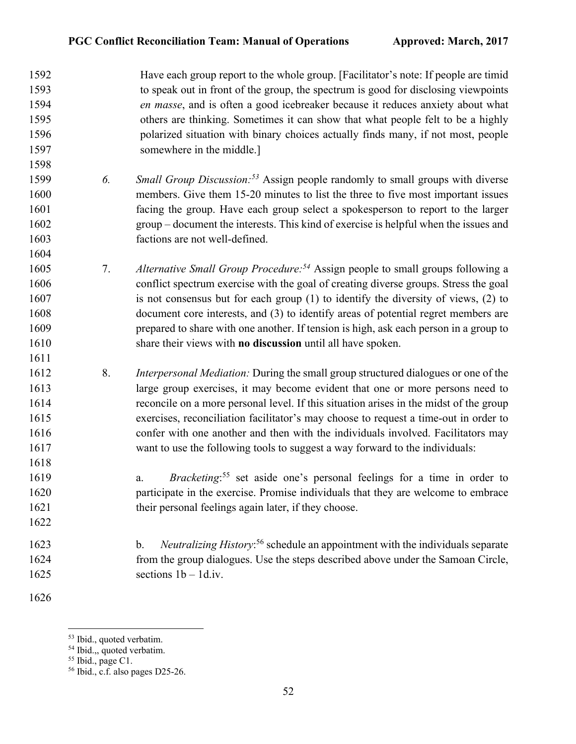Have each group report to the whole group. [Facilitator's note: If people are timid to speak out in front of the group, the spectrum is good for disclosing viewpoints *en masse*, and is often a good icebreaker because it reduces anxiety about what others are thinking. Sometimes it can show that what people felt to be a highly polarized situation with binary choices actually finds many, if not most, people somewhere in the middle.]

6. *Small Group Discussion:*[53] Assign people randomly to small groups with diverse members. Give them 15-20 minutes to list the three to five most important issues facing the group. Have each group select a spokesperson to report to the larger group – document the interests. This kind of exercise is helpful when the issues and factions are not well-defined.

7. *Alternative Small Group Procedure:*[54] Assign people to small groups following a conflict spectrum exercise with the goal of creating diverse groups. Stress the goal is not consensus but for each group (1) to identify the diversity of views, (2) to document core interests, and (3) to identify areas of potential regret members are prepared to share with one another. If tension is high, ask each person in a group to share their views with **no discussion** until all have spoken.

8. *Interpersonal Mediation:* During the small group structured dialogues or one of the large group exercises, it may become evident that one or more persons need to reconcile on a more personal level. If this situation arises in the midst of the group exercises, reconciliation facilitator's may choose to request a time-out in order to confer with one another and then with the individuals involved. Facilitators may want to use the following tools to suggest a way forward to the individuals:

   a. *Bracketing*:[55] set aside one's personal feelings for a time in order to participate in the exercise. Promise individuals that they are welcome to embrace their personal feelings again later, if they choose.

   b. *Neutralizing History*:[56] schedule an appointment with the individuals separate from the group dialogues. Use the steps described above under the Samoan Circle, sections 1b – 1d.iv.

---

[53] Ibid., quoted verbatim.

[54] Ibid.,, quoted verbatim.

[55] Ibid., page C1.

[56] Ibid., c.f. also pages D25-26.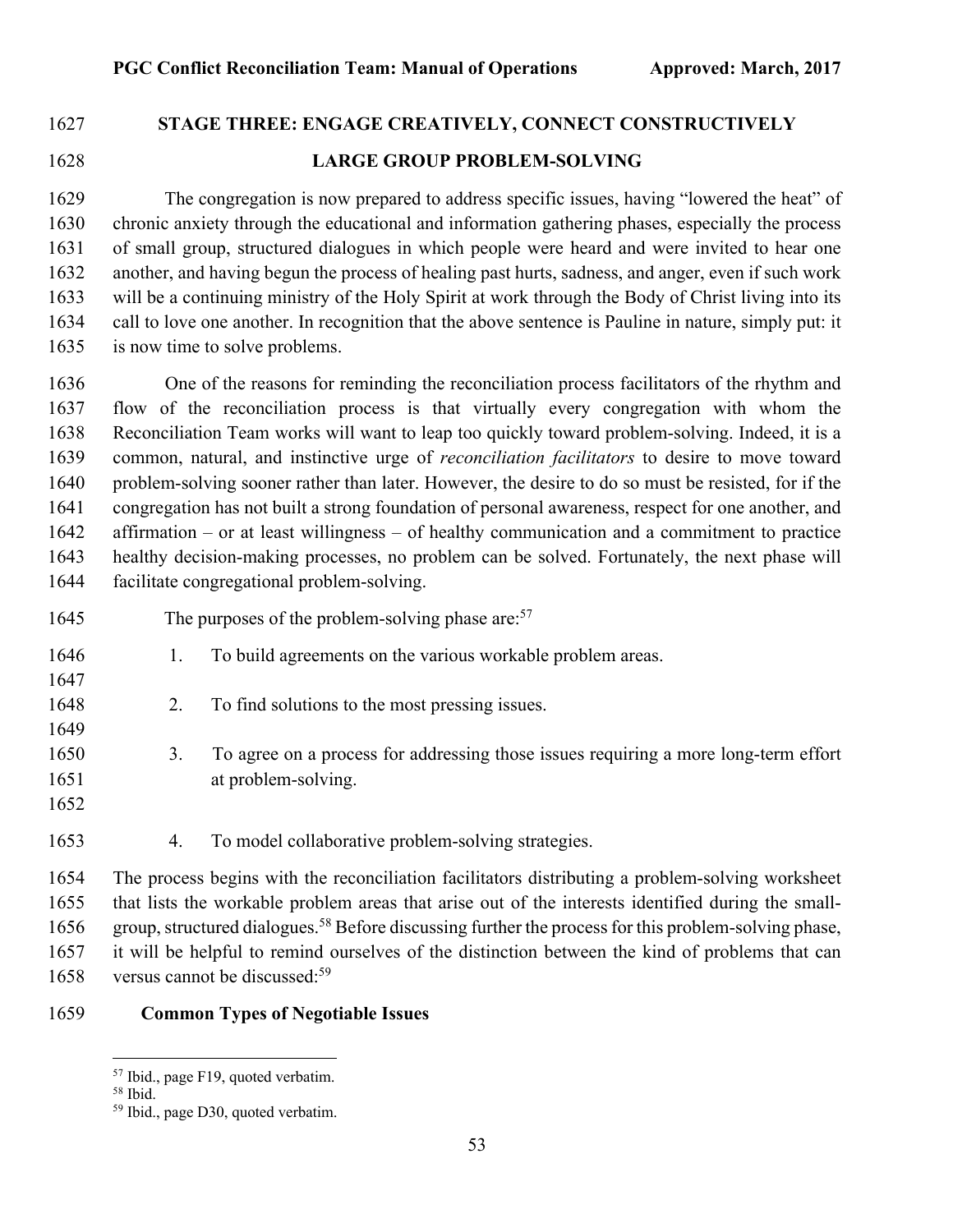## STAGE THREE: ENGAGE CREATIVELY, CONNECT CONSTRUCTIVELY

### LARGE GROUP PROBLEM-SOLVING

The congregation is now prepared to address specific issues, having "lowered the heat" of chronic anxiety through the educational and information gathering phases, especially the process of small group, structured dialogues in which people were heard and were invited to hear one another, and having begun the process of healing past hurts, sadness, and anger, even if such work will be a continuing ministry of the Holy Spirit at work through the Body of Christ living into its call to love one another. In recognition that the above sentence is Pauline in nature, simply put: it is now time to solve problems.

One of the reasons for reminding the reconciliation process facilitators of the rhythm and flow of the reconciliation process is that virtually every congregation with whom the Reconciliation Team works will want to leap too quickly toward problem-solving. Indeed, it is a common, natural, and instinctive urge of *reconciliation facilitators* to desire to move toward problem-solving sooner rather than later. However, the desire to do so must be resisted, for if the congregation has not built a strong foundation of personal awareness, respect for one another, and affirmation – or at least willingness – of healthy communication and a commitment to practice healthy decision-making processes, no problem can be solved. Fortunately, the next phase will facilitate congregational problem-solving.

The purposes of the problem-solving phase are:[57]

1. To build agreements on the various workable problem areas.

2. To find solutions to the most pressing issues.

3. To agree on a process for addressing those issues requiring a more long-term effort at problem-solving.

4. To model collaborative problem-solving strategies.

The process begins with the reconciliation facilitators distributing a problem-solving worksheet that lists the workable problem areas that arise out of the interests identified during the small-group, structured dialogues.[58] Before discussing further the process for this problem-solving phase, it will be helpful to remind ourselves of the distinction between the kind of problems that can versus cannot be discussed:[59]

**Common Types of Negotiable Issues**

---

[57] Ibid., page F19, quoted verbatim.
[58] Ibid.
[59] Ibid., page D30, quoted verbatim.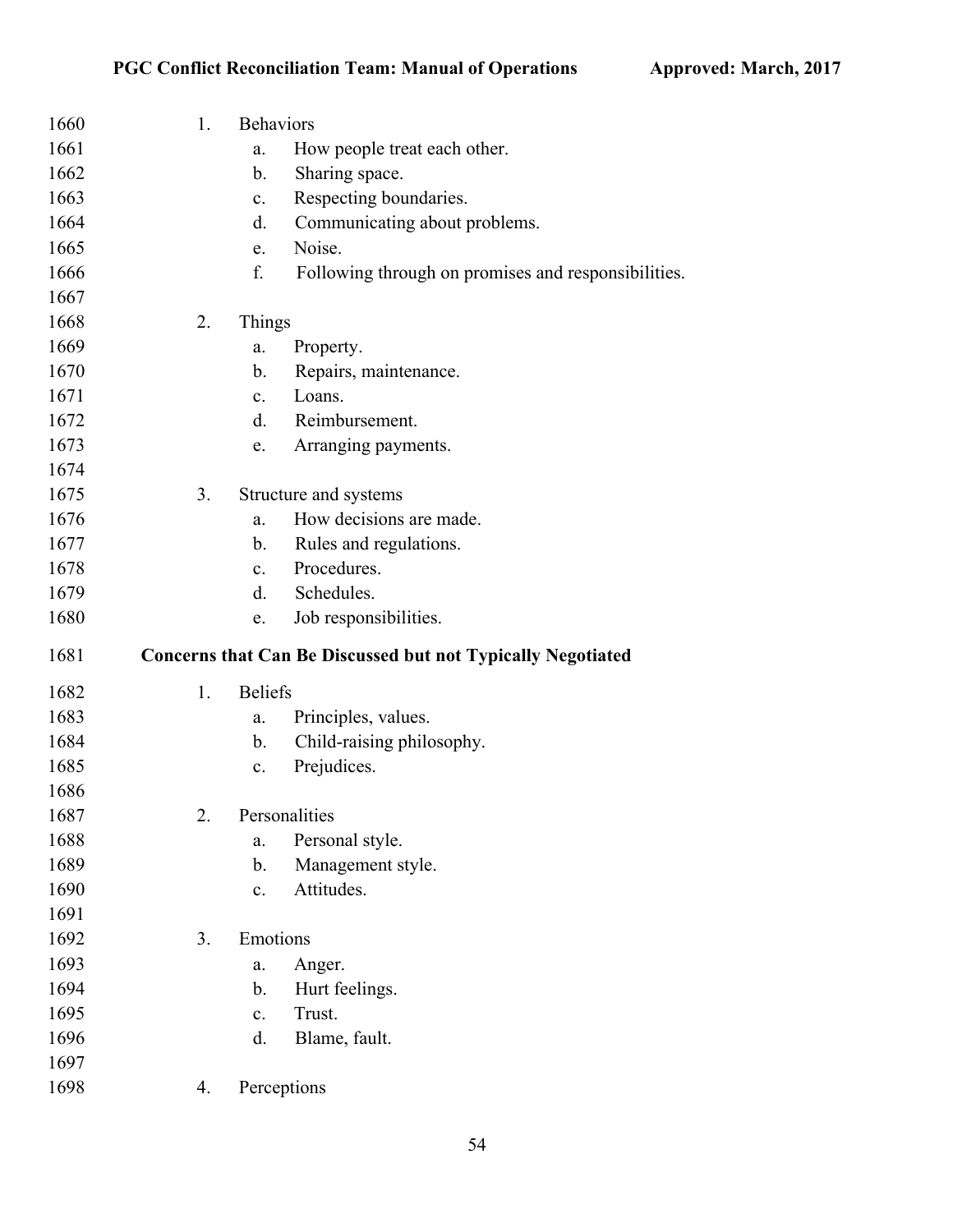1. Behaviors
   a. How people treat each other.
   b. Sharing space.
   c. Respecting boundaries.
   d. Communicating about problems.
   e. Noise.
   f. Following through on promises and responsibilities.

2. Things
   a. Property.
   b. Repairs, maintenance.
   c. Loans.
   d. Reimbursement.
   e. Arranging payments.

3. Structure and systems
   a. How decisions are made.
   b. Rules and regulations.
   c. Procedures.
   d. Schedules.
   e. Job responsibilities.

**Concerns that Can Be Discussed but not Typically Negotiated**

1. Beliefs
   a. Principles, values.
   b. Child-raising philosophy.
   c. Prejudices.

2. Personalities
   a. Personal style.
   b. Management style.
   c. Attitudes.

3. Emotions
   a. Anger.
   b. Hurt feelings.
   c. Trust.
   d. Blame, fault.

4. Perceptions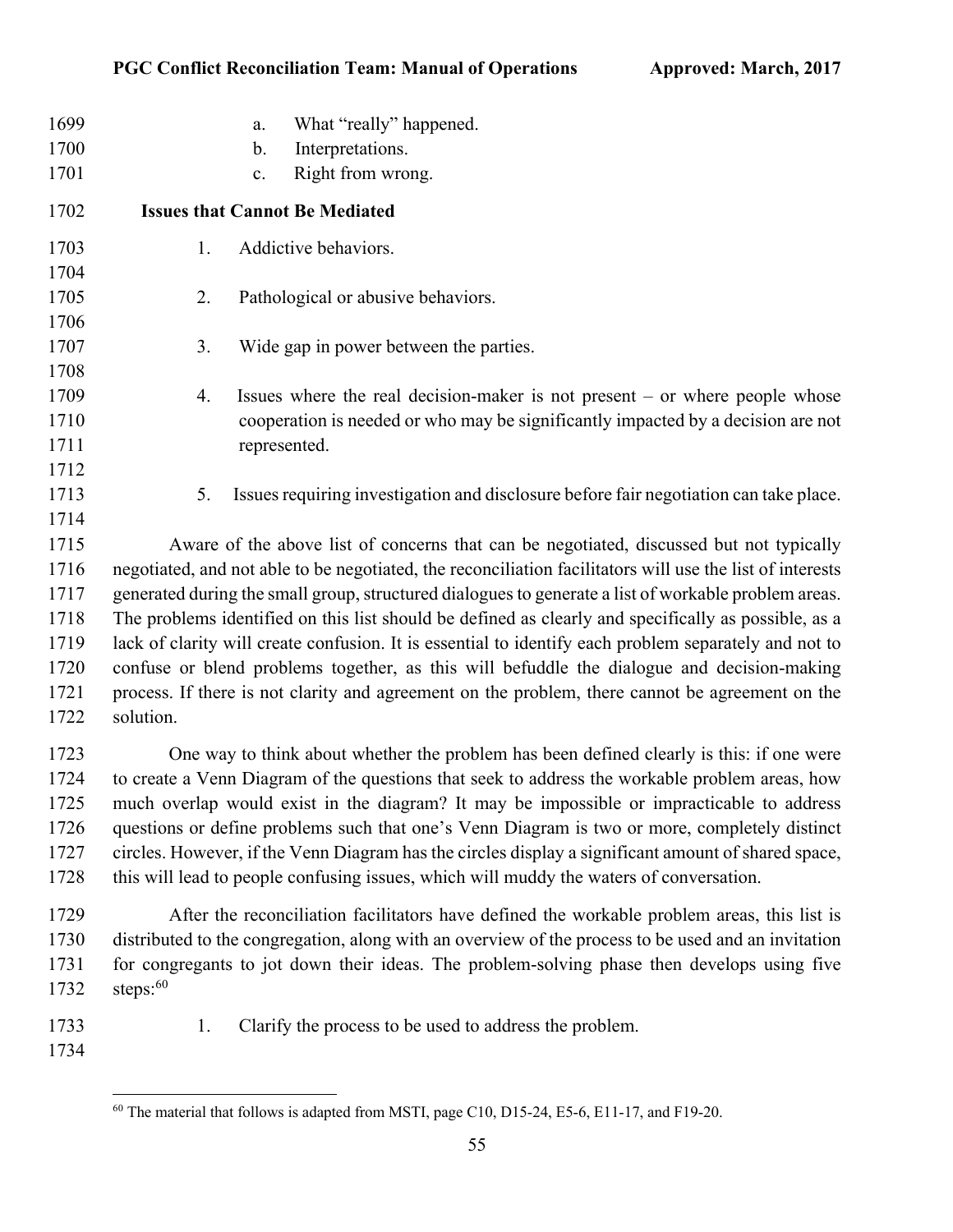a. What "really" happened.
b. Interpretations.
c. Right from wrong.

**Issues that Cannot Be Mediated**

1. Addictive behaviors.

2. Pathological or abusive behaviors.

3. Wide gap in power between the parties.

4. Issues where the real decision-maker is not present – or where people whose cooperation is needed or who may be significantly impacted by a decision are not represented.

5. Issues requiring investigation and disclosure before fair negotiation can take place.

Aware of the above list of concerns that can be negotiated, discussed but not typically negotiated, and not able to be negotiated, the reconciliation facilitators will use the list of interests generated during the small group, structured dialogues to generate a list of workable problem areas. The problems identified on this list should be defined as clearly and specifically as possible, as a lack of clarity will create confusion. It is essential to identify each problem separately and not to confuse or blend problems together, as this will befuddle the dialogue and decision-making process. If there is not clarity and agreement on the problem, there cannot be agreement on the solution.

One way to think about whether the problem has been defined clearly is this: if one were to create a Venn Diagram of the questions that seek to address the workable problem areas, how much overlap would exist in the diagram? It may be impossible or impracticable to address questions or define problems such that one's Venn Diagram is two or more, completely distinct circles. However, if the Venn Diagram has the circles display a significant amount of shared space, this will lead to people confusing issues, which will muddy the waters of conversation.

After the reconciliation facilitators have defined the workable problem areas, this list is distributed to the congregation, along with an overview of the process to be used and an invitation for congregants to jot down their ideas. The problem-solving phase then develops using five steps:[60]

1. Clarify the process to be used to address the problem.

---

[60] The material that follows is adapted from MSTI, page C10, D15-24, E5-6, E11-17, and F19-20.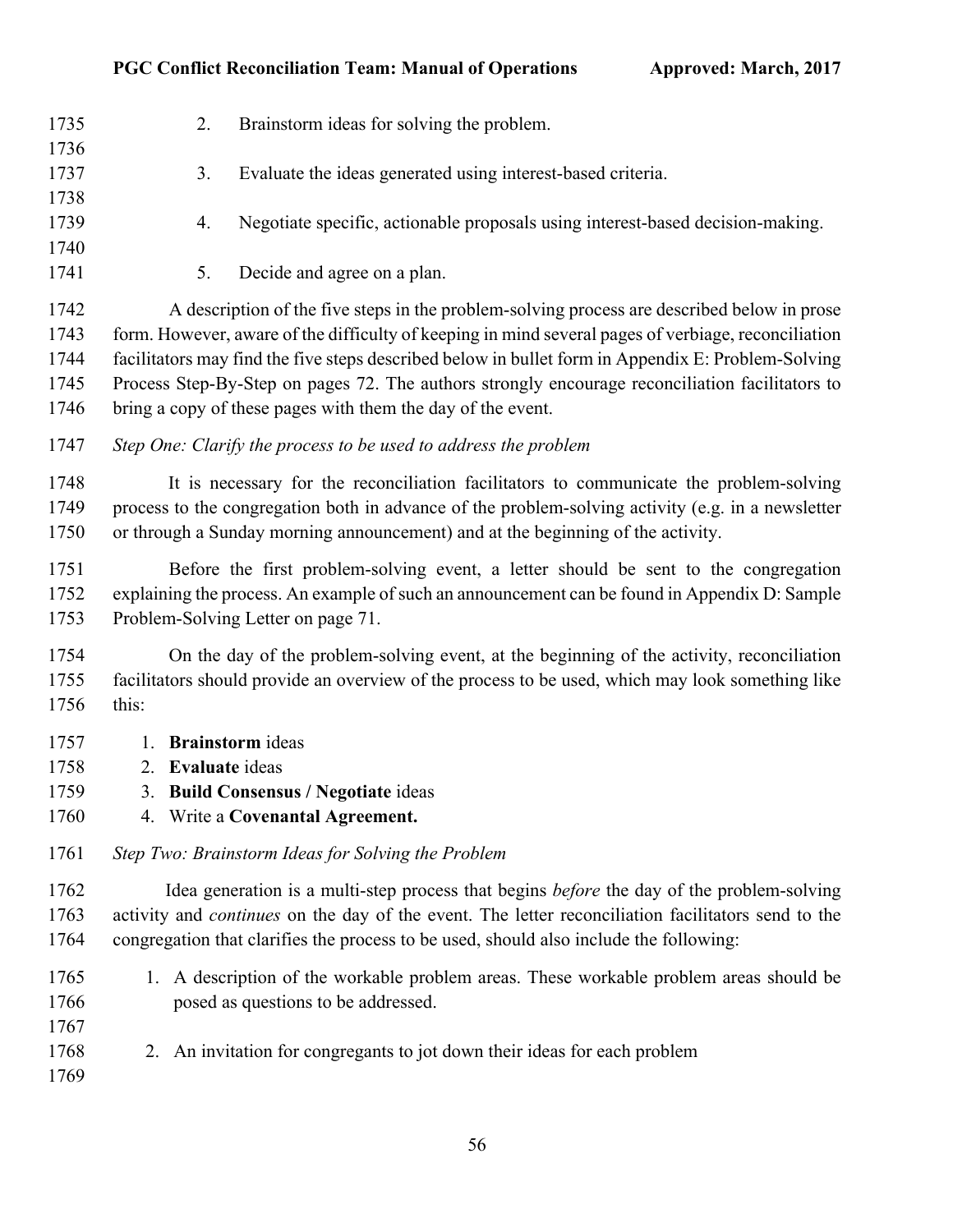2. Brainstorm ideas for solving the problem.

3. Evaluate the ideas generated using interest-based criteria.

4. Negotiate specific, actionable proposals using interest-based decision-making.

5. Decide and agree on a plan.

A description of the five steps in the problem-solving process are described below in prose form. However, aware of the difficulty of keeping in mind several pages of verbiage, reconciliation facilitators may find the five steps described below in bullet form in Appendix E: Problem-Solving Process Step-By-Step on pages 72. The authors strongly encourage reconciliation facilitators to bring a copy of these pages with them the day of the event.

*Step One: Clarify the process to be used to address the problem*

It is necessary for the reconciliation facilitators to communicate the problem-solving process to the congregation both in advance of the problem-solving activity (e.g. in a newsletter or through a Sunday morning announcement) and at the beginning of the activity.

Before the first problem-solving event, a letter should be sent to the congregation explaining the process. An example of such an announcement can be found in Appendix D: Sample Problem-Solving Letter on page 71.

On the day of the problem-solving event, at the beginning of the activity, reconciliation facilitators should provide an overview of the process to be used, which may look something like this:

1. **Brainstorm** ideas
2. **Evaluate** ideas
3. **Build Consensus / Negotiate** ideas
4. Write a **Covenantal Agreement.**

*Step Two: Brainstorm Ideas for Solving the Problem*

Idea generation is a multi-step process that begins *before* the day of the problem-solving activity and *continues* on the day of the event. The letter reconciliation facilitators send to the congregation that clarifies the process to be used, should also include the following:

1. A description of the workable problem areas. These workable problem areas should be posed as questions to be addressed.

2. An invitation for congregants to jot down their ideas for each problem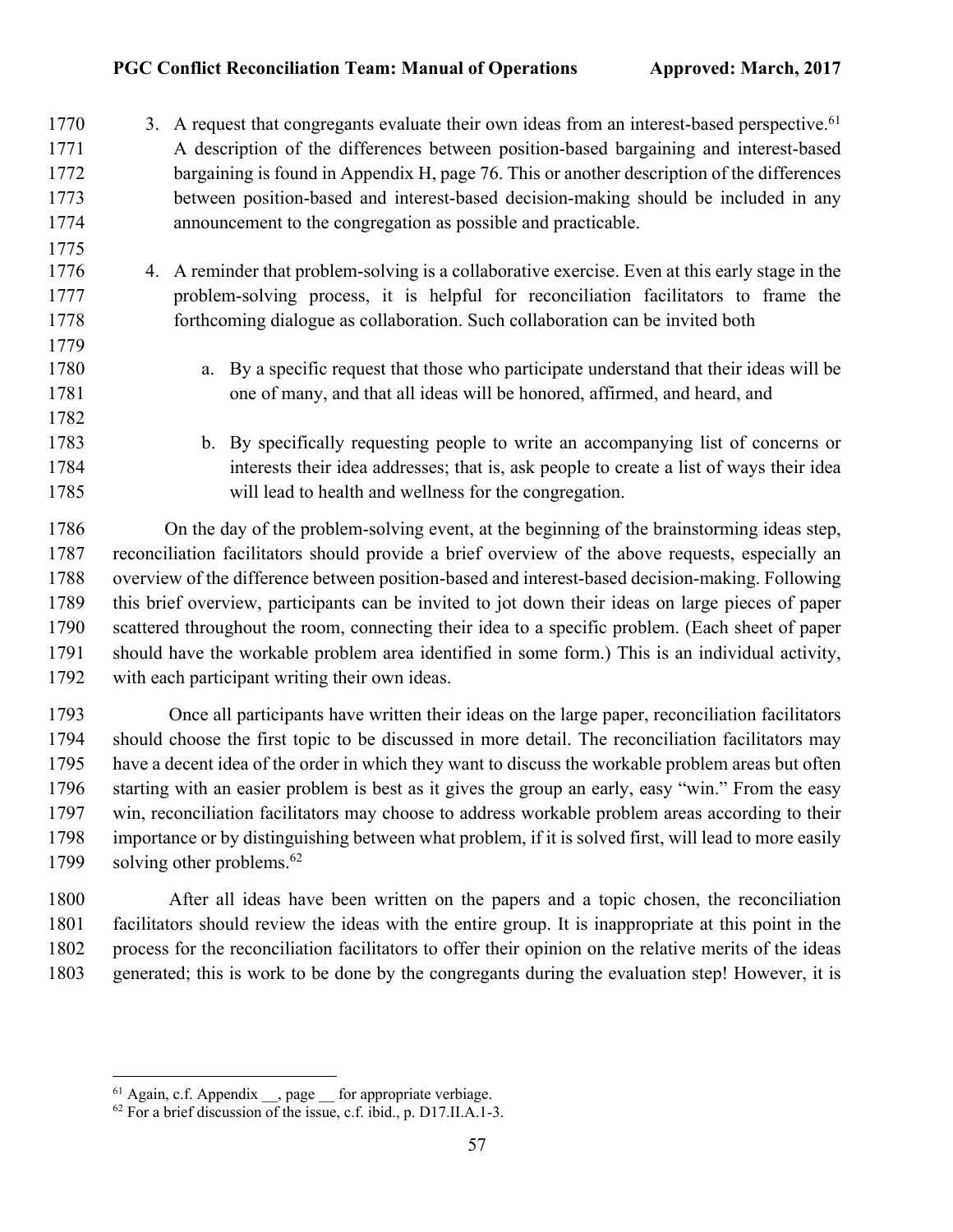3. A request that congregants evaluate their own ideas from an interest-based perspective.[61] A description of the differences between position-based bargaining and interest-based bargaining is found in Appendix H, page 76. This or another description of the differences between position-based and interest-based decision-making should be included in any announcement to the congregation as possible and practicable.

4. A reminder that problem-solving is a collaborative exercise. Even at this early stage in the problem-solving process, it is helpful for reconciliation facilitators to frame the forthcoming dialogue as collaboration. Such collaboration can be invited both

   a. By a specific request that those who participate understand that their ideas will be one of many, and that all ideas will be honored, affirmed, and heard, and

   b. By specifically requesting people to write an accompanying list of concerns or interests their idea addresses; that is, ask people to create a list of ways their idea will lead to health and wellness for the congregation.

On the day of the problem-solving event, at the beginning of the brainstorming ideas step, reconciliation facilitators should provide a brief overview of the above requests, especially an overview of the difference between position-based and interest-based decision-making. Following this brief overview, participants can be invited to jot down their ideas on large pieces of paper scattered throughout the room, connecting their idea to a specific problem. (Each sheet of paper should have the workable problem area identified in some form.) This is an individual activity, with each participant writing their own ideas.

Once all participants have written their ideas on the large paper, reconciliation facilitators should choose the first topic to be discussed in more detail. The reconciliation facilitators may have a decent idea of the order in which they want to discuss the workable problem areas but often starting with an easier problem is best as it gives the group an early, easy "win." From the easy win, reconciliation facilitators may choose to address workable problem areas according to their importance or by distinguishing between what problem, if it is solved first, will lead to more easily solving other problems.[62]

After all ideas have been written on the papers and a topic chosen, the reconciliation facilitators should review the ideas with the entire group. It is inappropriate at this point in the process for the reconciliation facilitators to offer their opinion on the relative merits of the ideas generated; this is work to be done by the congregants during the evaluation step! However, it is

---

[61] Again, c.f. Appendix __, page __ for appropriate verbiage.

[62] For a brief discussion of the issue, c.f. ibid., p. D17.II.A.1-3.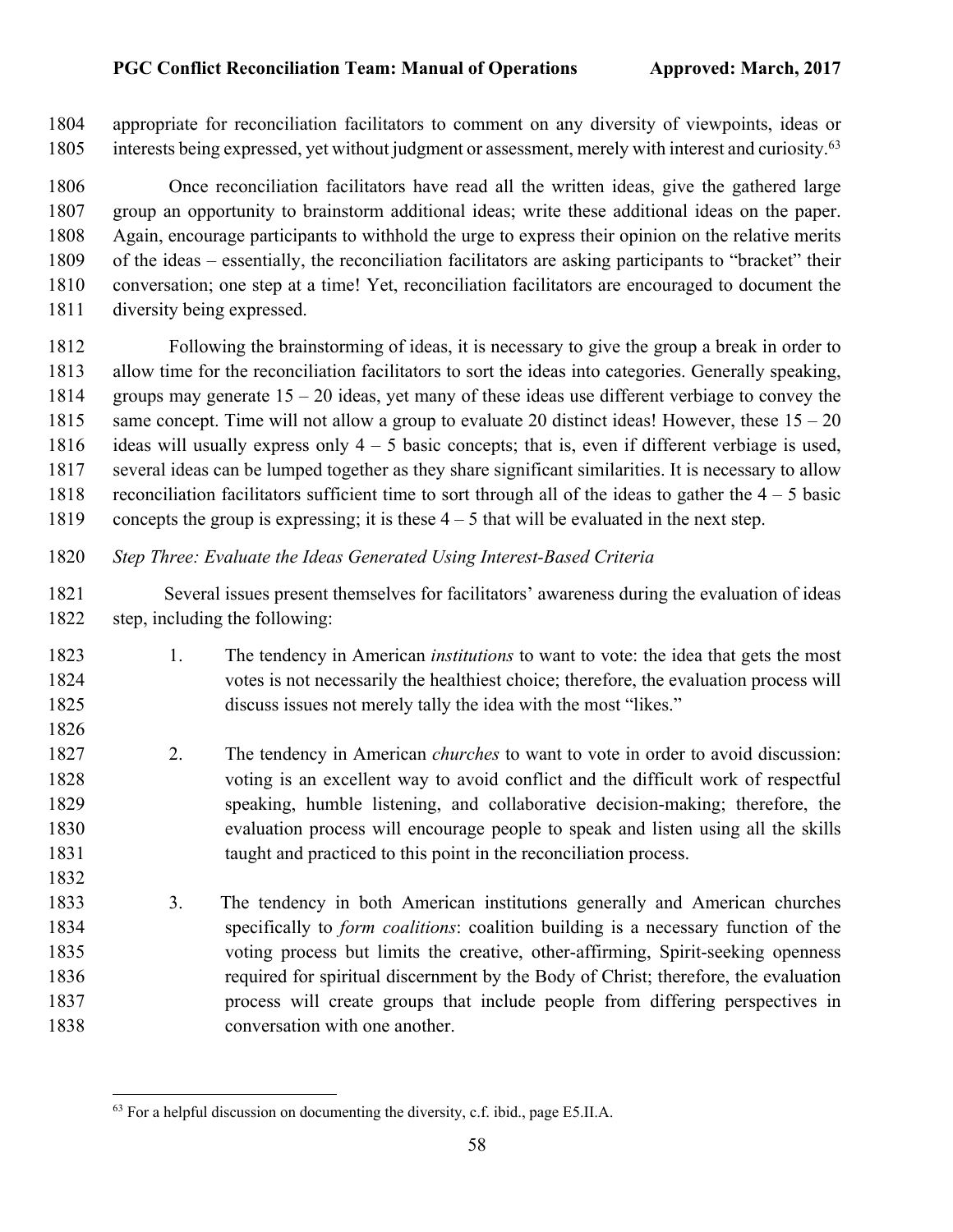appropriate for reconciliation facilitators to comment on any diversity of viewpoints, ideas or interests being expressed, yet without judgment or assessment, merely with interest and curiosity.[63]

Once reconciliation facilitators have read all the written ideas, give the gathered large group an opportunity to brainstorm additional ideas; write these additional ideas on the paper. Again, encourage participants to withhold the urge to express their opinion on the relative merits of the ideas – essentially, the reconciliation facilitators are asking participants to "bracket" their conversation; one step at a time! Yet, reconciliation facilitators are encouraged to document the diversity being expressed.

Following the brainstorming of ideas, it is necessary to give the group a break in order to allow time for the reconciliation facilitators to sort the ideas into categories. Generally speaking, groups may generate 15 – 20 ideas, yet many of these ideas use different verbiage to convey the same concept. Time will not allow a group to evaluate 20 distinct ideas! However, these 15 – 20 ideas will usually express only 4 – 5 basic concepts; that is, even if different verbiage is used, several ideas can be lumped together as they share significant similarities. It is necessary to allow reconciliation facilitators sufficient time to sort through all of the ideas to gather the 4 – 5 basic concepts the group is expressing; it is these 4 – 5 that will be evaluated in the next step.

*Step Three: Evaluate the Ideas Generated Using Interest-Based Criteria*

Several issues present themselves for facilitators' awareness during the evaluation of ideas step, including the following:

1. The tendency in American *institutions* to want to vote: the idea that gets the most votes is not necessarily the healthiest choice; therefore, the evaluation process will discuss issues not merely tally the idea with the most "likes."

2. The tendency in American *churches* to want to vote in order to avoid discussion: voting is an excellent way to avoid conflict and the difficult work of respectful speaking, humble listening, and collaborative decision-making; therefore, the evaluation process will encourage people to speak and listen using all the skills taught and practiced to this point in the reconciliation process.

3. The tendency in both American institutions generally and American churches specifically to *form coalitions*: coalition building is a necessary function of the voting process but limits the creative, other-affirming, Spirit-seeking openness required for spiritual discernment by the Body of Christ; therefore, the evaluation process will create groups that include people from differing perspectives in conversation with one another.

---

[63] For a helpful discussion on documenting the diversity, c.f. ibid., page E5.II.A.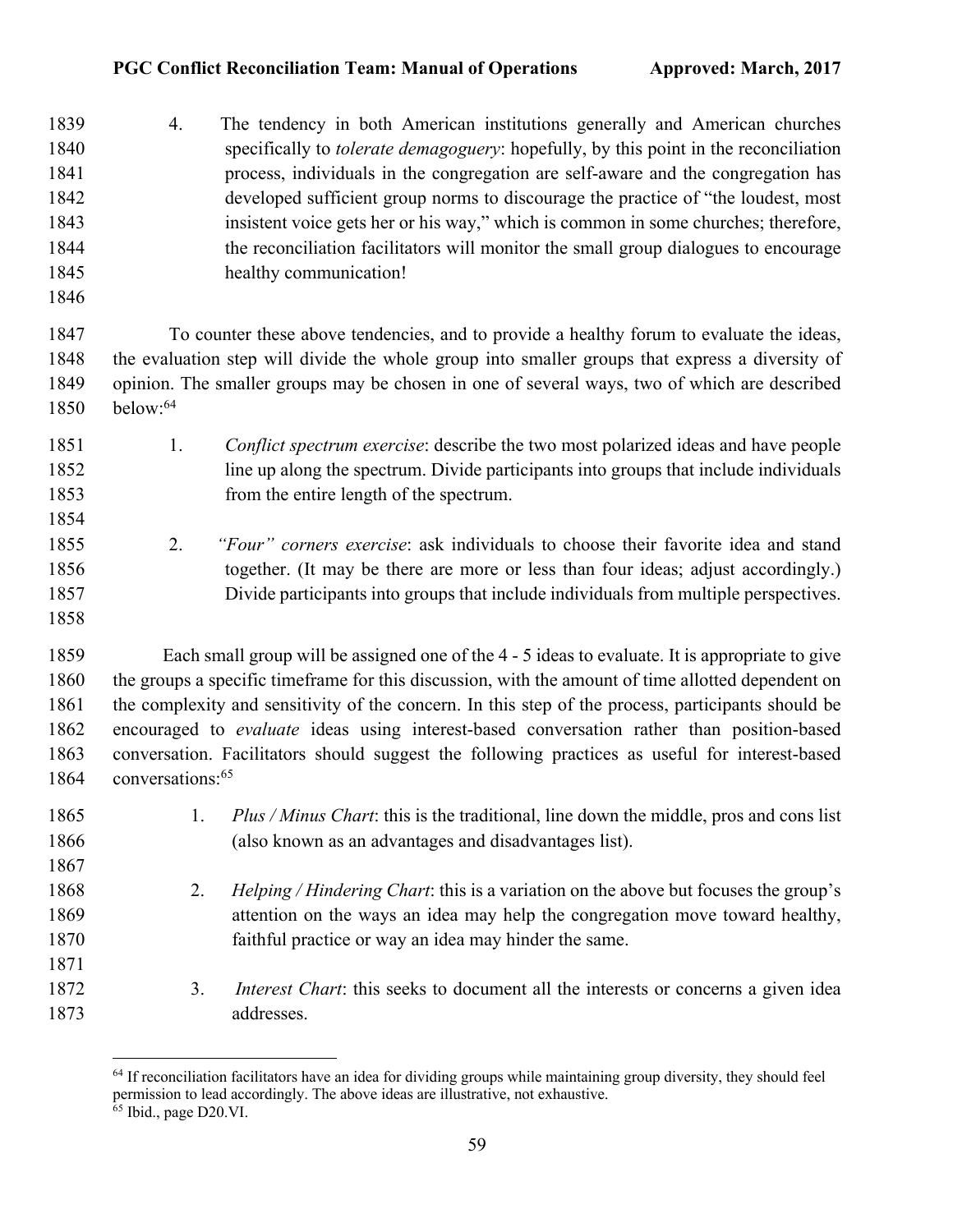4. The tendency in both American institutions generally and American churches specifically to *tolerate demagoguery*: hopefully, by this point in the reconciliation process, individuals in the congregation are self-aware and the congregation has developed sufficient group norms to discourage the practice of "the loudest, most insistent voice gets her or his way," which is common in some churches; therefore, the reconciliation facilitators will monitor the small group dialogues to encourage healthy communication!

To counter these above tendencies, and to provide a healthy forum to evaluate the ideas, the evaluation step will divide the whole group into smaller groups that express a diversity of opinion. The smaller groups may be chosen in one of several ways, two of which are described below:[64]

1. *Conflict spectrum exercise*: describe the two most polarized ideas and have people line up along the spectrum. Divide participants into groups that include individuals from the entire length of the spectrum.

2. *"Four" corners exercise*: ask individuals to choose their favorite idea and stand together. (It may be there are more or less than four ideas; adjust accordingly.) Divide participants into groups that include individuals from multiple perspectives.

Each small group will be assigned one of the 4 - 5 ideas to evaluate. It is appropriate to give the groups a specific timeframe for this discussion, with the amount of time allotted dependent on the complexity and sensitivity of the concern. In this step of the process, participants should be encouraged to *evaluate* ideas using interest-based conversation rather than position-based conversation. Facilitators should suggest the following practices as useful for interest-based conversations:[65]

1. *Plus / Minus Chart*: this is the traditional, line down the middle, pros and cons list (also known as an advantages and disadvantages list).

2. *Helping / Hindering Chart*: this is a variation on the above but focuses the group's attention on the ways an idea may help the congregation move toward healthy, faithful practice or way an idea may hinder the same.

3. *Interest Chart*: this seeks to document all the interests or concerns a given idea addresses.

---

[64] If reconciliation facilitators have an idea for dividing groups while maintaining group diversity, they should feel permission to lead accordingly. The above ideas are illustrative, not exhaustive.

[65] Ibid., page D20.VI.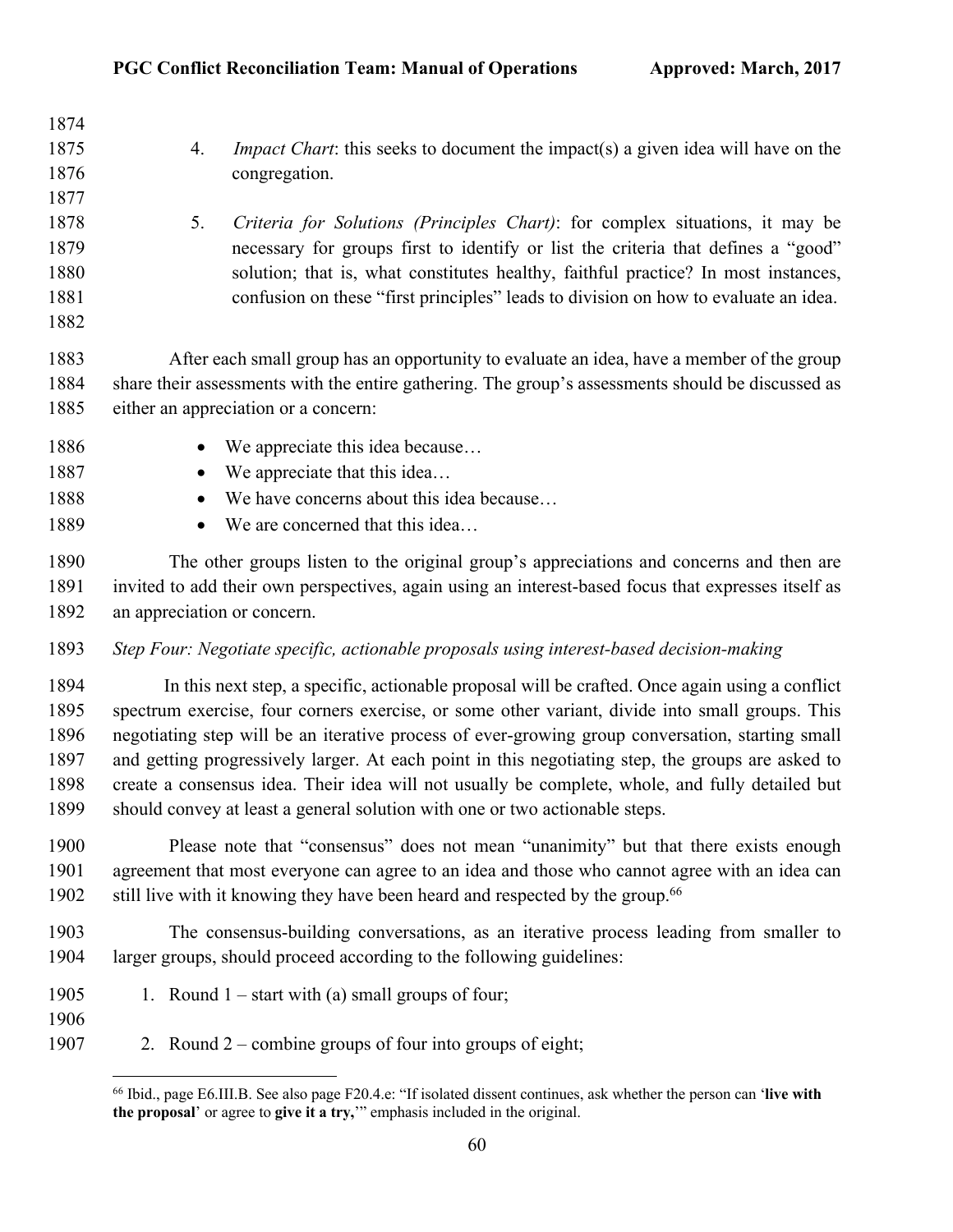4. *Impact Chart*: this seeks to document the impact(s) a given idea will have on the congregation.

5. *Criteria for Solutions (Principles Chart)*: for complex situations, it may be necessary for groups first to identify or list the criteria that defines a "good" solution; that is, what constitutes healthy, faithful practice? In most instances, confusion on these "first principles" leads to division on how to evaluate an idea.

After each small group has an opportunity to evaluate an idea, have a member of the group share their assessments with the entire gathering. The group's assessments should be discussed as either an appreciation or a concern:

- We appreciate this idea because…
- We appreciate that this idea…
- We have concerns about this idea because…
- We are concerned that this idea…

The other groups listen to the original group's appreciations and concerns and then are invited to add their own perspectives, again using an interest-based focus that expresses itself as an appreciation or concern.

*Step Four: Negotiate specific, actionable proposals using interest-based decision-making*

In this next step, a specific, actionable proposal will be crafted. Once again using a conflict spectrum exercise, four corners exercise, or some other variant, divide into small groups. This negotiating step will be an iterative process of ever-growing group conversation, starting small and getting progressively larger. At each point in this negotiating step, the groups are asked to create a consensus idea. Their idea will not usually be complete, whole, and fully detailed but should convey at least a general solution with one or two actionable steps.

Please note that "consensus" does not mean "unanimity" but that there exists enough agreement that most everyone can agree to an idea and those who cannot agree with an idea can still live with it knowing they have been heard and respected by the group.[66]

The consensus-building conversations, as an iterative process leading from smaller to larger groups, should proceed according to the following guidelines:

1. Round 1 – start with (a) small groups of four;

2. Round 2 – combine groups of four into groups of eight;

---

[66] Ibid., page E6.III.B. See also page F20.4.e: "If isolated dissent continues, ask whether the person can '**live with the proposal**' or agree to **give it a try,**'" emphasis included in the original.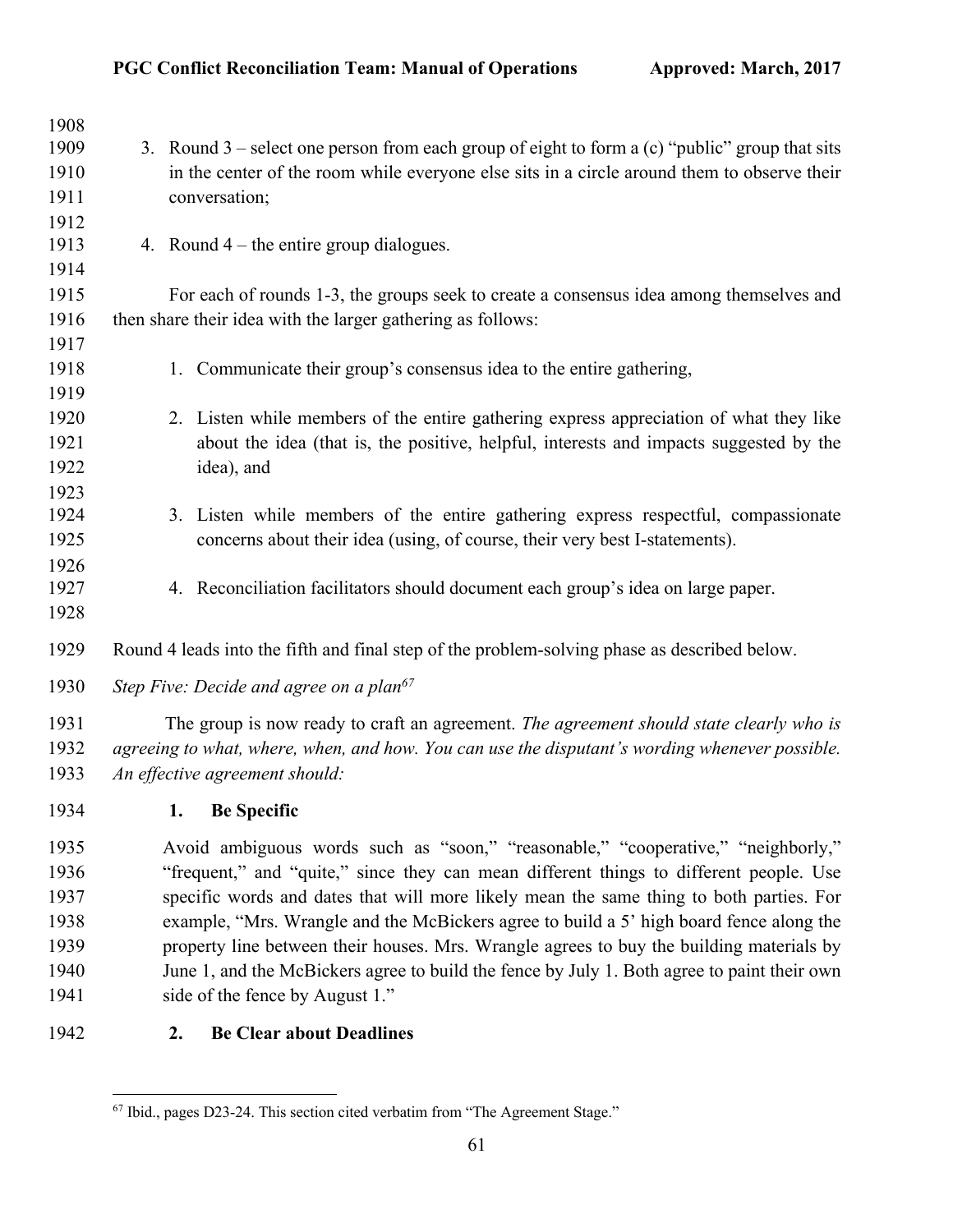3. Round 3 – select one person from each group of eight to form a (c) "public" group that sits in the center of the room while everyone else sits in a circle around them to observe their conversation;

4. Round 4 – the entire group dialogues.

For each of rounds 1-3, the groups seek to create a consensus idea among themselves and then share their idea with the larger gathering as follows:

1. Communicate their group's consensus idea to the entire gathering,

2. Listen while members of the entire gathering express appreciation of what they like about the idea (that is, the positive, helpful, interests and impacts suggested by the idea), and

3. Listen while members of the entire gathering express respectful, compassionate concerns about their idea (using, of course, their very best I-statements).

4. Reconciliation facilitators should document each group's idea on large paper.

Round 4 leads into the fifth and final step of the problem-solving phase as described below.

*Step Five: Decide and agree on a plan*[67]

The group is now ready to craft an agreement. *The agreement should state clearly who is agreeing to what, where, when, and how. You can use the disputant's wording whenever possible. An effective agreement should:*

**1. Be Specific**

Avoid ambiguous words such as "soon," "reasonable," "cooperative," "neighborly," "frequent," and "quite," since they can mean different things to different people. Use specific words and dates that will more likely mean the same thing to both parties. For example, "Mrs. Wrangle and the McBickers agree to build a 5' high board fence along the property line between their houses. Mrs. Wrangle agrees to buy the building materials by June 1, and the McBickers agree to build the fence by July 1. Both agree to paint their own side of the fence by August 1."

**2. Be Clear about Deadlines**

---

[67] Ibid., pages D23-24. This section cited verbatim from "The Agreement Stage."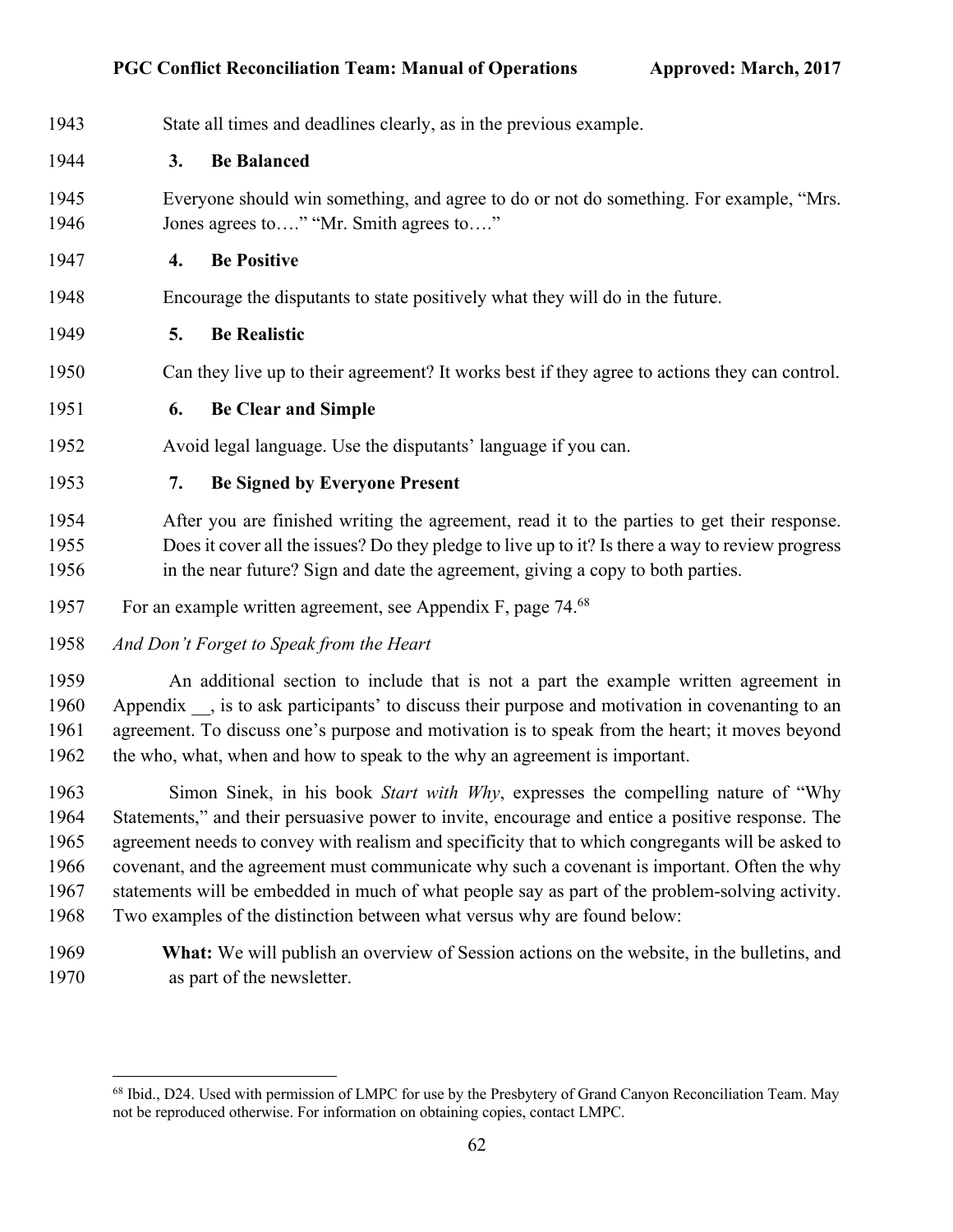State all times and deadlines clearly, as in the previous example.

**3. Be Balanced**

Everyone should win something, and agree to do or not do something. For example, "Mrs. Jones agrees to…." "Mr. Smith agrees to…."

**4. Be Positive**

Encourage the disputants to state positively what they will do in the future.

**5. Be Realistic**

Can they live up to their agreement? It works best if they agree to actions they can control.

**6. Be Clear and Simple**

Avoid legal language. Use the disputants' language if you can.

**7. Be Signed by Everyone Present**

After you are finished writing the agreement, read it to the parties to get their response. Does it cover all the issues? Do they pledge to live up to it? Is there a way to review progress in the near future? Sign and date the agreement, giving a copy to both parties.

For an example written agreement, see Appendix F, page 74.[68]

*And Don't Forget to Speak from the Heart*

An additional section to include that is not a part the example written agreement in Appendix __, is to ask participants' to discuss their purpose and motivation in covenanting to an agreement. To discuss one's purpose and motivation is to speak from the heart; it moves beyond the who, what, when and how to speak to the why an agreement is important.

Simon Sinek, in his book *Start with Why*, expresses the compelling nature of "Why Statements," and their persuasive power to invite, encourage and entice a positive response. The agreement needs to convey with realism and specificity that to which congregants will be asked to covenant, and the agreement must communicate why such a covenant is important. Often the why statements will be embedded in much of what people say as part of the problem-solving activity. Two examples of the distinction between what versus why are found below:

**What:** We will publish an overview of Session actions on the website, in the bulletins, and as part of the newsletter.

---

[68] Ibid., D24. Used with permission of LMPC for use by the Presbytery of Grand Canyon Reconciliation Team. May not be reproduced otherwise. For information on obtaining copies, contact LMPC.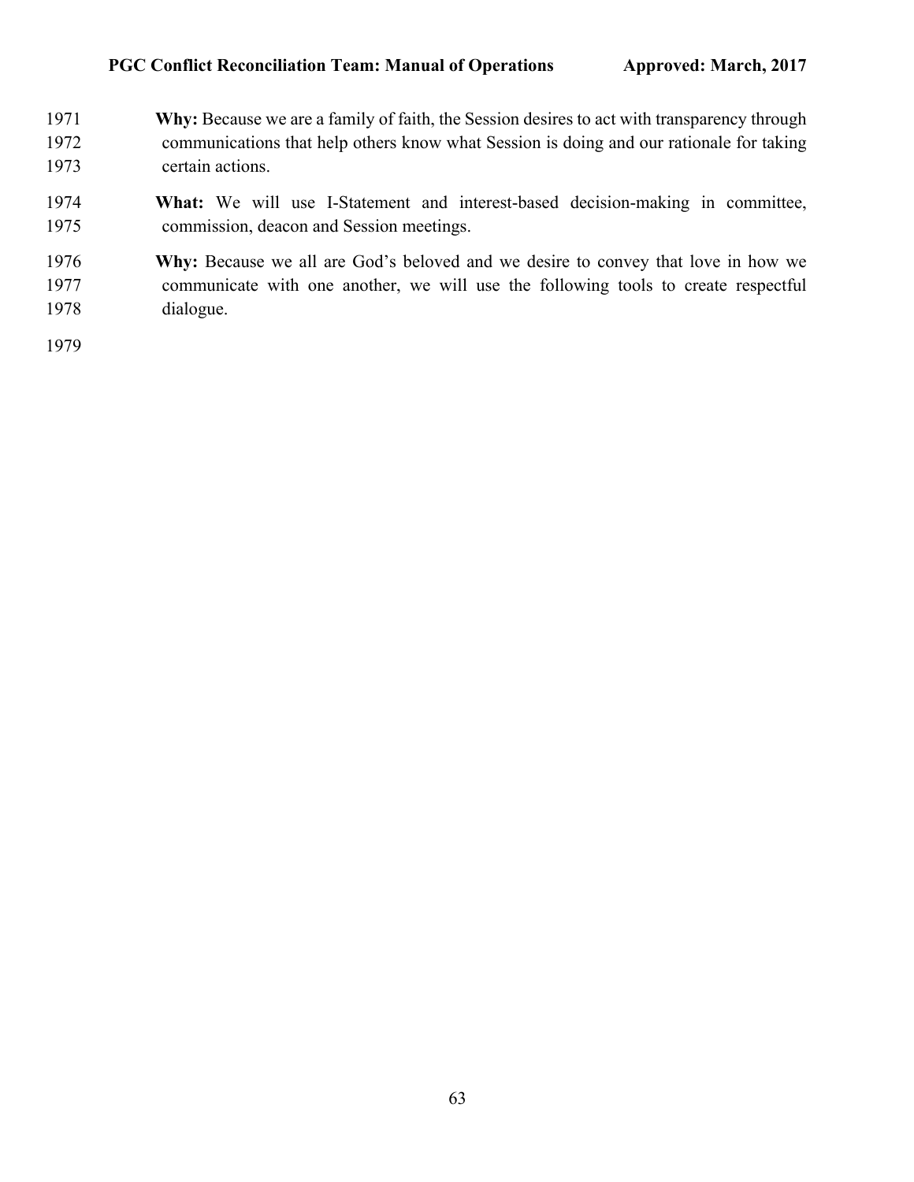**Why:** Because we are a family of faith, the Session desires to act with transparency through communications that help others know what Session is doing and our rationale for taking certain actions.

**What:** We will use I-Statement and interest-based decision-making in committee, commission, deacon and Session meetings.

**Why:** Because we all are God's beloved and we desire to convey that love in how we communicate with one another, we will use the following tools to create respectful dialogue.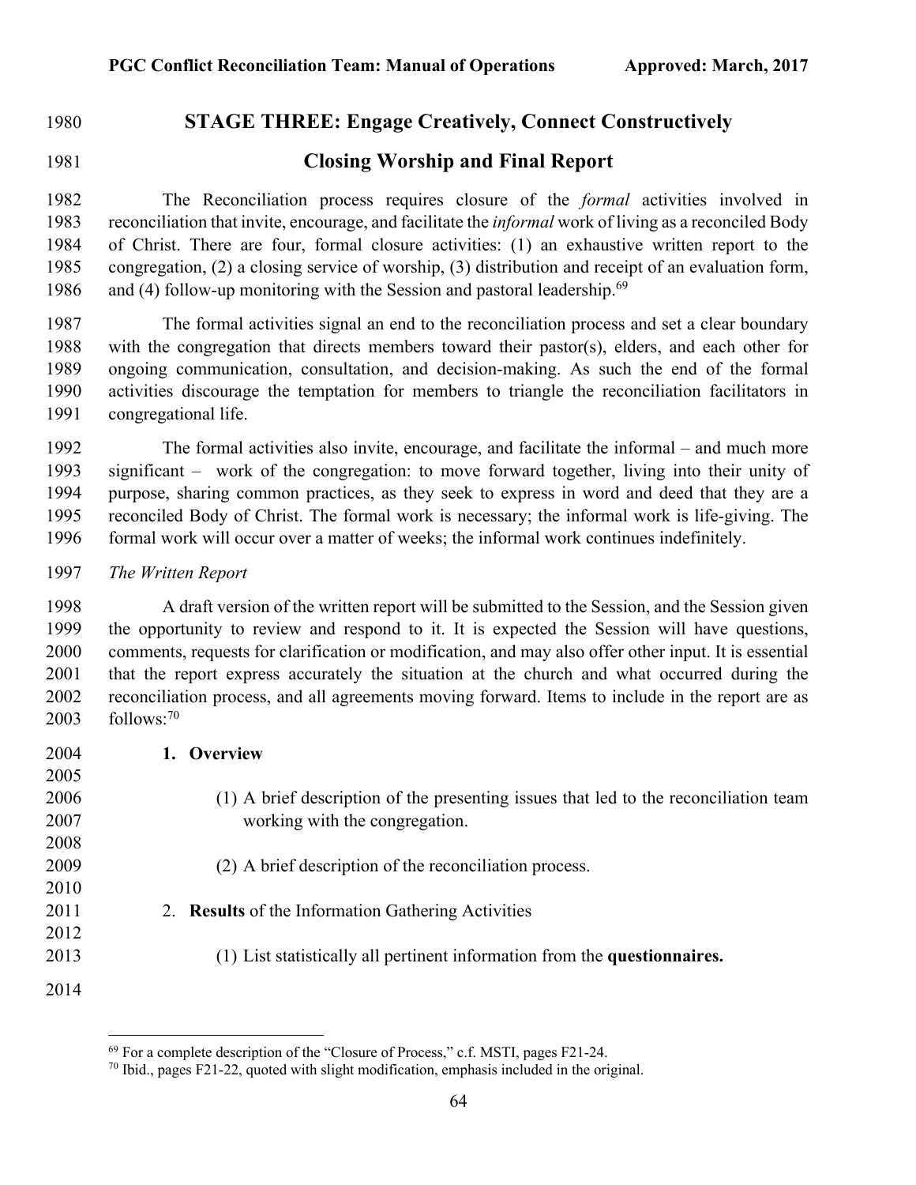## STAGE THREE: Engage Creatively, Connect Constructively

## Closing Worship and Final Report

The Reconciliation process requires closure of the *formal* activities involved in reconciliation that invite, encourage, and facilitate the *informal* work of living as a reconciled Body of Christ. There are four, formal closure activities: (1) an exhaustive written report to the congregation, (2) a closing service of worship, (3) distribution and receipt of an evaluation form, and (4) follow-up monitoring with the Session and pastoral leadership.[69]

The formal activities signal an end to the reconciliation process and set a clear boundary with the congregation that directs members toward their pastor(s), elders, and each other for ongoing communication, consultation, and decision-making. As such the end of the formal activities discourage the temptation for members to triangle the reconciliation facilitators in congregational life.

The formal activities also invite, encourage, and facilitate the informal – and much more significant – work of the congregation: to move forward together, living into their unity of purpose, sharing common practices, as they seek to express in word and deed that they are a reconciled Body of Christ. The formal work is necessary; the informal work is life-giving. The formal work will occur over a matter of weeks; the informal work continues indefinitely.

*The Written Report*

A draft version of the written report will be submitted to the Session, and the Session given the opportunity to review and respond to it. It is expected the Session will have questions, comments, requests for clarification or modification, and may also offer other input. It is essential that the report express accurately the situation at the church and what occurred during the reconciliation process, and all agreements moving forward. Items to include in the report are as follows:[70]

1. **Overview**

   (1) A brief description of the presenting issues that led to the reconciliation team working with the congregation.

   (2) A brief description of the reconciliation process.

2. **Results** of the Information Gathering Activities

   (1) List statistically all pertinent information from the **questionnaires.**

---

[69] For a complete description of the "Closure of Process," c.f. MSTI, pages F21-24.

[70] Ibid., pages F21-22, quoted with slight modification, emphasis included in the original.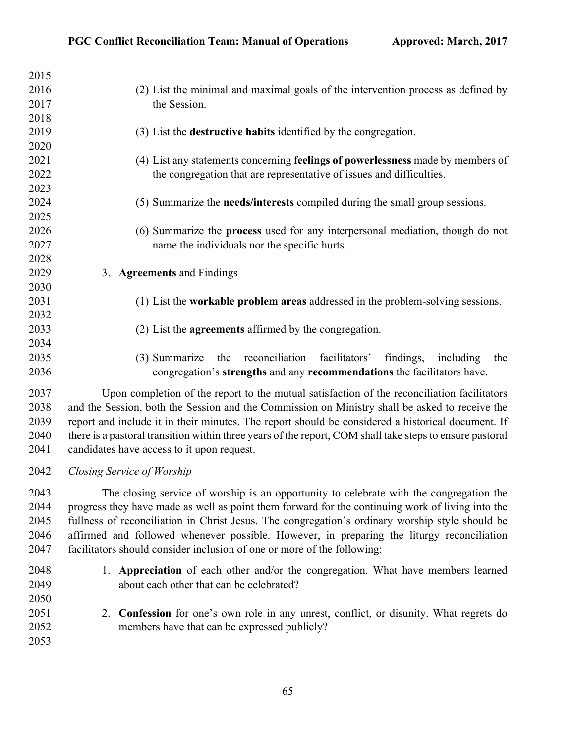(2) List the minimal and maximal goals of the intervention process as defined by the Session.

(3) List the **destructive habits** identified by the congregation.

(4) List any statements concerning **feelings of powerlessness** made by members of the congregation that are representative of issues and difficulties.

(5) Summarize the **needs/interests** compiled during the small group sessions.

(6) Summarize the **process** used for any interpersonal mediation, though do not name the individuals nor the specific hurts.

3. **Agreements** and Findings

(1) List the **workable problem areas** addressed in the problem-solving sessions.

(2) List the **agreements** affirmed by the congregation.

(3) Summarize the reconciliation facilitators' findings, including the congregation's **strengths** and any **recommendations** the facilitators have.

Upon completion of the report to the mutual satisfaction of the reconciliation facilitators and the Session, both the Session and the Commission on Ministry shall be asked to receive the report and include it in their minutes. The report should be considered a historical document. If there is a pastoral transition within three years of the report, COM shall take steps to ensure pastoral candidates have access to it upon request.

*Closing Service of Worship*

The closing service of worship is an opportunity to celebrate with the congregation the progress they have made as well as point them forward for the continuing work of living into the fullness of reconciliation in Christ Jesus. The congregation's ordinary worship style should be affirmed and followed whenever possible. However, in preparing the liturgy reconciliation facilitators should consider inclusion of one or more of the following:

1. **Appreciation** of each other and/or the congregation. What have members learned about each other that can be celebrated?

2. **Confession** for one's own role in any unrest, conflict, or disunity. What regrets do members have that can be expressed publicly?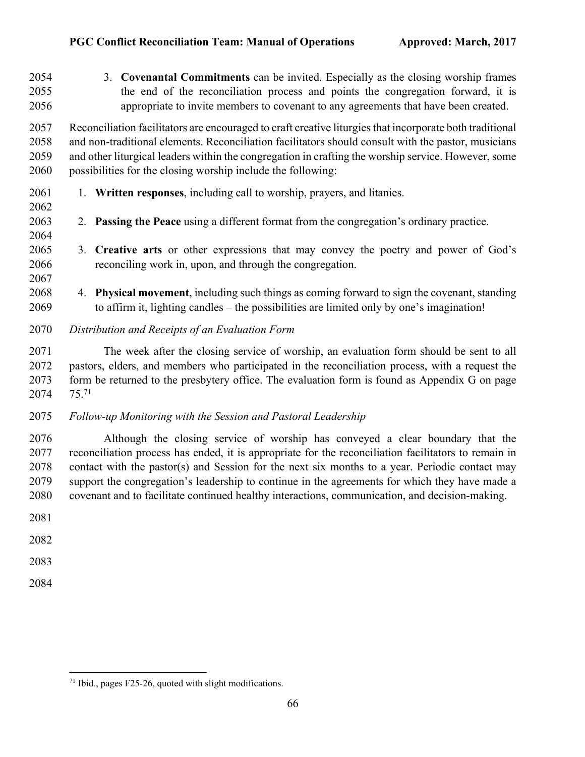3. **Covenantal Commitments** can be invited. Especially as the closing worship frames the end of the reconciliation process and points the congregation forward, it is appropriate to invite members to covenant to any agreements that have been created.

Reconciliation facilitators are encouraged to craft creative liturgies that incorporate both traditional and non-traditional elements. Reconciliation facilitators should consult with the pastor, musicians and other liturgical leaders within the congregation in crafting the worship service. However, some possibilities for the closing worship include the following:

1. **Written responses**, including call to worship, prayers, and litanies.

2. **Passing the Peace** using a different format from the congregation's ordinary practice.

3. **Creative arts** or other expressions that may convey the poetry and power of God's reconciling work in, upon, and through the congregation.

4. **Physical movement**, including such things as coming forward to sign the covenant, standing to affirm it, lighting candles – the possibilities are limited only by one's imagination!

*Distribution and Receipts of an Evaluation Form*

The week after the closing service of worship, an evaluation form should be sent to all pastors, elders, and members who participated in the reconciliation process, with a request the form be returned to the presbytery office. The evaluation form is found as Appendix G on page 75.[71]

*Follow-up Monitoring with the Session and Pastoral Leadership*

Although the closing service of worship has conveyed a clear boundary that the reconciliation process has ended, it is appropriate for the reconciliation facilitators to remain in contact with the pastor(s) and Session for the next six months to a year. Periodic contact may support the congregation's leadership to continue in the agreements for which they have made a covenant and to facilitate continued healthy interactions, communication, and decision-making.

---

[71] Ibid., pages F25-26, quoted with slight modifications.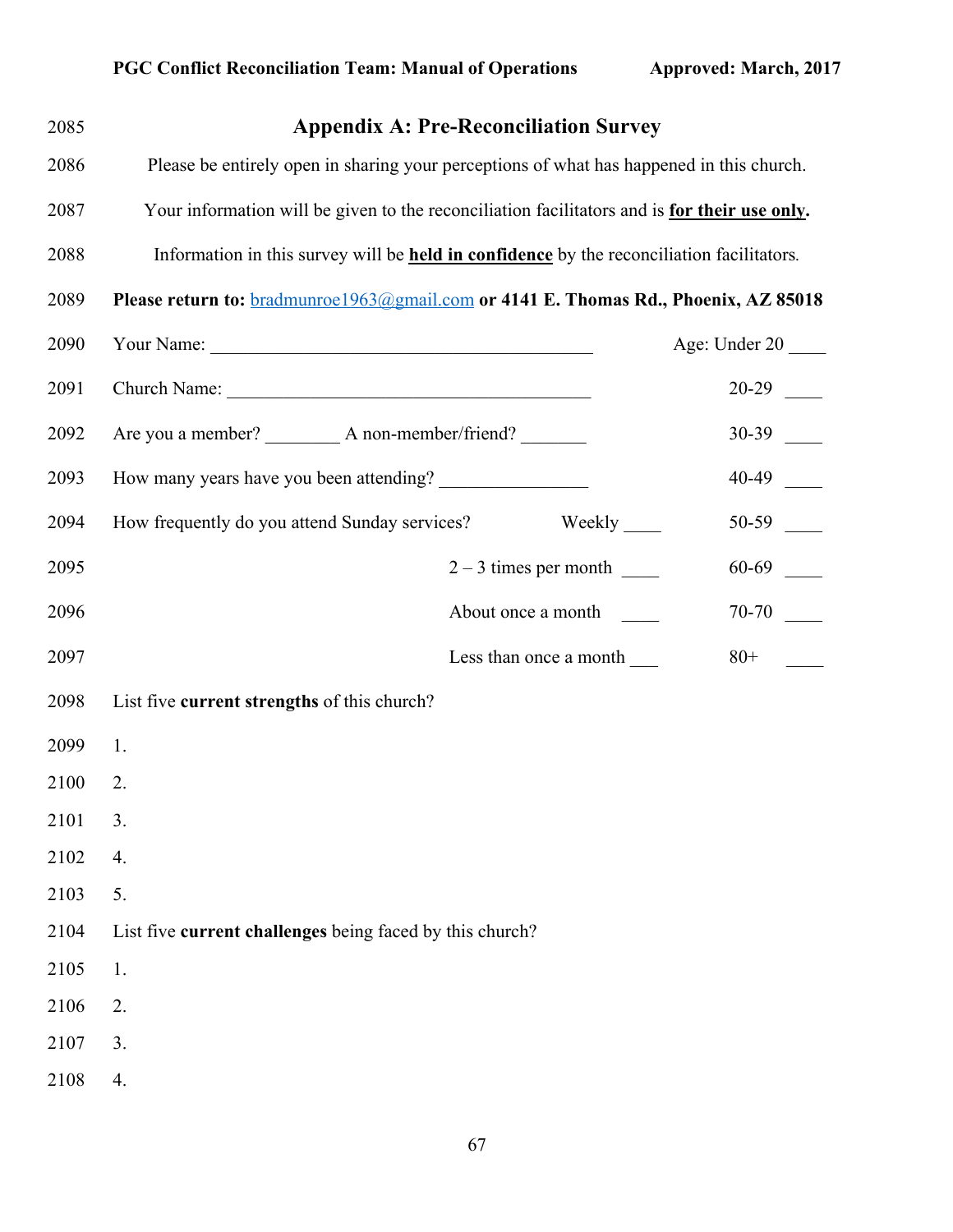## Appendix A: Pre-Reconciliation Survey

Please be entirely open in sharing your perceptions of what has happened in this church.

Your information will be given to the reconciliation facilitators and is **for their use only**.

Information in this survey will be **held in confidence** by the reconciliation facilitators.

**Please return to:** bradmunroe1963@gmail.com **or 4141 E. Thomas Rd., Phoenix, AZ 85018**

Your Name: ___________________________________________

Church Name: ________________________________________

Are you a member? ________ A non-member/friend? _______

How many years have you been attending? ________________

How frequently do you attend Sunday services?
- Weekly ____
- 2 – 3 times per month ____
- About once a month ____
- Less than once a month ___

Age:
- Under 20 ____
- 20-29 ____
- 30-39 ____
- 40-49 ____
- 50-59 ____
- 60-69 ____
- 70-70 ____
- 80+ ____

List five **current strengths** of this church?

1.
2.
3.
4.
5.

List five **current challenges** being faced by this church?

1.
2.
3.
4.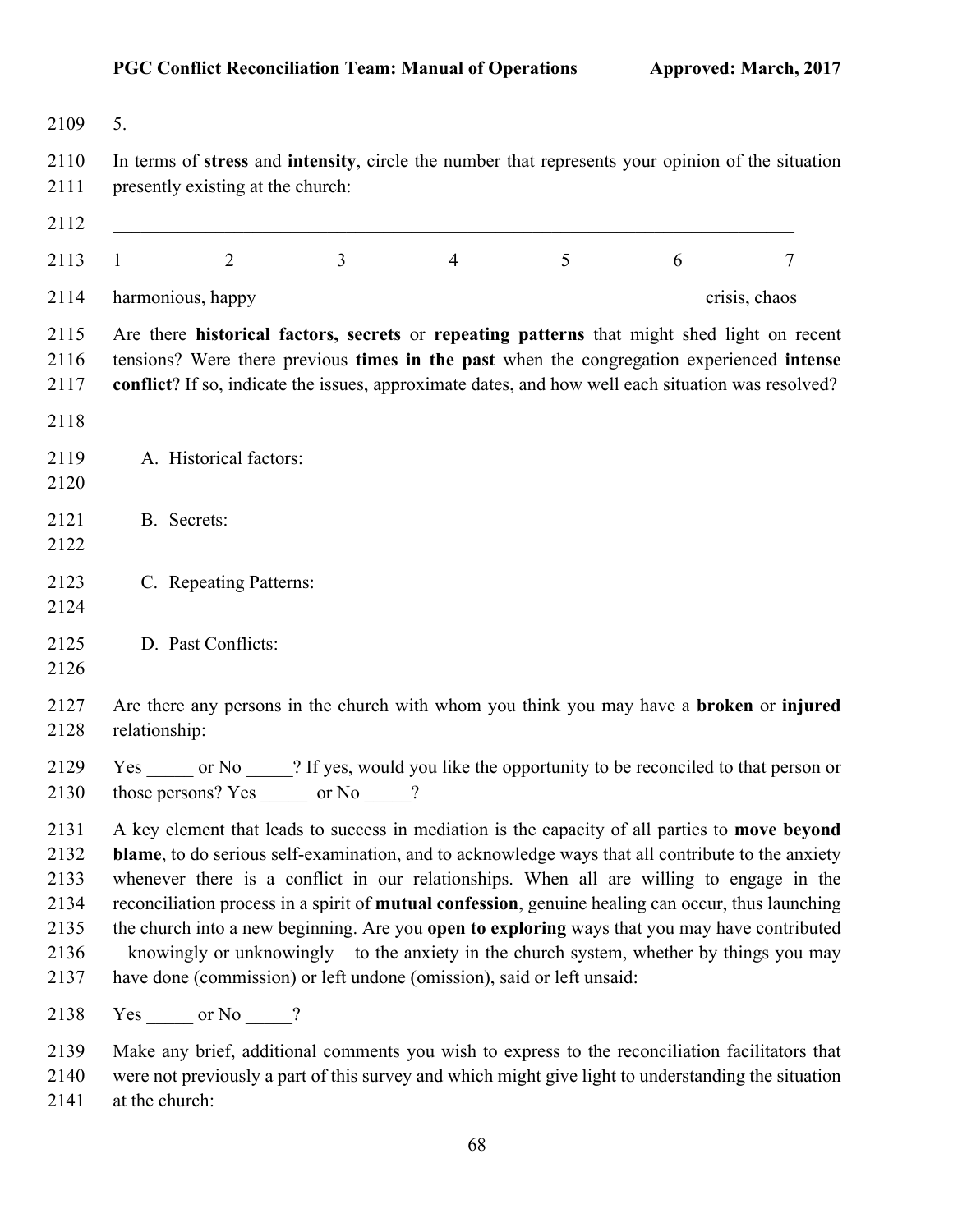5.

In terms of **stress** and **intensity**, circle the number that represents your opinion of the situation presently existing at the church:

___________________________________________________________________________

| 1 | 2 | 3 | 4 | 5 | 6 | 7 |
|---|---|---|---|---|---|---|
| harmonious, happy | | | | | | crisis, chaos |

Are there **historical factors, secrets** or **repeating patterns** that might shed light on recent tensions? Were there previous **times in the past** when the congregation experienced **intense conflict**? If so, indicate the issues, approximate dates, and how well each situation was resolved?

A. Historical factors:

B. Secrets:

C. Repeating Patterns:

D. Past Conflicts:

Are there any persons in the church with whom you think you may have a **broken** or **injured** relationship:

Yes _____ or No _____? If yes, would you like the opportunity to be reconciled to that person or those persons? Yes _____ or No _____?

A key element that leads to success in mediation is the capacity of all parties to **move beyond blame**, to do serious self-examination, and to acknowledge ways that all contribute to the anxiety whenever there is a conflict in our relationships. When all are willing to engage in the reconciliation process in a spirit of **mutual confession**, genuine healing can occur, thus launching the church into a new beginning. Are you **open to exploring** ways that you may have contributed – knowingly or unknowingly – to the anxiety in the church system, whether by things you may have done (commission) or left undone (omission), said or left unsaid:

Yes _____ or No _____?

Make any brief, additional comments you wish to express to the reconciliation facilitators that were not previously a part of this survey and which might give light to understanding the situation at the church: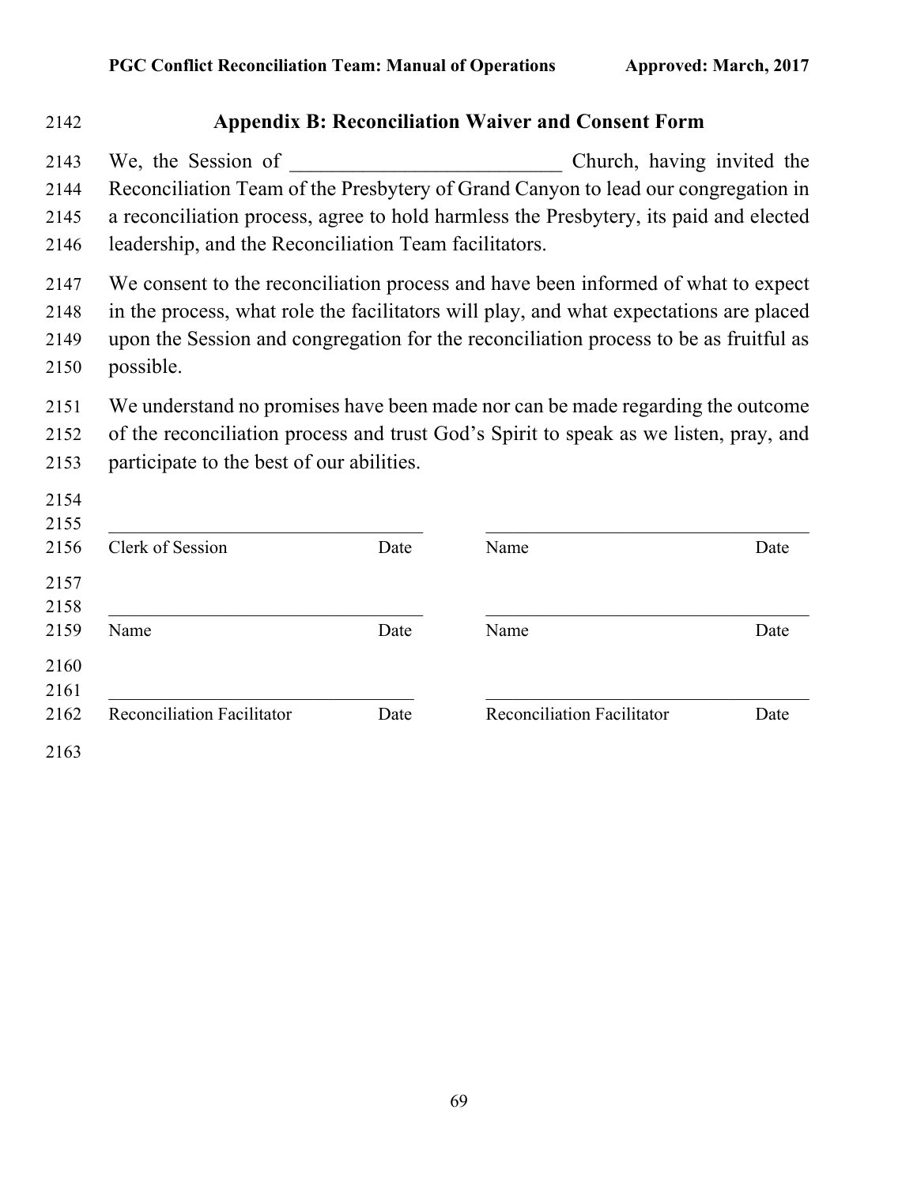## Appendix B: Reconciliation Waiver and Consent Form

We, the Session of __________________________ Church, having invited the Reconciliation Team of the Presbytery of Grand Canyon to lead our congregation in a reconciliation process, agree to hold harmless the Presbytery, its paid and elected leadership, and the Reconciliation Team facilitators.

We consent to the reconciliation process and have been informed of what to expect in the process, what role the facilitators will play, and what expectations are placed upon the Session and congregation for the reconciliation process to be as fruitful as possible.

We understand no promises have been made nor can be made regarding the outcome of the reconciliation process and trust God's Spirit to speak as we listen, pray, and participate to the best of our abilities.

| | |
|---|---|
| ________________________________ | ________________________________ |
| Clerk of Session Date | Name Date |
| ________________________________ | ________________________________ |
| Name Date | Name Date |
| ________________________________ | ________________________________ |
| Reconciliation Facilitator Date | Reconciliation Facilitator Date |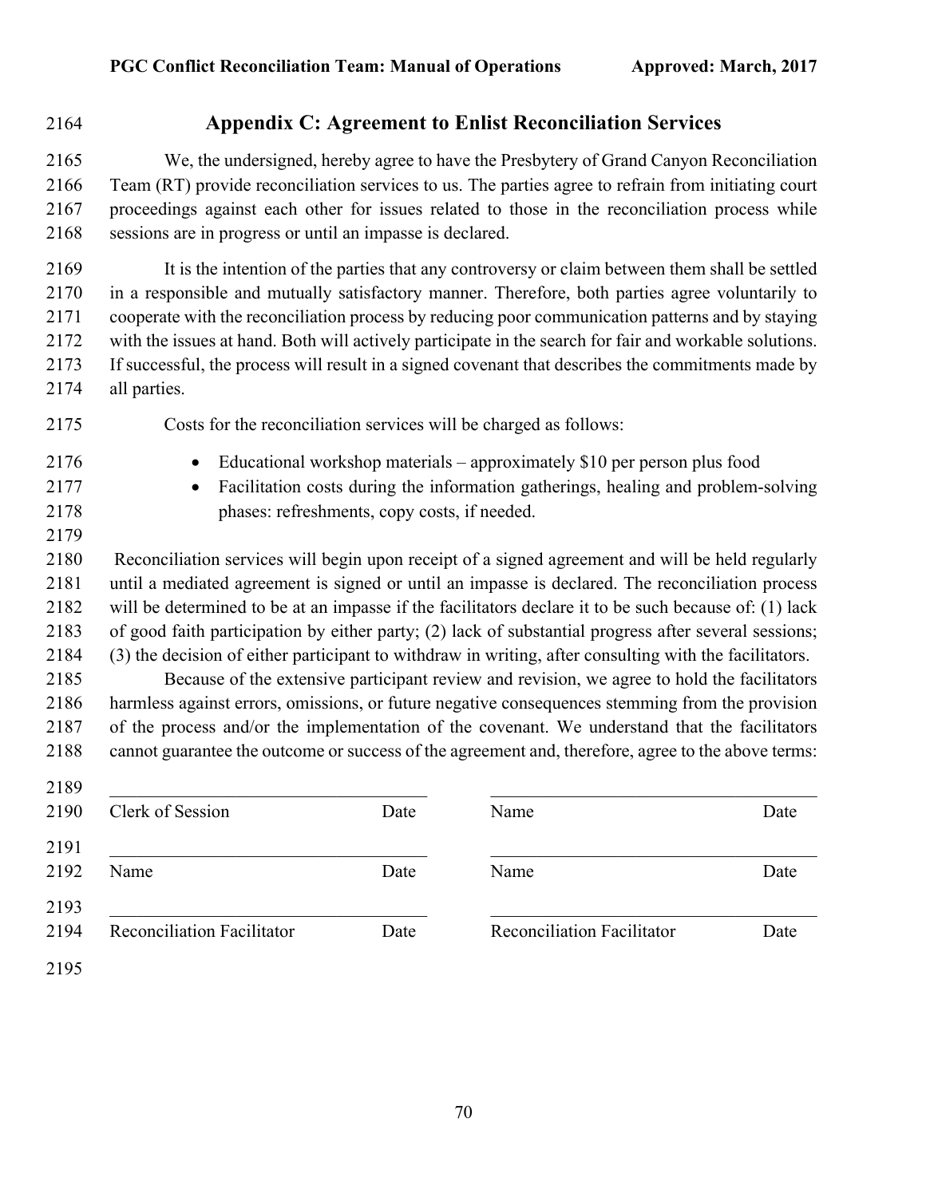## Appendix C: Agreement to Enlist Reconciliation Services

We, the undersigned, hereby agree to have the Presbytery of Grand Canyon Reconciliation Team (RT) provide reconciliation services to us. The parties agree to refrain from initiating court proceedings against each other for issues related to those in the reconciliation process while sessions are in progress or until an impasse is declared.

It is the intention of the parties that any controversy or claim between them shall be settled in a responsible and mutually satisfactory manner. Therefore, both parties agree voluntarily to cooperate with the reconciliation process by reducing poor communication patterns and by staying with the issues at hand. Both will actively participate in the search for fair and workable solutions. If successful, the process will result in a signed covenant that describes the commitments made by all parties.

Costs for the reconciliation services will be charged as follows:

- Educational workshop materials – approximately $10 per person plus food
- Facilitation costs during the information gatherings, healing and problem-solving phases: refreshments, copy costs, if needed.

Reconciliation services will begin upon receipt of a signed agreement and will be held regularly until a mediated agreement is signed or until an impasse is declared. The reconciliation process will be determined to be at an impasse if the facilitators declare it to be such because of: (1) lack of good faith participation by either party; (2) lack of substantial progress after several sessions; (3) the decision of either participant to withdraw in writing, after consulting with the facilitators.

Because of the extensive participant review and revision, we agree to hold the facilitators harmless against errors, omissions, or future negative consequences stemming from the provision of the process and/or the implementation of the covenant. We understand that the facilitators cannot guarantee the outcome or success of the agreement and, therefore, agree to the above terms:

| | | | |
|---|---|---|---|
| \_\_\_\_\_\_\_\_\_\_\_\_\_\_\_\_\_\_\_\_ | | \_\_\_\_\_\_\_\_\_\_\_\_\_\_\_\_\_\_\_\_ | |
| Clerk of Session | Date | Name | Date |
| \_\_\_\_\_\_\_\_\_\_\_\_\_\_\_\_\_\_\_\_ | | \_\_\_\_\_\_\_\_\_\_\_\_\_\_\_\_\_\_\_\_ | |
| Name | Date | Name | Date |
| \_\_\_\_\_\_\_\_\_\_\_\_\_\_\_\_\_\_\_\_ | | \_\_\_\_\_\_\_\_\_\_\_\_\_\_\_\_\_\_\_\_ | |
| Reconciliation Facilitator | Date | Reconciliation Facilitator | Date |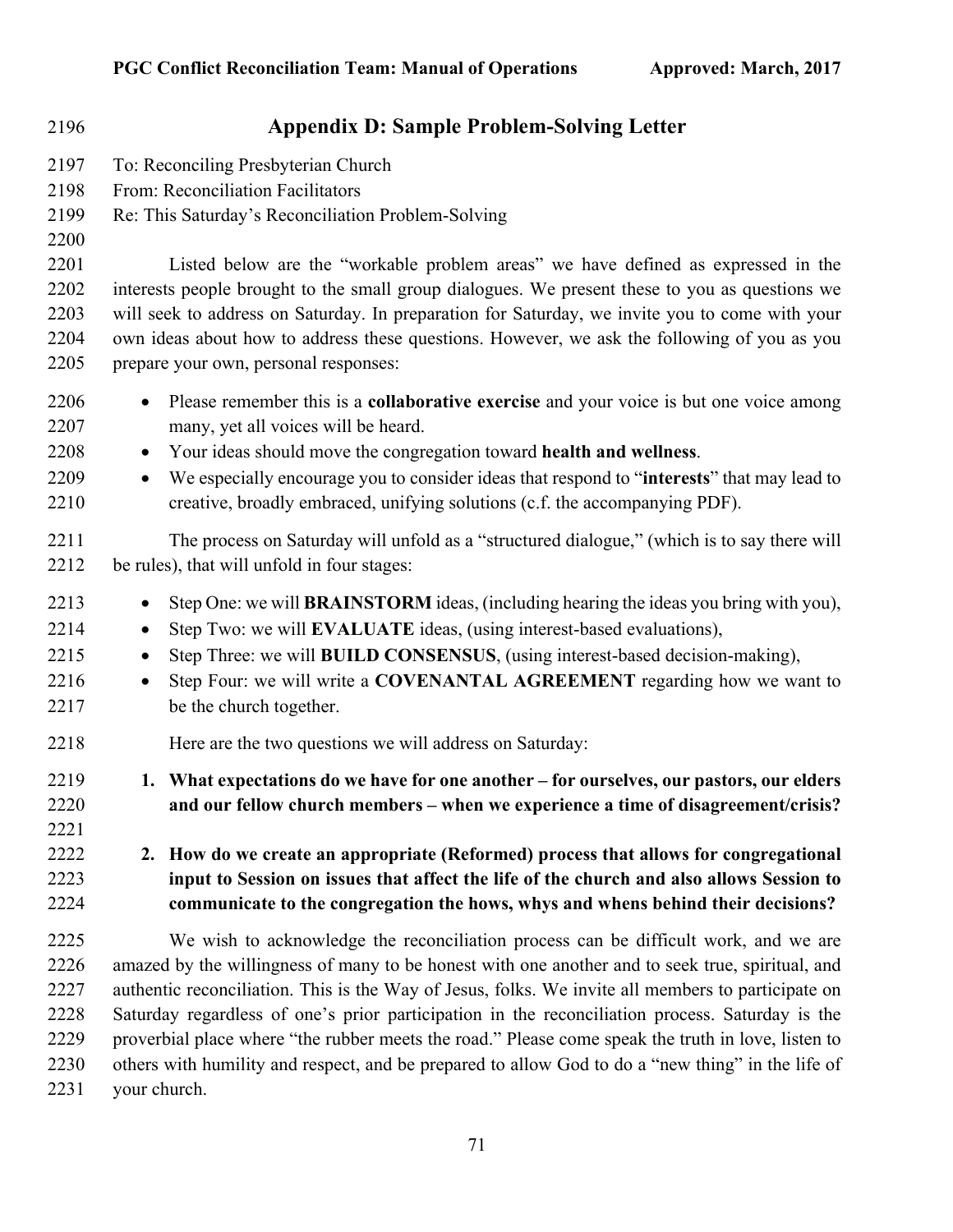## Appendix D: Sample Problem-Solving Letter

To: Reconciling Presbyterian Church
From: Reconciliation Facilitators
Re: This Saturday's Reconciliation Problem-Solving

Listed below are the "workable problem areas" we have defined as expressed in the interests people brought to the small group dialogues. We present these to you as questions we will seek to address on Saturday. In preparation for Saturday, we invite you to come with your own ideas about how to address these questions. However, we ask the following of you as you prepare your own, personal responses:

- Please remember this is a **collaborative exercise** and your voice is but one voice among many, yet all voices will be heard.
- Your ideas should move the congregation toward **health and wellness**.
- We especially encourage you to consider ideas that respond to "**interests**" that may lead to creative, broadly embraced, unifying solutions (c.f. the accompanying PDF).

The process on Saturday will unfold as a "structured dialogue," (which is to say there will be rules), that will unfold in four stages:

- Step One: we will **BRAINSTORM** ideas, (including hearing the ideas you bring with you),
- Step Two: we will **EVALUATE** ideas, (using interest-based evaluations),
- Step Three: we will **BUILD CONSENSUS**, (using interest-based decision-making),
- Step Four: we will write a **COVENANTAL AGREEMENT** regarding how we want to be the church together.

Here are the two questions we will address on Saturday:

1. **What expectations do we have for one another – for ourselves, our pastors, our elders and our fellow church members – when we experience a time of disagreement/crisis?**

2. **How do we create an appropriate (Reformed) process that allows for congregational input to Session on issues that affect the life of the church and also allows Session to communicate to the congregation the hows, whys and whens behind their decisions?**

We wish to acknowledge the reconciliation process can be difficult work, and we are amazed by the willingness of many to be honest with one another and to seek true, spiritual, and authentic reconciliation. This is the Way of Jesus, folks. We invite all members to participate on Saturday regardless of one's prior participation in the reconciliation process. Saturday is the proverbial place where "the rubber meets the road." Please come speak the truth in love, listen to others with humility and respect, and be prepared to allow God to do a "new thing" in the life of your church.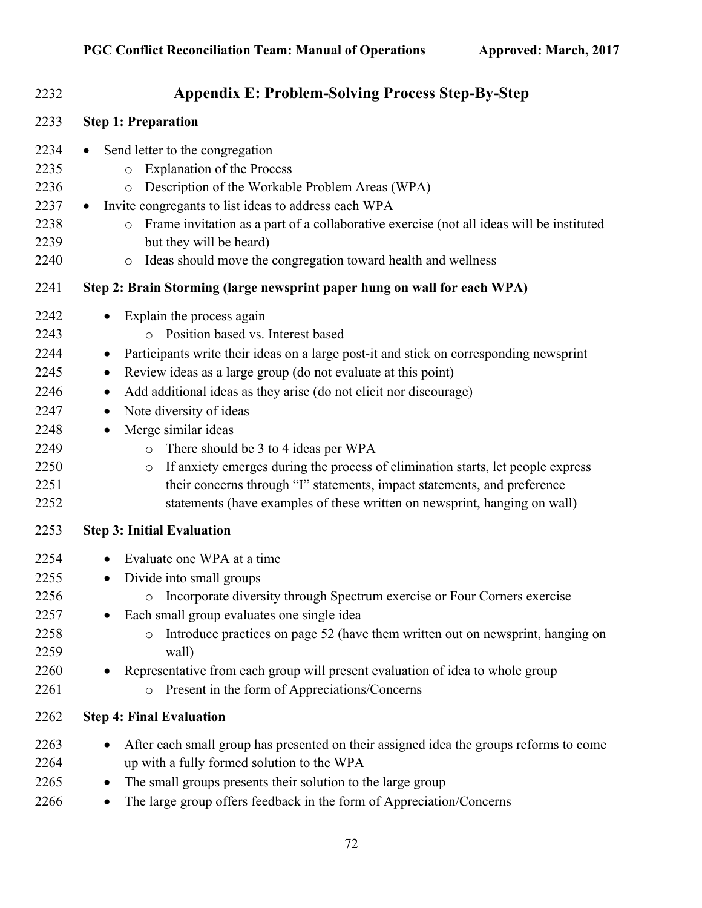## Appendix E: Problem-Solving Process Step-By-Step

**Step 1: Preparation**

- Send letter to the congregation
  - Explanation of the Process
  - Description of the Workable Problem Areas (WPA)
- Invite congregants to list ideas to address each WPA
  - Frame invitation as a part of a collaborative exercise (not all ideas will be instituted but they will be heard)
  - Ideas should move the congregation toward health and wellness

**Step 2: Brain Storming (large newsprint paper hung on wall for each WPA)**

- Explain the process again
  - Position based vs. Interest based
- Participants write their ideas on a large post-it and stick on corresponding newsprint
- Review ideas as a large group (do not evaluate at this point)
- Add additional ideas as they arise (do not elicit nor discourage)
- Note diversity of ideas
- Merge similar ideas
  - There should be 3 to 4 ideas per WPA
  - If anxiety emerges during the process of elimination starts, let people express their concerns through "I" statements, impact statements, and preference statements (have examples of these written on newsprint, hanging on wall)

**Step 3: Initial Evaluation**

- Evaluate one WPA at a time
- Divide into small groups
  - Incorporate diversity through Spectrum exercise or Four Corners exercise
- Each small group evaluates one single idea
  - Introduce practices on page 52 (have them written out on newsprint, hanging on wall)
- Representative from each group will present evaluation of idea to whole group
  - Present in the form of Appreciations/Concerns

**Step 4: Final Evaluation**

- After each small group has presented on their assigned idea the groups reforms to come up with a fully formed solution to the WPA
- The small groups presents their solution to the large group
- The large group offers feedback in the form of Appreciation/Concerns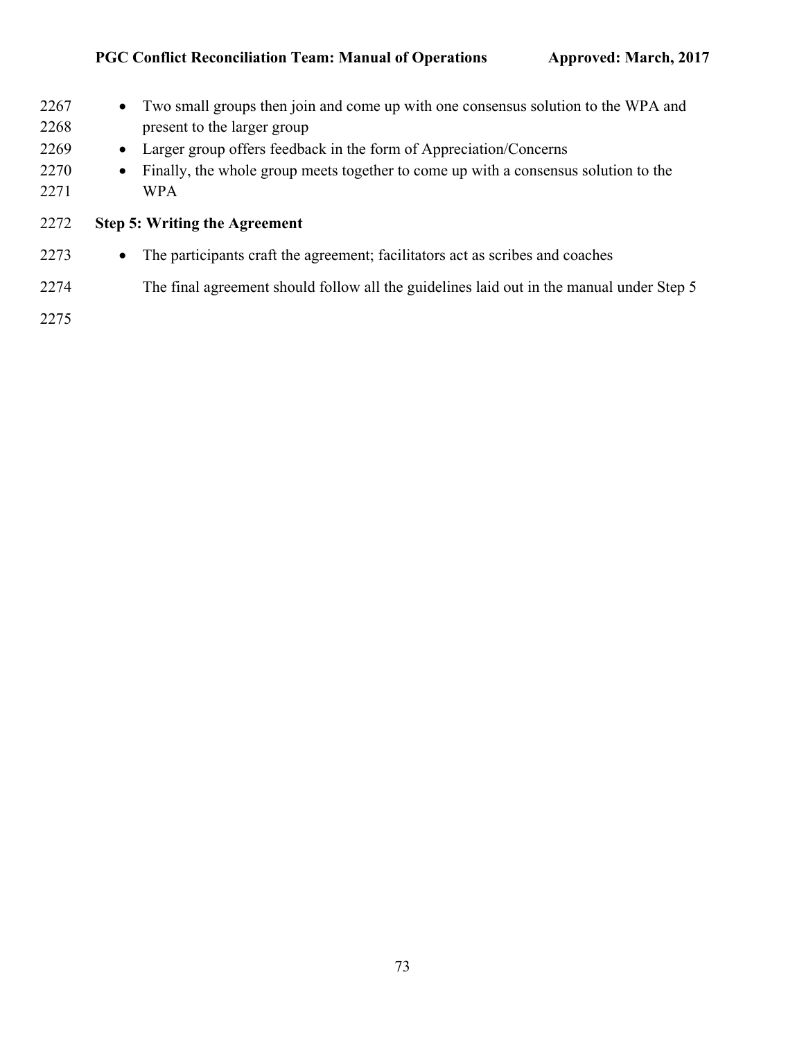- Two small groups then join and come up with one consensus solution to the WPA and present to the larger group
- Larger group offers feedback in the form of Appreciation/Concerns
- Finally, the whole group meets together to come up with a consensus solution to the WPA

**Step 5: Writing the Agreement**

- The participants craft the agreement; facilitators act as scribes and coaches

  The final agreement should follow all the guidelines laid out in the manual under Step 5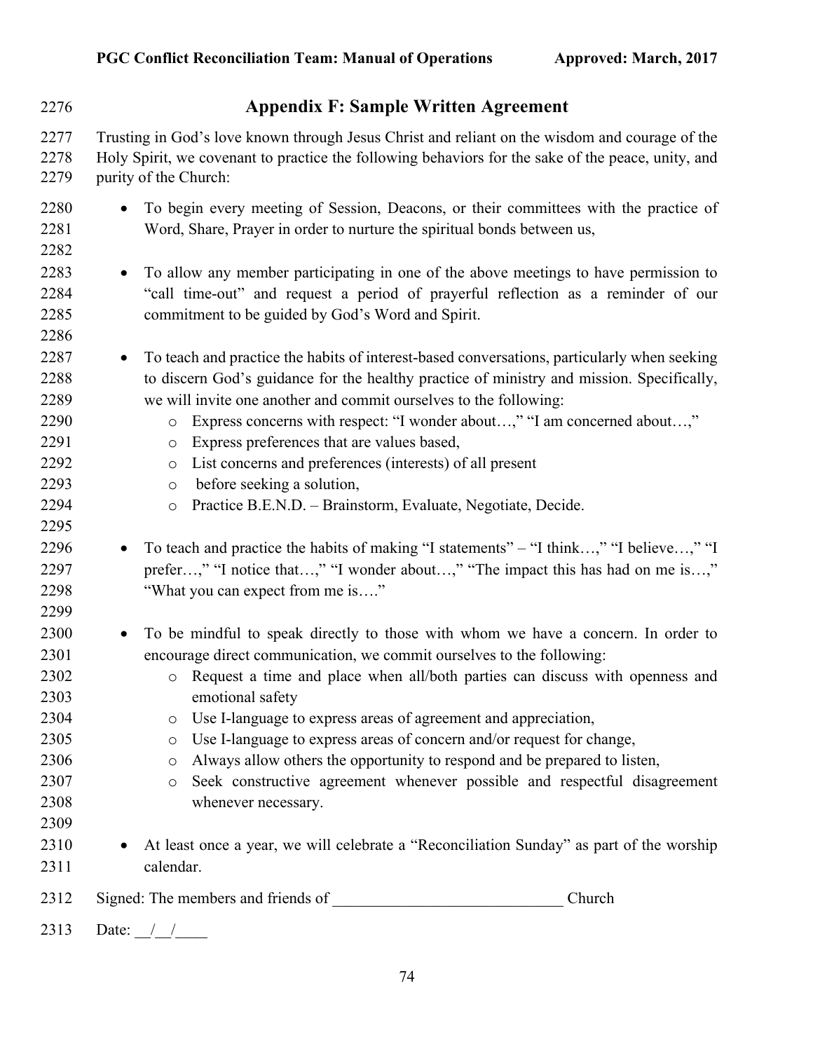## Appendix F: Sample Written Agreement

Trusting in God's love known through Jesus Christ and reliant on the wisdom and courage of the Holy Spirit, we covenant to practice the following behaviors for the sake of the peace, unity, and purity of the Church:

- To begin every meeting of Session, Deacons, or their committees with the practice of Word, Share, Prayer in order to nurture the spiritual bonds between us,

- To allow any member participating in one of the above meetings to have permission to "call time-out" and request a period of prayerful reflection as a reminder of our commitment to be guided by God's Word and Spirit.

- To teach and practice the habits of interest-based conversations, particularly when seeking to discern God's guidance for the healthy practice of ministry and mission. Specifically, we will invite one another and commit ourselves to the following:
    - Express concerns with respect: "I wonder about…," "I am concerned about…,"
    - Express preferences that are values based,
    - List concerns and preferences (interests) of all present
    - before seeking a solution,
    - Practice B.E.N.D. – Brainstorm, Evaluate, Negotiate, Decide.

- To teach and practice the habits of making "I statements" – "I think…," "I believe…," "I prefer…," "I notice that…," "I wonder about…," "The impact this has had on me is…," "What you can expect from me is…."

- To be mindful to speak directly to those with whom we have a concern. In order to encourage direct communication, we commit ourselves to the following:
    - Request a time and place when all/both parties can discuss with openness and emotional safety
    - Use I-language to express areas of agreement and appreciation,
    - Use I-language to express areas of concern and/or request for change,
    - Always allow others the opportunity to respond and be prepared to listen,
    - Seek constructive agreement whenever possible and respectful disagreement whenever necessary.

- At least once a year, we will celebrate a "Reconciliation Sunday" as part of the worship calendar.

Signed: The members and friends of ____________________________ Church

Date: __/__/____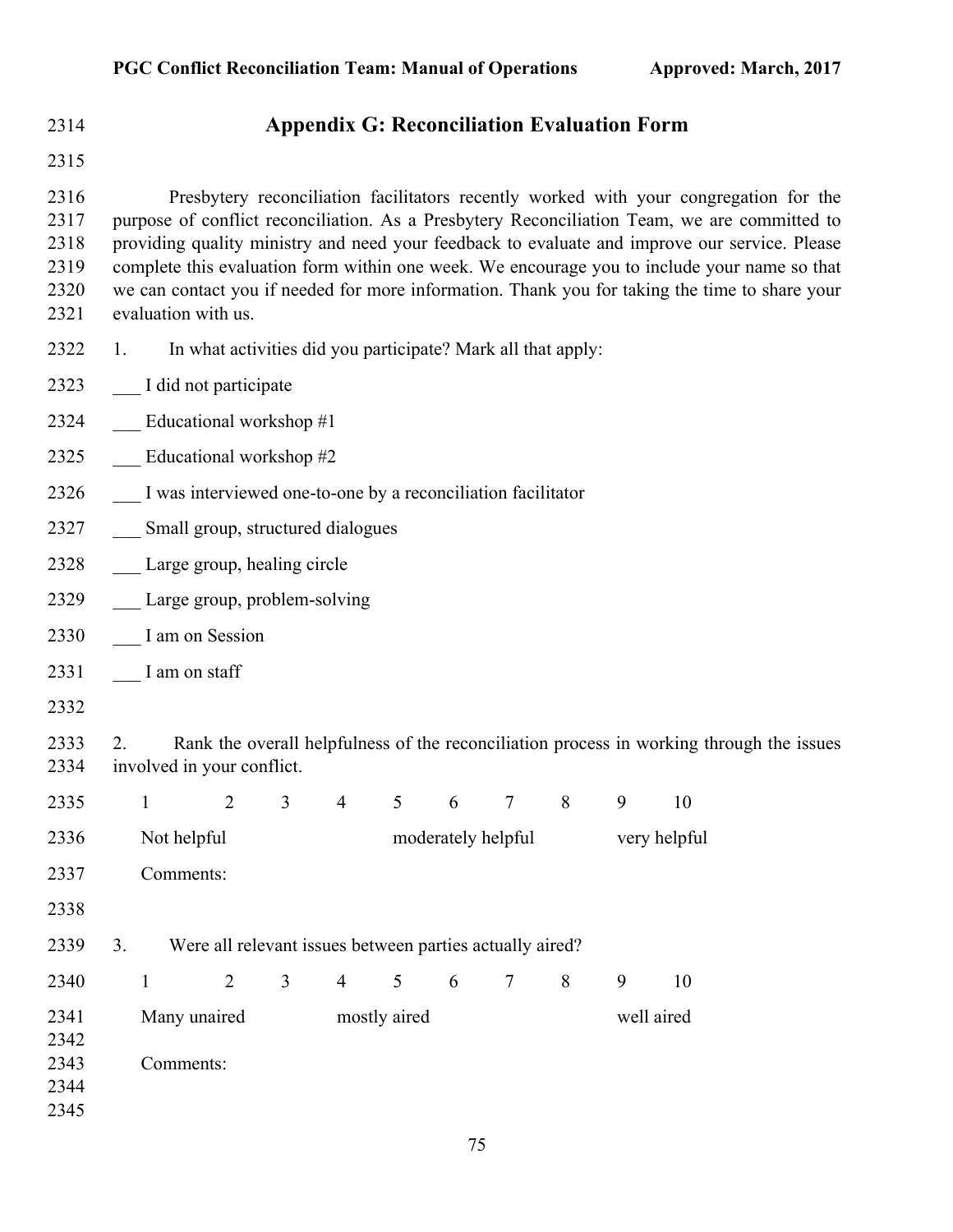## Appendix G: Reconciliation Evaluation Form

Presbytery reconciliation facilitators recently worked with your congregation for the purpose of conflict reconciliation. As a Presbytery Reconciliation Team, we are committed to providing quality ministry and need your feedback to evaluate and improve our service. Please complete this evaluation form within one week. We encourage you to include your name so that we can contact you if needed for more information. Thank you for taking the time to share your evaluation with us.

1. In what activities did you participate? Mark all that apply:

___ I did not participate

___ Educational workshop #1

___ Educational workshop #2

___ I was interviewed one-to-one by a reconciliation facilitator

___ Small group, structured dialogues

___ Large group, healing circle

___ Large group, problem-solving

___ I am on Session

___ I am on staff

2. Rank the overall helpfulness of the reconciliation process in working through the issues involved in your conflict.

| 1 | 2 | 3 | 4 | 5 | 6 | 7 | 8 | 9 | 10 |
|---|---|---|---|---|---|---|---|---|---|
| Not helpful | | | | moderately helpful | | | | very helpful | |

Comments:

3. Were all relevant issues between parties actually aired?

| 1 | 2 | 3 | 4 | 5 | 6 | 7 | 8 | 9 | 10 |
|---|---|---|---|---|---|---|---|---|---|
| Many unaired | | | mostly aired | | | | | well aired | |

Comments: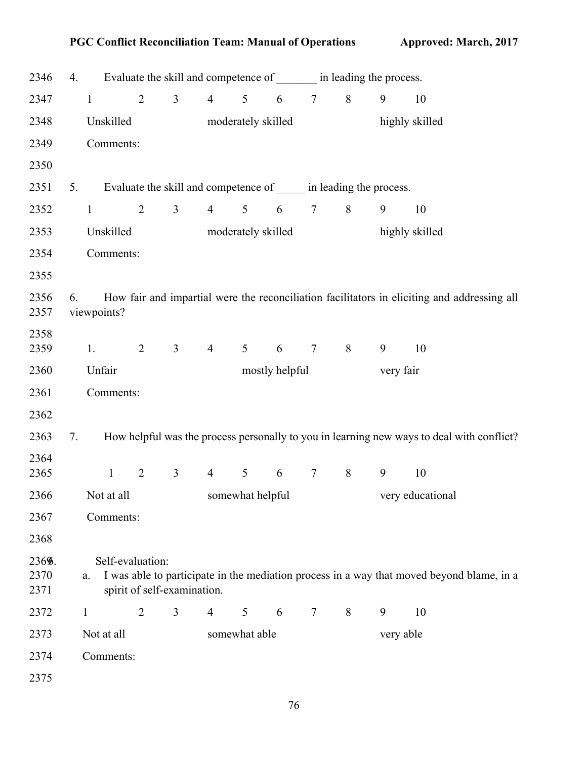4. Evaluate the skill and competence of _______ in leading the process.

1 2 3 4 5 6 7 8 9 10

Unskilled moderately skilled highly skilled

Comments:

5. Evaluate the skill and competence of _____ in leading the process.

1 2 3 4 5 6 7 8 9 10

Unskilled moderately skilled highly skilled

Comments:

6. How fair and impartial were the reconciliation facilitators in eliciting and addressing all viewpoints?

1. 2 3 4 5 6 7 8 9 10

Unfair mostly helpful very fair

Comments:

7. How helpful was the process personally to you in learning new ways to deal with conflict?

1 2 3 4 5 6 7 8 9 10

Not at all somewhat helpful very educational

Comments:

6. Self-evaluation:

a. I was able to participate in the mediation process in a way that moved beyond blame, in a spirit of self-examination.

1 2 3 4 5 6 7 8 9 10

Not at all somewhat able very able

Comments: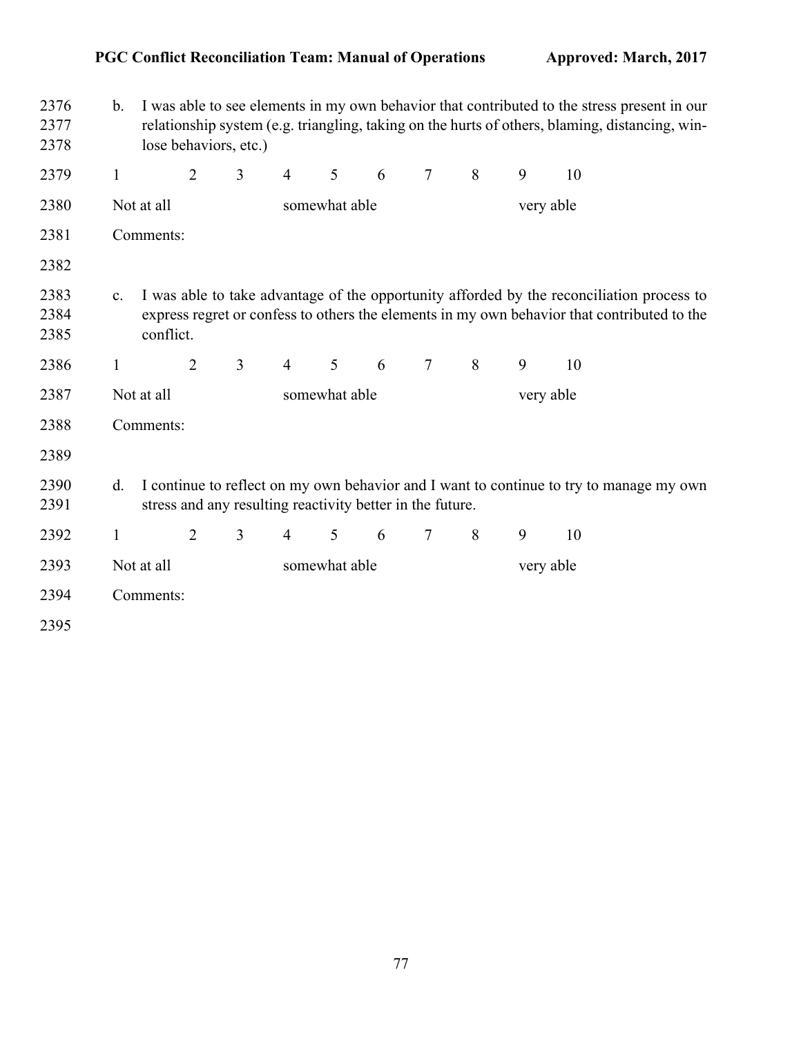b. I was able to see elements in my own behavior that contributed to the stress present in our relationship system (e.g. triangling, taking on the hurts of others, blaming, distancing, win-lose behaviors, etc.)

1 2 3 4 5 6 7 8 9 10

Not at all somewhat able very able

Comments:

c. I was able to take advantage of the opportunity afforded by the reconciliation process to express regret or confess to others the elements in my own behavior that contributed to the conflict.

1 2 3 4 5 6 7 8 9 10

Not at all somewhat able very able

Comments:

d. I continue to reflect on my own behavior and I want to continue to try to manage my own stress and any resulting reactivity better in the future.

1 2 3 4 5 6 7 8 9 10

Not at all somewhat able very able

Comments: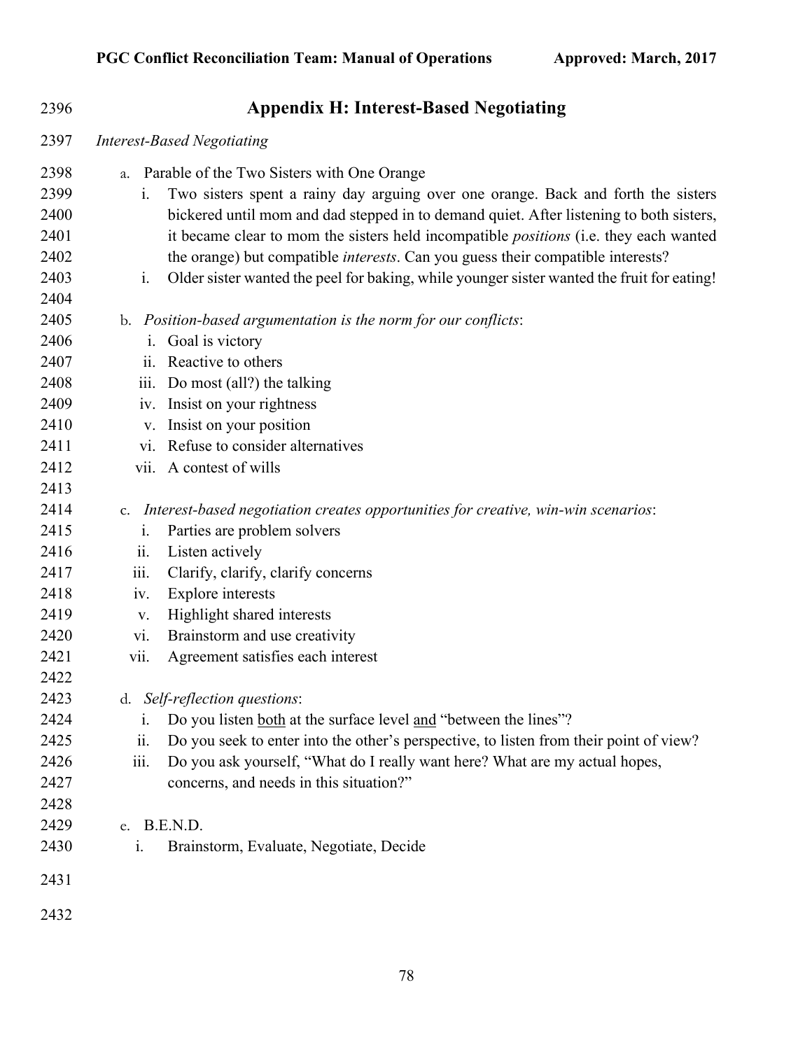## Appendix H: Interest-Based Negotiating

*Interest-Based Negotiating*

a. Parable of the Two Sisters with One Orange
   i. Two sisters spent a rainy day arguing over one orange. Back and forth the sisters bickered until mom and dad stepped in to demand quiet. After listening to both sisters, it became clear to mom the sisters held incompatible *positions* (i.e. they each wanted the orange) but compatible *interests*. Can you guess their compatible interests?
   i. Older sister wanted the peel for baking, while younger sister wanted the fruit for eating!

b. *Position-based argumentation is the norm for our conflicts*:
   i. Goal is victory
   ii. Reactive to others
   iii. Do most (all?) the talking
   iv. Insist on your rightness
   v. Insist on your position
   vi. Refuse to consider alternatives
   vii. A contest of wills

c. *Interest-based negotiation creates opportunities for creative, win-win scenarios*:
   i. Parties are problem solvers
   ii. Listen actively
   iii. Clarify, clarify, clarify concerns
   iv. Explore interests
   v. Highlight shared interests
   vi. Brainstorm and use creativity
   vii. Agreement satisfies each interest

d. *Self-reflection questions*:
   i. Do you listen <u>both</u> at the surface level <u>and</u> "between the lines"?
   ii. Do you seek to enter into the other's perspective, to listen from their point of view?
   iii. Do you ask yourself, "What do I really want here? What are my actual hopes, concerns, and needs in this situation?"

e. B.E.N.D.
   i. Brainstorm, Evaluate, Negotiate, Decide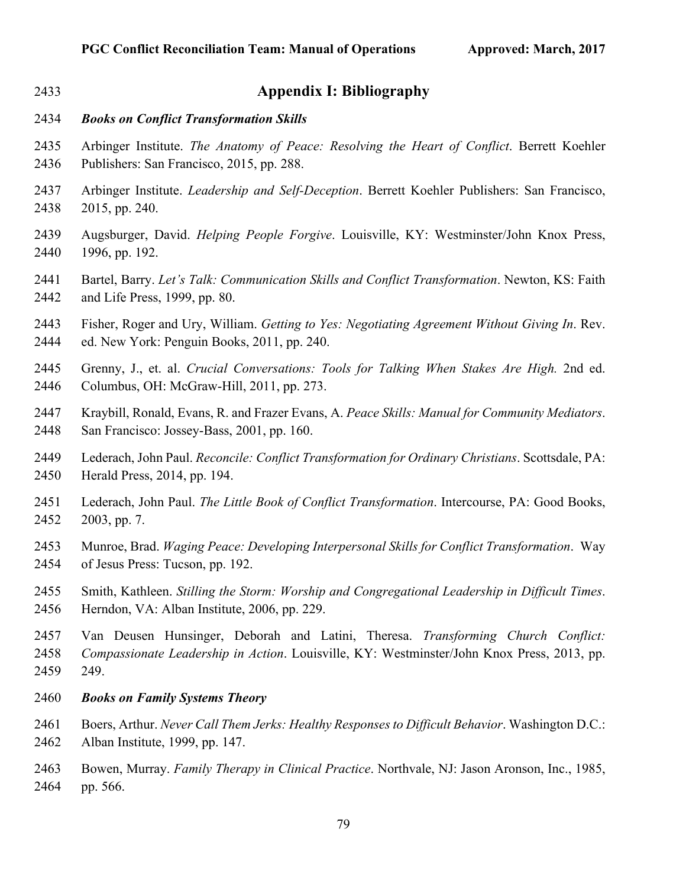# Appendix I: Bibliography

***Books on Conflict Transformation Skills***

Arbinger Institute. *The Anatomy of Peace: Resolving the Heart of Conflict*. Berrett Koehler Publishers: San Francisco, 2015, pp. 288.

Arbinger Institute. *Leadership and Self-Deception*. Berrett Koehler Publishers: San Francisco, 2015, pp. 240.

Augsburger, David. *Helping People Forgive*. Louisville, KY: Westminster/John Knox Press, 1996, pp. 192.

Bartel, Barry. *Let's Talk: Communication Skills and Conflict Transformation*. Newton, KS: Faith and Life Press, 1999, pp. 80.

Fisher, Roger and Ury, William. *Getting to Yes: Negotiating Agreement Without Giving In*. Rev. ed. New York: Penguin Books, 2011, pp. 240.

Grenny, J., et. al. *Crucial Conversations: Tools for Talking When Stakes Are High.* 2nd ed. Columbus, OH: McGraw-Hill, 2011, pp. 273.

Kraybill, Ronald, Evans, R. and Frazer Evans, A. *Peace Skills: Manual for Community Mediators*. San Francisco: Jossey-Bass, 2001, pp. 160.

Lederach, John Paul. *Reconcile: Conflict Transformation for Ordinary Christians*. Scottsdale, PA: Herald Press, 2014, pp. 194.

Lederach, John Paul. *The Little Book of Conflict Transformation*. Intercourse, PA: Good Books, 2003, pp. 7.

Munroe, Brad. *Waging Peace: Developing Interpersonal Skills for Conflict Transformation*. Way of Jesus Press: Tucson, pp. 192.

Smith, Kathleen. *Stilling the Storm: Worship and Congregational Leadership in Difficult Times*. Herndon, VA: Alban Institute, 2006, pp. 229.

Van Deusen Hunsinger, Deborah and Latini, Theresa. *Transforming Church Conflict: Compassionate Leadership in Action*. Louisville, KY: Westminster/John Knox Press, 2013, pp. 249.

***Books on Family Systems Theory***

Boers, Arthur. *Never Call Them Jerks: Healthy Responses to Difficult Behavior*. Washington D.C.: Alban Institute, 1999, pp. 147.

Bowen, Murray. *Family Therapy in Clinical Practice*. Northvale, NJ: Jason Aronson, Inc., 1985, pp. 566.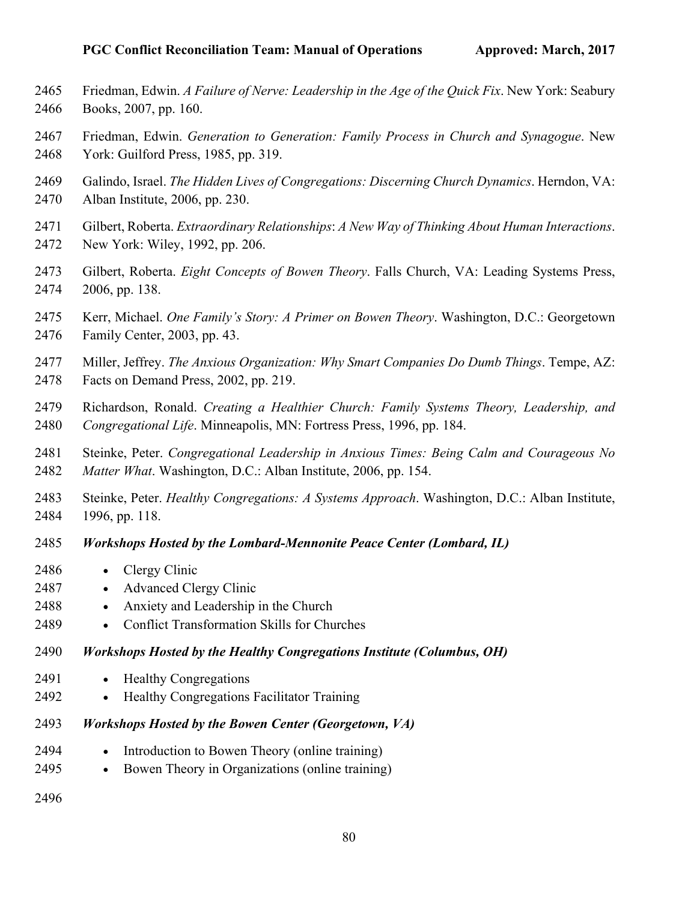Friedman, Edwin. *A Failure of Nerve: Leadership in the Age of the Quick Fix*. New York: Seabury Books, 2007, pp. 160.

Friedman, Edwin. *Generation to Generation: Family Process in Church and Synagogue*. New York: Guilford Press, 1985, pp. 319.

Galindo, Israel. *The Hidden Lives of Congregations: Discerning Church Dynamics*. Herndon, VA: Alban Institute, 2006, pp. 230.

Gilbert, Roberta. *Extraordinary Relationships*: *A New Way of Thinking About Human Interactions*. New York: Wiley, 1992, pp. 206.

Gilbert, Roberta. *Eight Concepts of Bowen Theory*. Falls Church, VA: Leading Systems Press, 2006, pp. 138.

Kerr, Michael. *One Family's Story: A Primer on Bowen Theory*. Washington, D.C.: Georgetown Family Center, 2003, pp. 43.

Miller, Jeffrey. *The Anxious Organization: Why Smart Companies Do Dumb Things*. Tempe, AZ: Facts on Demand Press, 2002, pp. 219.

Richardson, Ronald. *Creating a Healthier Church: Family Systems Theory, Leadership, and Congregational Life*. Minneapolis, MN: Fortress Press, 1996, pp. 184.

Steinke, Peter. *Congregational Leadership in Anxious Times: Being Calm and Courageous No Matter What*. Washington, D.C.: Alban Institute, 2006, pp. 154.

Steinke, Peter. *Healthy Congregations: A Systems Approach*. Washington, D.C.: Alban Institute, 1996, pp. 118.

***Workshops Hosted by the Lombard-Mennonite Peace Center (Lombard, IL)***

- Clergy Clinic
- Advanced Clergy Clinic
- Anxiety and Leadership in the Church
- Conflict Transformation Skills for Churches

***Workshops Hosted by the Healthy Congregations Institute (Columbus, OH)***

- Healthy Congregations
- Healthy Congregations Facilitator Training

***Workshops Hosted by the Bowen Center (Georgetown, VA)***

- Introduction to Bowen Theory (online training)
- Bowen Theory in Organizations (online training)